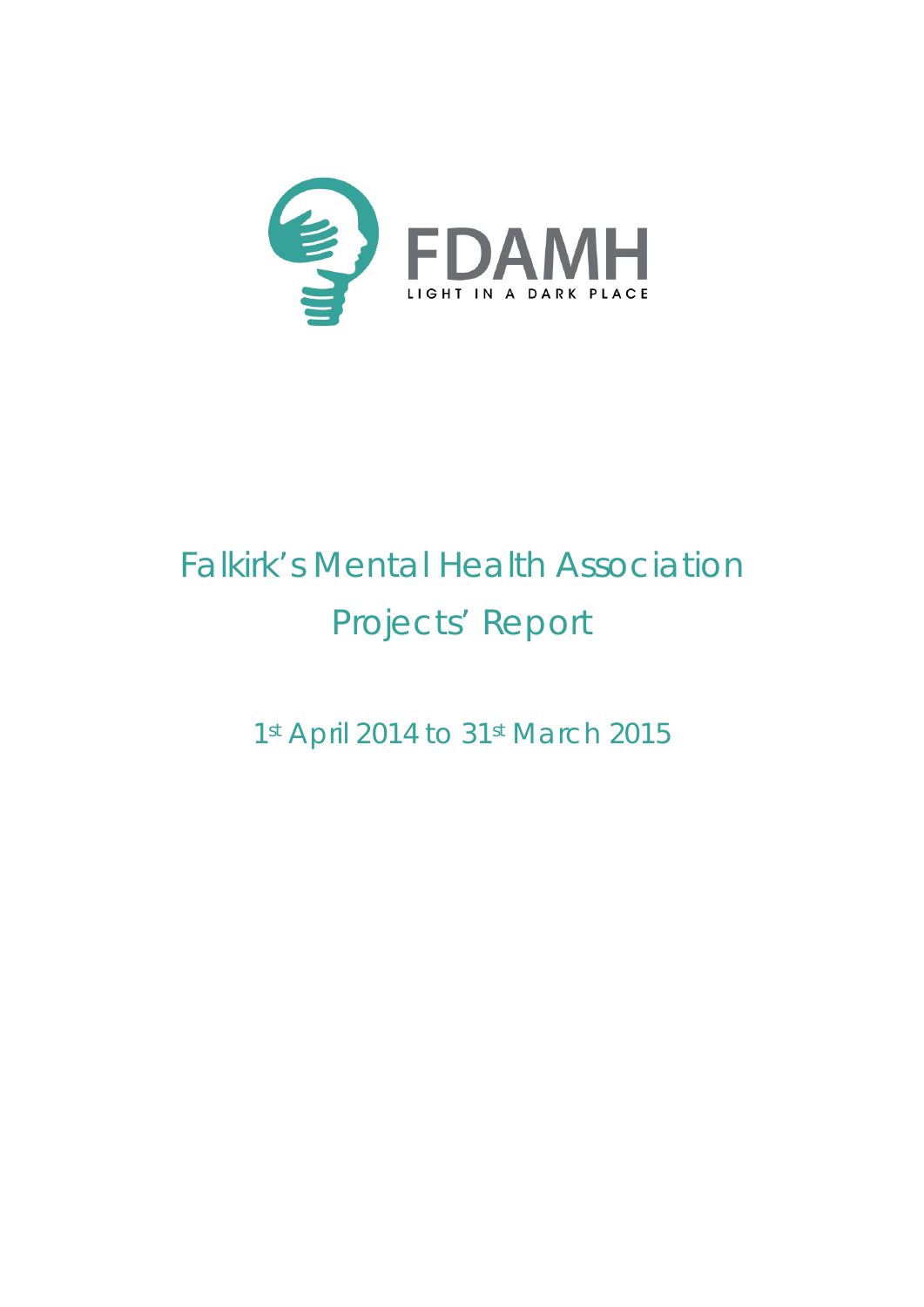FDAMH

LIGHT IN A DARK PLACE

# Falkirk's Mental Health Association Projects' Report

1st April 2014 to 31st March 2015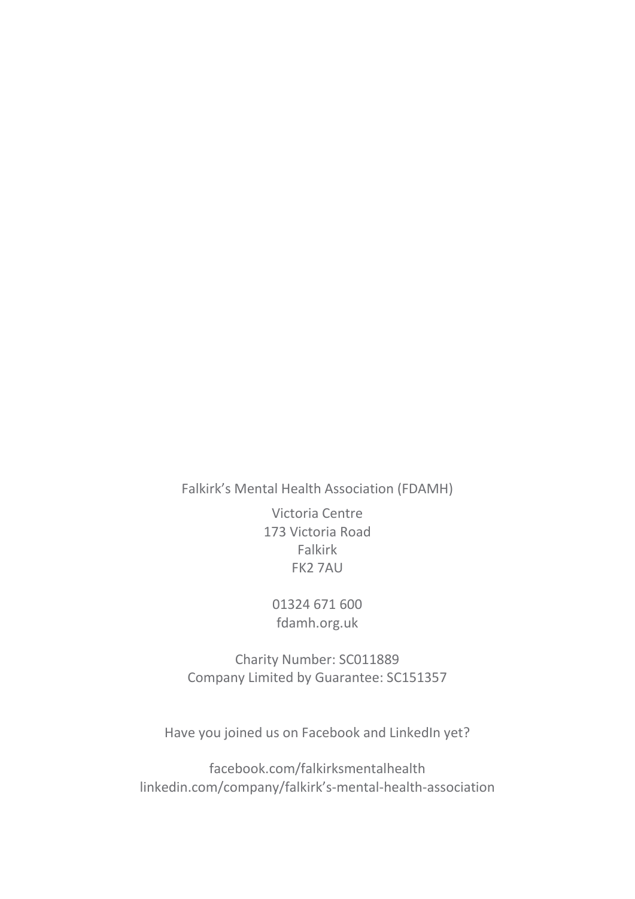Falkirk's Mental Health Association (FDAMH)

Victoria Centre
173 Victoria Road
Falkirk
FK2 7AU

01324 671 600
fdamh.org.uk

Charity Number: SC011889
Company Limited by Guarantee: SC151357

Have you joined us on Facebook and LinkedIn yet?

facebook.com/falkirksmentalhealth
linkedin.com/company/falkirk's-mental-health-association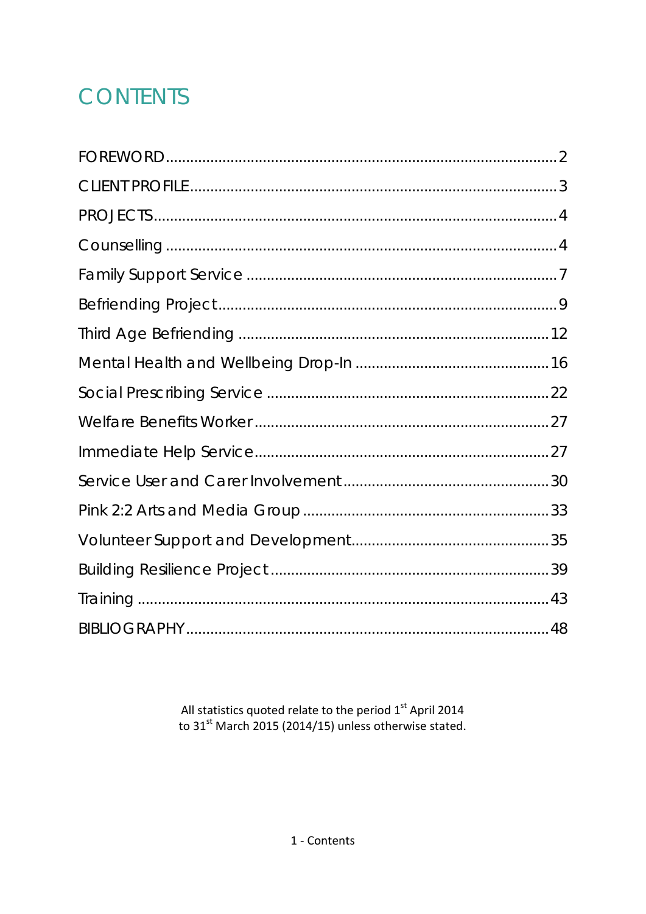# CONTENTS

| | |
|---|---|
| FOREWORD | 2 |
| CLIENT PROFILE | 3 |
| PROJECTS | 4 |
| Counselling | 4 |
| Family Support Service | 7 |
| Befriending Project | 9 |
| Third Age Befriending | 12 |
| Mental Health and Wellbeing Drop-In | 16 |
| Social Prescribing Service | 22 |
| Welfare Benefits Worker | 27 |
| Immediate Help Service | 27 |
| Service User and Carer Involvement | 30 |
| Pink 2:2 Arts and Media Group | 33 |
| Volunteer Support and Development | 35 |
| Building Resilience Project | 39 |
| Training | 43 |
| BIBLIOGRAPHY | 48 |

All statistics quoted relate to the period 1st April 2014 to 31st March 2015 (2014/15) unless otherwise stated.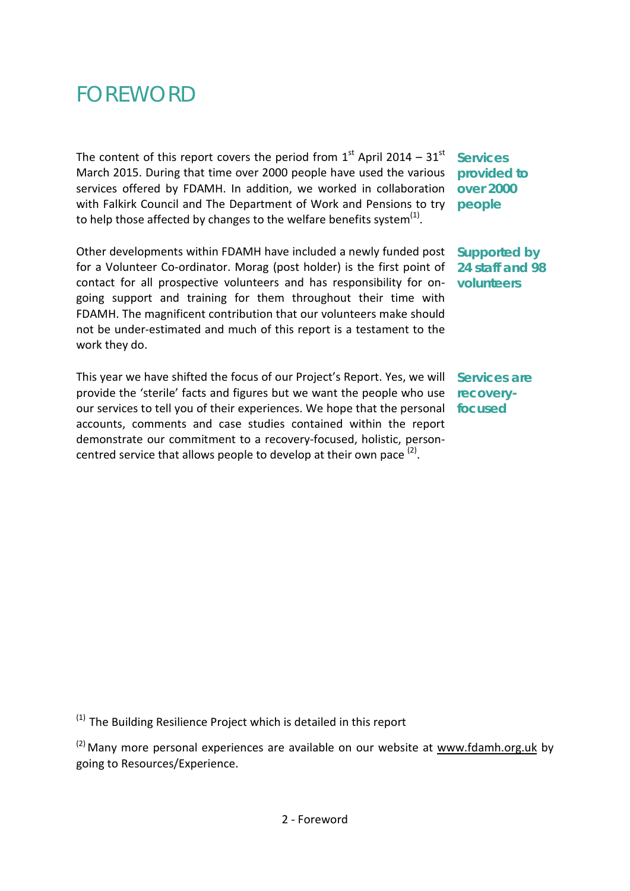# FOREWORD

The content of this report covers the period from 1st April 2014 – 31st March 2015. During that time over 2000 people have used the various services offered by FDAMH. In addition, we worked in collaboration with Falkirk Council and The Department of Work and Pensions to try to help those affected by changes to the welfare benefits system[1].

**Services provided to over 2000 people**

Other developments within FDAMH have included a newly funded post for a Volunteer Co-ordinator. Morag (post holder) is the first point of contact for all prospective volunteers and has responsibility for on-going support and training for them throughout their time with FDAMH. The magnificent contribution that our volunteers make should not be under-estimated and much of this report is a testament to the work they do.

**Supported by 24 staff and 98 volunteers**

This year we have shifted the focus of our Project's Report. Yes, we will provide the 'sterile' facts and figures but we want the people who use our services to tell you of their experiences. We hope that the personal accounts, comments and case studies contained within the report demonstrate our commitment to a recovery-focused, holistic, person-centred service that allows people to develop at their own pace [2].

**Services are recovery-focused**

[1] The Building Resilience Project which is detailed in this report

[2] Many more personal experiences are available on our website at www.fdamh.org.uk by going to Resources/Experience.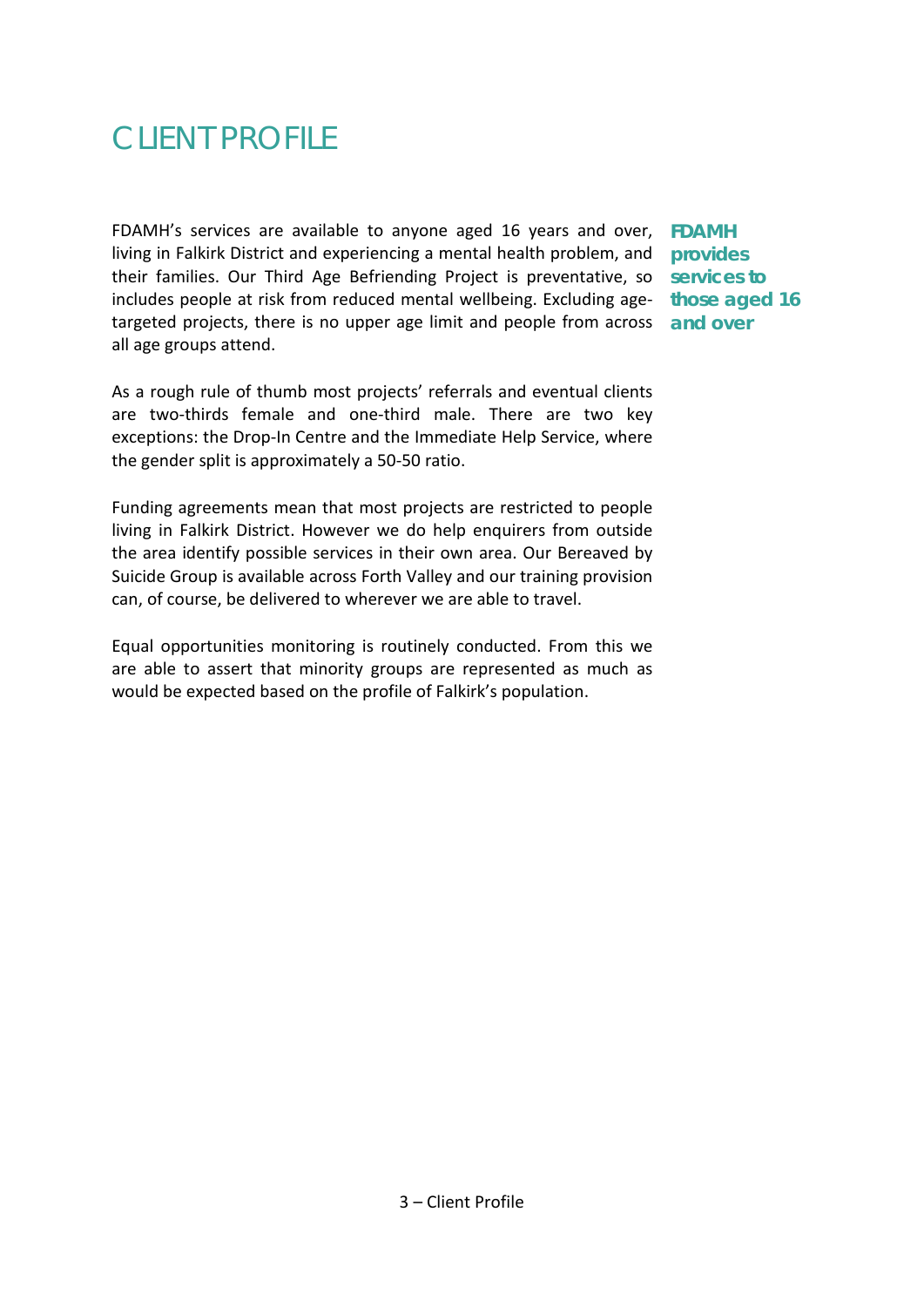# CLIENT PROFILE

FDAMH's services are available to anyone aged 16 years and over, living in Falkirk District and experiencing a mental health problem, and their families. Our Third Age Befriending Project is preventative, so includes people at risk from reduced mental wellbeing. Excluding age-targeted projects, there is no upper age limit and people from across all age groups attend.

**FDAMH provides services to those aged 16 and over**

As a rough rule of thumb most projects' referrals and eventual clients are two-thirds female and one-third male. There are two key exceptions: the Drop-In Centre and the Immediate Help Service, where the gender split is approximately a 50-50 ratio.

Funding agreements mean that most projects are restricted to people living in Falkirk District. However we do help enquirers from outside the area identify possible services in their own area. Our Bereaved by Suicide Group is available across Forth Valley and our training provision can, of course, be delivered to wherever we are able to travel.

Equal opportunities monitoring is routinely conducted. From this we are able to assert that minority groups are represented as much as would be expected based on the profile of Falkirk's population.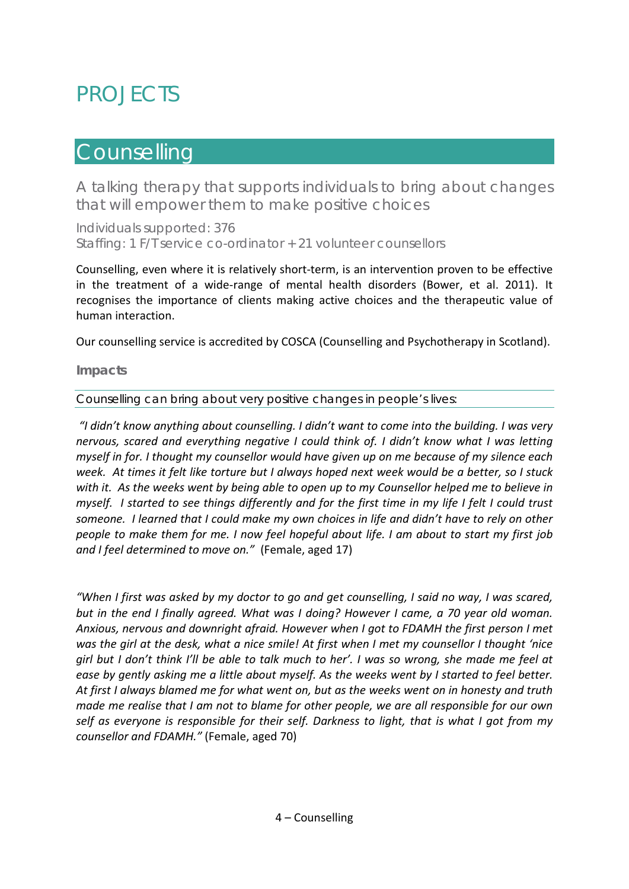# PROJECTS

## Counselling

### A talking therapy that supports individuals to bring about changes that will empower them to make positive choices

Individuals supported: 376
Staffing: 1 F/T service co-ordinator + 21 volunteer counsellors

Counselling, even where it is relatively short-term, is an intervention proven to be effective in the treatment of a wide-range of mental health disorders (Bower, et al. 2011). It recognises the importance of clients making active choices and the therapeutic value of human interaction.

Our counselling service is accredited by COSCA (Counselling and Psychotherapy in Scotland).

**Impacts**

Counselling can bring about very positive changes in people's lives:

*"I didn't know anything about counselling. I didn't want to come into the building. I was very nervous, scared and everything negative I could think of. I didn't know what I was letting myself in for. I thought my counsellor would have given up on me because of my silence each week. At times it felt like torture but I always hoped next week would be a better, so I stuck with it. As the weeks went by being able to open up to my Counsellor helped me to believe in myself. I started to see things differently and for the first time in my life I felt I could trust someone. I learned that I could make my own choices in life and didn't have to rely on other people to make them for me. I now feel hopeful about life. I am about to start my first job and I feel determined to move on."* (Female, aged 17)

*"When I first was asked by my doctor to go and get counselling, I said no way, I was scared, but in the end I finally agreed. What was I doing? However I came, a 70 year old woman. Anxious, nervous and downright afraid. However when I got to FDAMH the first person I met was the girl at the desk, what a nice smile! At first when I met my counsellor I thought 'nice girl but I don't think I'll be able to talk much to her'. I was so wrong, she made me feel at ease by gently asking me a little about myself. As the weeks went by I started to feel better. At first I always blamed me for what went on, but as the weeks went on in honesty and truth made me realise that I am not to blame for other people, we are all responsible for our own self as everyone is responsible for their self. Darkness to light, that is what I got from my counsellor and FDAMH."* (Female, aged 70)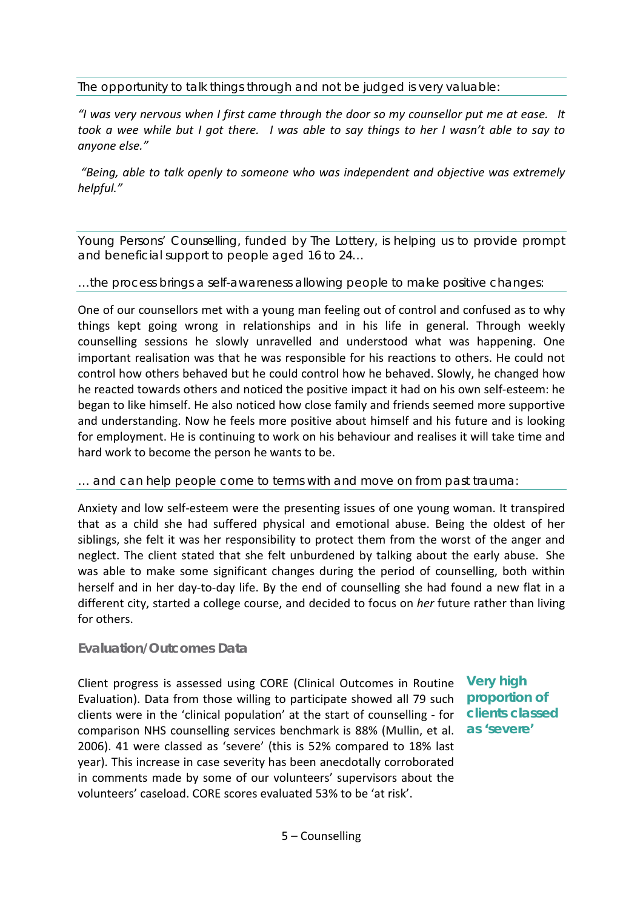The opportunity to talk things through and not be judged is very valuable:

*"I was very nervous when I first came through the door so my counsellor put me at ease. It took a wee while but I got there. I was able to say things to her I wasn't able to say to anyone else."*

*"Being, able to talk openly to someone who was independent and objective was extremely helpful."*

Young Persons' Counselling, funded by The Lottery, is helping us to provide prompt and beneficial support to people aged 16 to 24…

…the process brings a self-awareness allowing people to make positive changes:

One of our counsellors met with a young man feeling out of control and confused as to why things kept going wrong in relationships and in his life in general. Through weekly counselling sessions he slowly unravelled and understood what was happening. One important realisation was that he was responsible for his reactions to others. He could not control how others behaved but he could control how he behaved. Slowly, he changed how he reacted towards others and noticed the positive impact it had on his own self-esteem: he began to like himself. He also noticed how close family and friends seemed more supportive and understanding. Now he feels more positive about himself and his future and is looking for employment. He is continuing to work on his behaviour and realises it will take time and hard work to become the person he wants to be.

… and can help people come to terms with and move on from past trauma:

Anxiety and low self-esteem were the presenting issues of one young woman. It transpired that as a child she had suffered physical and emotional abuse. Being the oldest of her siblings, she felt it was her responsibility to protect them from the worst of the anger and neglect. The client stated that she felt unburdened by talking about the early abuse. She was able to make some significant changes during the period of counselling, both within herself and in her day-to-day life. By the end of counselling she had found a new flat in a different city, started a college course, and decided to focus on *her* future rather than living for others.

### Evaluation/Outcomes Data

**Very high proportion of clients classed as 'severe'**

Client progress is assessed using CORE (Clinical Outcomes in Routine Evaluation). Data from those willing to participate showed all 79 such clients were in the 'clinical population' at the start of counselling - for comparison NHS counselling services benchmark is 88% (Mullin, et al. 2006). 41 were classed as 'severe' (this is 52% compared to 18% last year). This increase in case severity has been anecdotally corroborated in comments made by some of our volunteers' supervisors about the volunteers' caseload. CORE scores evaluated 53% to be 'at risk'.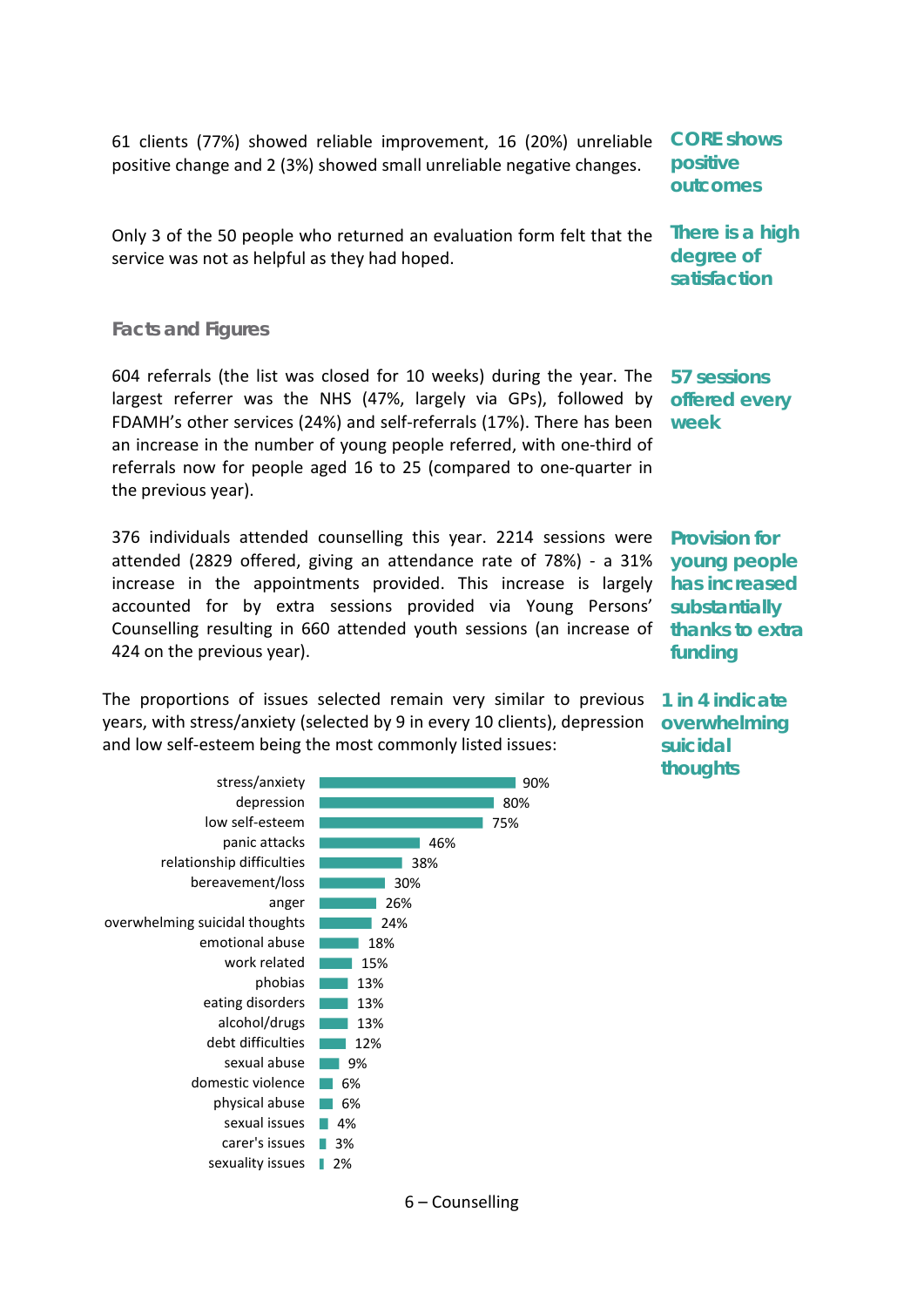61 clients (77%) showed reliable improvement, 16 (20%) unreliable positive change and 2 (3%) showed small unreliable negative changes.

**CORE shows positive outcomes**

Only 3 of the 50 people who returned an evaluation form felt that the service was not as helpful as they had hoped.

**There is a high degree of satisfaction**

### Facts and Figures

604 referrals (the list was closed for 10 weeks) during the year. The largest referrer was the NHS (47%, largely via GPs), followed by FDAMH's other services (24%) and self-referrals (17%). There has been an increase in the number of young people referred, with one-third of referrals now for people aged 16 to 25 (compared to one-quarter in the previous year).

**57 sessions offered every week**

376 individuals attended counselling this year. 2214 sessions were attended (2829 offered, giving an attendance rate of 78%) - a 31% increase in the appointments provided. This increase is largely accounted for by extra sessions provided via Young Persons' Counselling resulting in 660 attended youth sessions (an increase of 424 on the previous year).

**Provision for young people has increased substantially thanks to extra funding**

The proportions of issues selected remain very similar to previous years, with stress/anxiety (selected by 9 in every 10 clients), depression and low self-esteem being the most commonly listed issues:

**1 in 4 indicate overwhelming suicidal thoughts**

| Issue | % |
|---|---|
| stress/anxiety | 90% |
| depression | 80% |
| low self-esteem | 75% |
| panic attacks | 46% |
| relationship difficulties | 38% |
| bereavement/loss | 30% |
| anger | 26% |
| overwhelming suicidal thoughts | 24% |
| emotional abuse | 18% |
| work related | 15% |
| phobias | 13% |
| eating disorders | 13% |
| alcohol/drugs | 13% |
| debt difficulties | 12% |
| sexual abuse | 9% |
| domestic violence | 6% |
| physical abuse | 6% |
| sexual issues | 4% |
| carer's issues | 3% |
| sexuality issues | 2% |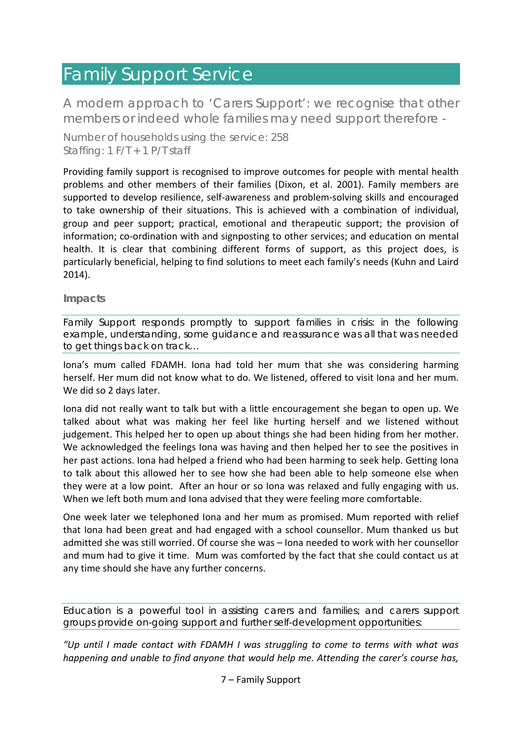# Family Support Service

## A modern approach to 'Carers Support': we recognise that other members or indeed whole families may need support therefore -

Number of households using the service: 258
Staffing: 1 F/T + 1 P/T staff

Providing family support is recognised to improve outcomes for people with mental health problems and other members of their families (Dixon, et al. 2001). Family members are supported to develop resilience, self-awareness and problem-solving skills and encouraged to take ownership of their situations. This is achieved with a combination of individual, group and peer support; practical, emotional and therapeutic support; the provision of information; co-ordination with and signposting to other services; and education on mental health. It is clear that combining different forms of support, as this project does, is particularly beneficial, helping to find solutions to meet each family's needs (Kuhn and Laird 2014).

### Impacts

Family Support responds promptly to support families in crisis: in the following example, understanding, some guidance and reassurance was all that was needed to get things back on track...

Iona's mum called FDAMH. Iona had told her mum that she was considering harming herself. Her mum did not know what to do. We listened, offered to visit Iona and her mum. We did so 2 days later.

Iona did not really want to talk but with a little encouragement she began to open up. We talked about what was making her feel like hurting herself and we listened without judgement. This helped her to open up about things she had been hiding from her mother. We acknowledged the feelings Iona was having and then helped her to see the positives in her past actions. Iona had helped a friend who had been harming to seek help. Getting Iona to talk about this allowed her to see how she had been able to help someone else when they were at a low point. After an hour or so Iona was relaxed and fully engaging with us. When we left both mum and Iona advised that they were feeling more comfortable.

One week later we telephoned Iona and her mum as promised. Mum reported with relief that Iona had been great and had engaged with a school counsellor. Mum thanked us but admitted she was still worried. Of course she was – Iona needed to work with her counsellor and mum had to give it time. Mum was comforted by the fact that she could contact us at any time should she have any further concerns.

Education is a powerful tool in assisting carers and families; and carers support groups provide on-going support and further self-development opportunities:

*"Up until I made contact with FDAMH I was struggling to come to terms with what was happening and unable to find anyone that would help me. Attending the carer's course has,*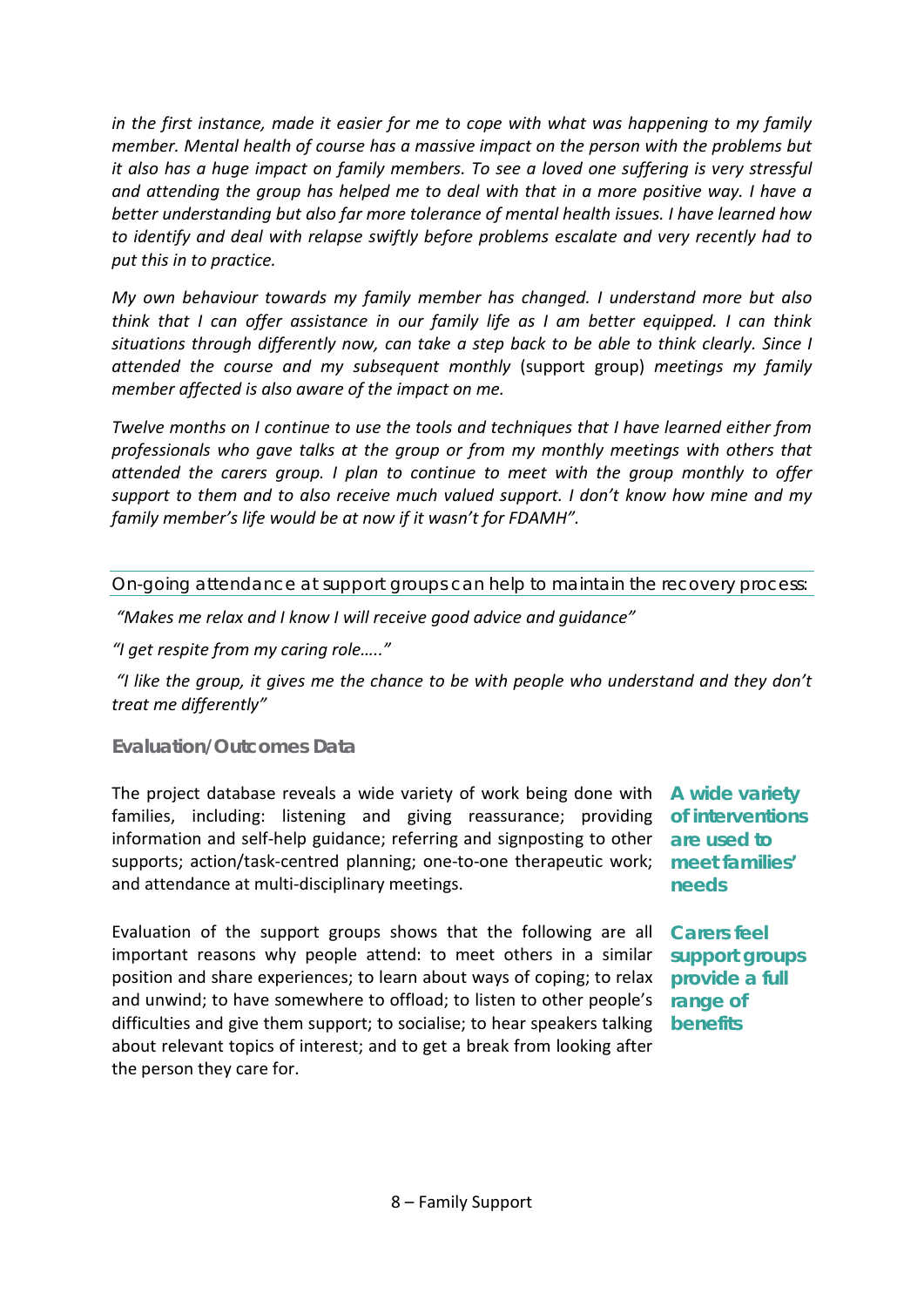*in the first instance, made it easier for me to cope with what was happening to my family member. Mental health of course has a massive impact on the person with the problems but it also has a huge impact on family members. To see a loved one suffering is very stressful and attending the group has helped me to deal with that in a more positive way. I have a better understanding but also far more tolerance of mental health issues. I have learned how to identify and deal with relapse swiftly before problems escalate and very recently had to put this in to practice.*

*My own behaviour towards my family member has changed. I understand more but also think that I can offer assistance in our family life as I am better equipped. I can think situations through differently now, can take a step back to be able to think clearly. Since I attended the course and my subsequent monthly* (support group) *meetings my family member affected is also aware of the impact on me.*

*Twelve months on I continue to use the tools and techniques that I have learned either from professionals who gave talks at the group or from my monthly meetings with others that attended the carers group. I plan to continue to meet with the group monthly to offer support to them and to also receive much valued support. I don't know how mine and my family member's life would be at now if it wasn't for FDAMH".*

On-going attendance at support groups can help to maintain the recovery process:

*"Makes me relax and I know I will receive good advice and guidance"*

*"I get respite from my caring role….."*

*"I like the group, it gives me the chance to be with people who understand and they don't treat me differently"*

### Evaluation/Outcomes Data

**A wide variety of interventions are used to meet families' needs**

The project database reveals a wide variety of work being done with families, including: listening and giving reassurance; providing information and self-help guidance; referring and signposting to other supports; action/task-centred planning; one-to-one therapeutic work; and attendance at multi-disciplinary meetings.

**Carers feel support groups provide a full range of benefits**

Evaluation of the support groups shows that the following are all important reasons why people attend: to meet others in a similar position and share experiences; to learn about ways of coping; to relax and unwind; to have somewhere to offload; to listen to other people's difficulties and give them support; to socialise; to hear speakers talking about relevant topics of interest; and to get a break from looking after the person they care for.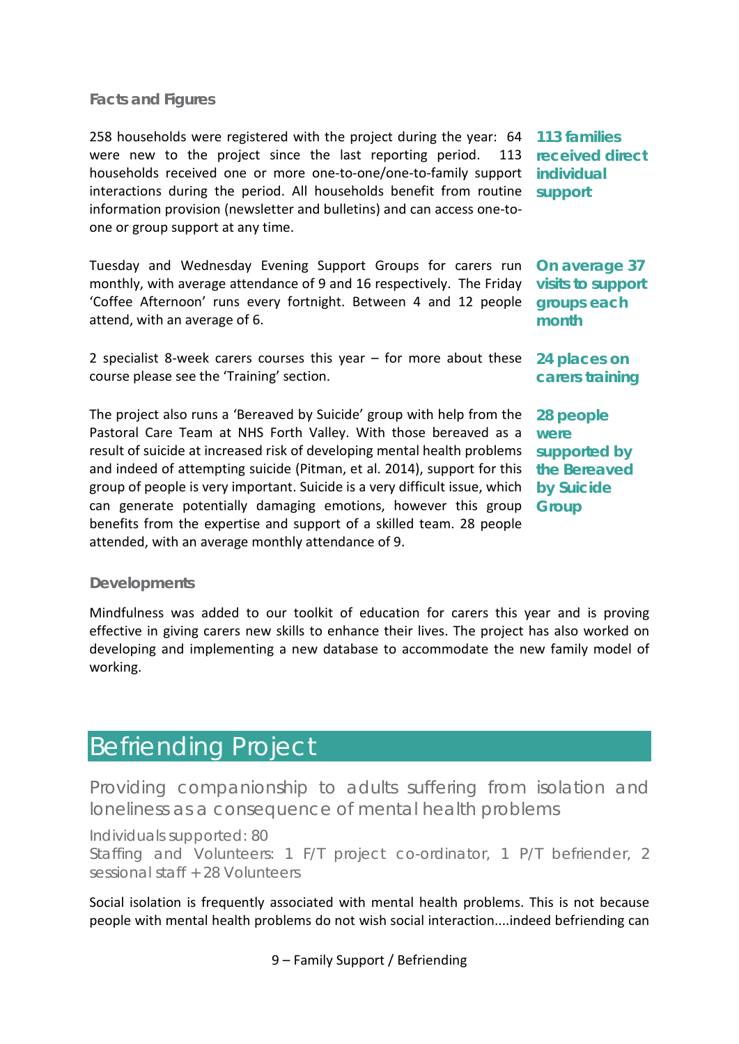### Facts and Figures

258 households were registered with the project during the year: 64 were new to the project since the last reporting period. 113 households received one or more one-to-one/one-to-family support interactions during the period. All households benefit from routine information provision (newsletter and bulletins) and can access one-to-one or group support at any time.

**113 families received direct individual support**

Tuesday and Wednesday Evening Support Groups for carers run monthly, with average attendance of 9 and 16 respectively. The Friday 'Coffee Afternoon' runs every fortnight. Between 4 and 12 people attend, with an average of 6.

**On average 37 visits to support groups each month**

2 specialist 8-week carers courses this year – for more about these course please see the 'Training' section.

**24 places on carers training**

The project also runs a 'Bereaved by Suicide' group with help from the Pastoral Care Team at NHS Forth Valley. With those bereaved as a result of suicide at increased risk of developing mental health problems and indeed of attempting suicide (Pitman, et al. 2014), support for this group of people is very important. Suicide is a very difficult issue, which can generate potentially damaging emotions, however this group benefits from the expertise and support of a skilled team. 28 people attended, with an average monthly attendance of 9.

**28 people were supported by the Bereaved by Suicide Group**

### Developments

Mindfulness was added to our toolkit of education for carers this year and is proving effective in giving carers new skills to enhance their lives. The project has also worked on developing and implementing a new database to accommodate the new family model of working.

# Befriending Project

## Providing companionship to adults suffering from isolation and loneliness as a consequence of mental health problems

Individuals supported: 80
Staffing and Volunteers: 1 F/T project co-ordinator, 1 P/T befriender, 2 sessional staff + 28 Volunteers

Social isolation is frequently associated with mental health problems. This is not because people with mental health problems do not wish social interaction....indeed befriending can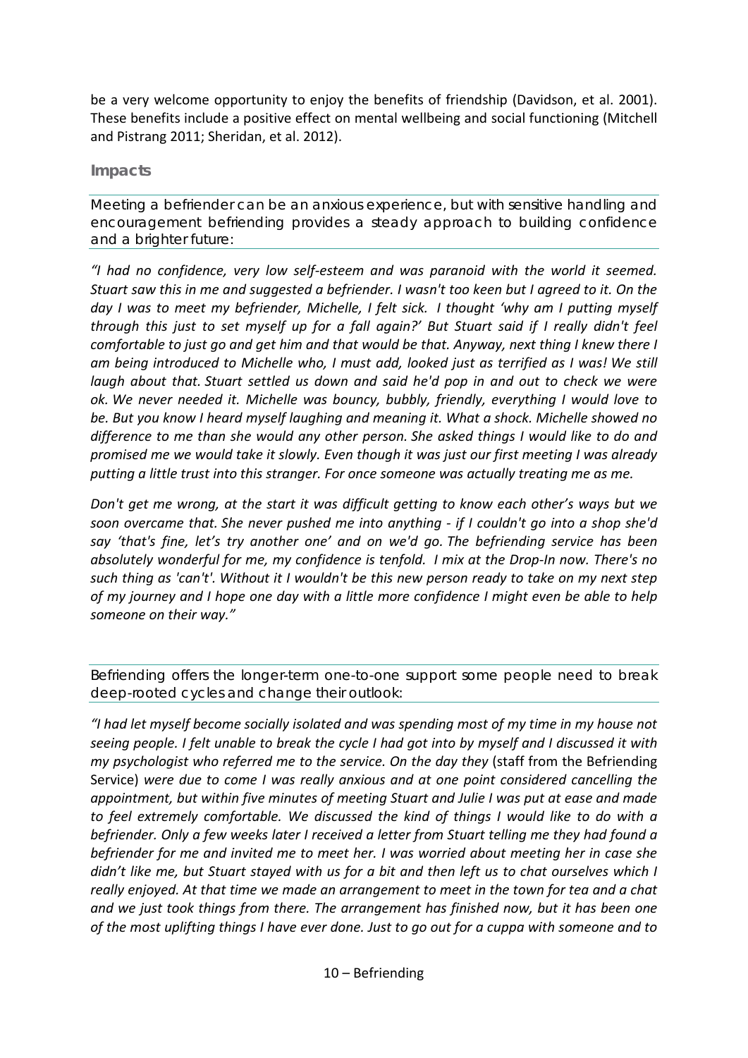be a very welcome opportunity to enjoy the benefits of friendship (Davidson, et al. 2001). These benefits include a positive effect on mental wellbeing and social functioning (Mitchell and Pistrang 2011; Sheridan, et al. 2012).

## Impacts

Meeting a befriender can be an anxious experience, but with sensitive handling and encouragement befriending provides a steady approach to building confidence and a brighter future:

*"I had no confidence, very low self-esteem and was paranoid with the world it seemed. Stuart saw this in me and suggested a befriender. I wasn't too keen but I agreed to it. On the day I was to meet my befriender, Michelle, I felt sick. I thought 'why am I putting myself through this just to set myself up for a fall again?' But Stuart said if I really didn't feel comfortable to just go and get him and that would be that. Anyway, next thing I knew there I am being introduced to Michelle who, I must add, looked just as terrified as I was! We still laugh about that. Stuart settled us down and said he'd pop in and out to check we were ok. We never needed it. Michelle was bouncy, bubbly, friendly, everything I would love to be. But you know I heard myself laughing and meaning it. What a shock. Michelle showed no difference to me than she would any other person. She asked things I would like to do and promised me we would take it slowly. Even though it was just our first meeting I was already putting a little trust into this stranger. For once someone was actually treating me as me.*

*Don't get me wrong, at the start it was difficult getting to know each other's ways but we soon overcame that. She never pushed me into anything - if I couldn't go into a shop she'd say 'that's fine, let's try another one' and on we'd go. The befriending service has been absolutely wonderful for me, my confidence is tenfold. I mix at the Drop-In now. There's no such thing as 'can't'. Without it I wouldn't be this new person ready to take on my next step of my journey and I hope one day with a little more confidence I might even be able to help someone on their way."*

Befriending offers the longer-term one-to-one support some people need to break deep-rooted cycles and change their outlook:

*"I had let myself become socially isolated and was spending most of my time in my house not seeing people. I felt unable to break the cycle I had got into by myself and I discussed it with my psychologist who referred me to the service. On the day they* (staff from the Befriending Service) *were due to come I was really anxious and at one point considered cancelling the appointment, but within five minutes of meeting Stuart and Julie I was put at ease and made to feel extremely comfortable. We discussed the kind of things I would like to do with a befriender. Only a few weeks later I received a letter from Stuart telling me they had found a befriender for me and invited me to meet her. I was worried about meeting her in case she didn't like me, but Stuart stayed with us for a bit and then left us to chat ourselves which I really enjoyed. At that time we made an arrangement to meet in the town for tea and a chat and we just took things from there. The arrangement has finished now, but it has been one of the most uplifting things I have ever done. Just to go out for a cuppa with someone and to*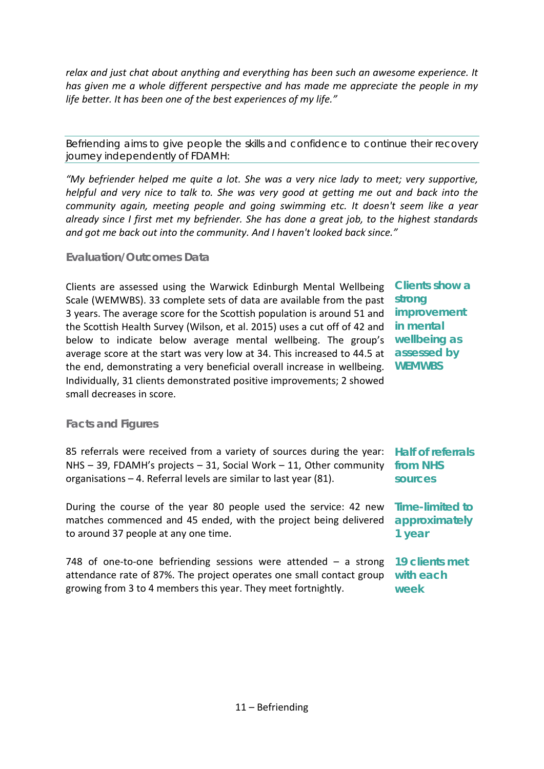*relax and just chat about anything and everything has been such an awesome experience. It has given me a whole different perspective and has made me appreciate the people in my life better. It has been one of the best experiences of my life."*

Befriending aims to give people the skills and confidence to continue their recovery journey independently of FDAMH:

*"My befriender helped me quite a lot. She was a very nice lady to meet; very supportive, helpful and very nice to talk to. She was very good at getting me out and back into the community again, meeting people and going swimming etc. It doesn't seem like a year already since I first met my befriender. She has done a great job, to the highest standards and got me back out into the community. And I haven't looked back since."*

### Evaluation/Outcomes Data

Clients are assessed using the Warwick Edinburgh Mental Wellbeing Scale (WEMWBS). 33 complete sets of data are available from the past 3 years. The average score for the Scottish population is around 51 and the Scottish Health Survey (Wilson, et al. 2015) uses a cut off of 42 and below to indicate below average mental wellbeing. The group's average score at the start was very low at 34. This increased to 44.5 at the end, demonstrating a very beneficial overall increase in wellbeing. Individually, 31 clients demonstrated positive improvements; 2 showed small decreases in score.

**Clients show a strong improvement in mental wellbeing as assessed by WEMWBS**

### Facts and Figures

85 referrals were received from a variety of sources during the year: NHS – 39, FDAMH's projects – 31, Social Work – 11, Other community organisations – 4. Referral levels are similar to last year (81).

**Half of referrals from NHS sources**

During the course of the year 80 people used the service: 42 new matches commenced and 45 ended, with the project being delivered to around 37 people at any one time.

**Time-limited to approximately 1 year**

748 of one-to-one befriending sessions were attended – a strong attendance rate of 87%. The project operates one small contact group growing from 3 to 4 members this year. They meet fortnightly.

**19 clients met with each week**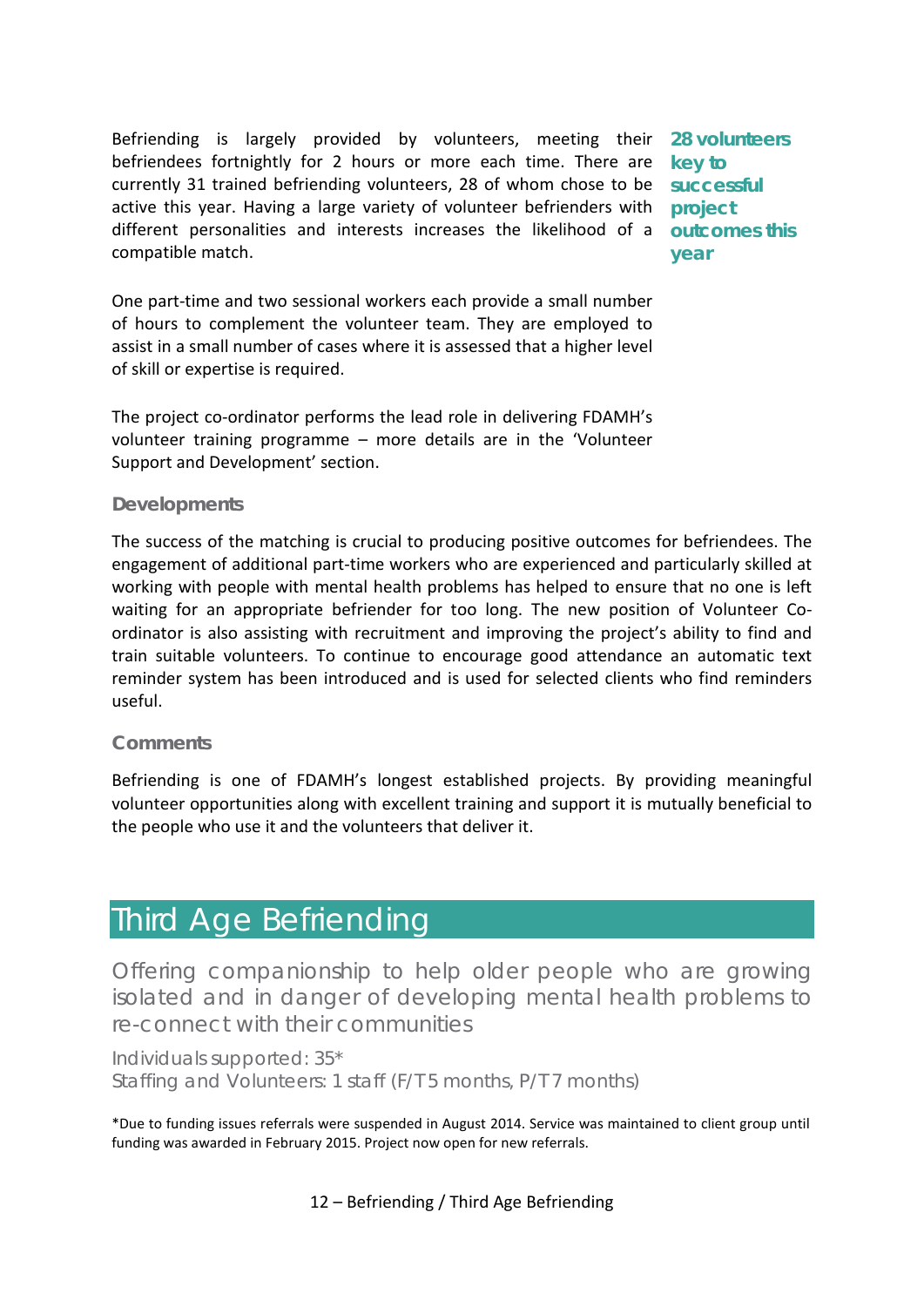Befriending is largely provided by volunteers, meeting their befriendees fortnightly for 2 hours or more each time. There are currently 31 trained befriending volunteers, 28 of whom chose to be active this year. Having a large variety of volunteer befrienders with different personalities and interests increases the likelihood of a compatible match.

**28 volunteers key to successful project outcomes this year**

One part-time and two sessional workers each provide a small number of hours to complement the volunteer team. They are employed to assist in a small number of cases where it is assessed that a higher level of skill or expertise is required.

The project co-ordinator performs the lead role in delivering FDAMH's volunteer training programme – more details are in the 'Volunteer Support and Development' section.

### Developments

The success of the matching is crucial to producing positive outcomes for befriendees. The engagement of additional part-time workers who are experienced and particularly skilled at working with people with mental health problems has helped to ensure that no one is left waiting for an appropriate befriender for too long. The new position of Volunteer Co-ordinator is also assisting with recruitment and improving the project's ability to find and train suitable volunteers. To continue to encourage good attendance an automatic text reminder system has been introduced and is used for selected clients who find reminders useful.

### Comments

Befriending is one of FDAMH's longest established projects. By providing meaningful volunteer opportunities along with excellent training and support it is mutually beneficial to the people who use it and the volunteers that deliver it.

## Third Age Befriending

Offering companionship to help older people who are growing isolated and in danger of developing mental health problems to re-connect with their communities

Individuals supported: 35*
Staffing and Volunteers: 1 staff (F/T 5 months, P/T 7 months)

*Due to funding issues referrals were suspended in August 2014. Service was maintained to client group until funding was awarded in February 2015. Project now open for new referrals.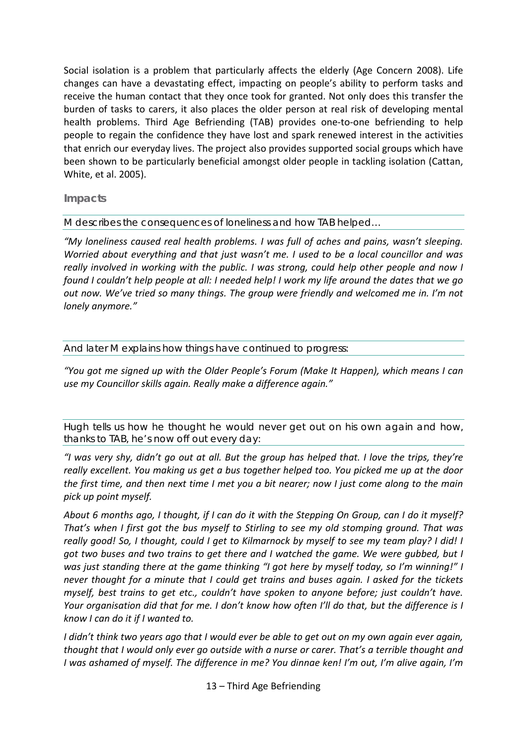Social isolation is a problem that particularly affects the elderly (Age Concern 2008). Life changes can have a devastating effect, impacting on people's ability to perform tasks and receive the human contact that they once took for granted. Not only does this transfer the burden of tasks to carers, it also places the older person at real risk of developing mental health problems. Third Age Befriending (TAB) provides one-to-one befriending to help people to regain the confidence they have lost and spark renewed interest in the activities that enrich our everyday lives. The project also provides supported social groups which have been shown to be particularly beneficial amongst older people in tackling isolation (Cattan, White, et al. 2005).

## Impacts

### M describes the consequences of loneliness and how TAB helped…

*"My loneliness caused real health problems. I was full of aches and pains, wasn't sleeping. Worried about everything and that just wasn't me. I used to be a local councillor and was really involved in working with the public. I was strong, could help other people and now I found I couldn't help people at all: I needed help! I work my life around the dates that we go out now. We've tried so many things. The group were friendly and welcomed me in. I'm not lonely anymore."*

### And later M explains how things have continued to progress:

*"You got me signed up with the Older People's Forum (Make It Happen), which means I can use my Councillor skills again. Really make a difference again."*

### Hugh tells us how he thought he would never get out on his own again and how, thanks to TAB, he's now off out every day:

*"I was very shy, didn't go out at all. But the group has helped that. I love the trips, they're really excellent. You making us get a bus together helped too. You picked me up at the door the first time, and then next time I met you a bit nearer; now I just come along to the main pick up point myself.*

*About 6 months ago, I thought, if I can do it with the Stepping On Group, can I do it myself? That's when I first got the bus myself to Stirling to see my old stomping ground. That was really good! So, I thought, could I get to Kilmarnock by myself to see my team play? I did! I got two buses and two trains to get there and I watched the game. We were gubbed, but I was just standing there at the game thinking "I got here by myself today, so I'm winning!" I never thought for a minute that I could get trains and buses again. I asked for the tickets myself, best trains to get etc., couldn't have spoken to anyone before; just couldn't have. Your organisation did that for me. I don't know how often I'll do that, but the difference is I know I can do it if I wanted to.*

*I didn't think two years ago that I would ever be able to get out on my own again ever again, thought that I would only ever go outside with a nurse or carer. That's a terrible thought and I was ashamed of myself. The difference in me? You dinnae ken! I'm out, I'm alive again, I'm*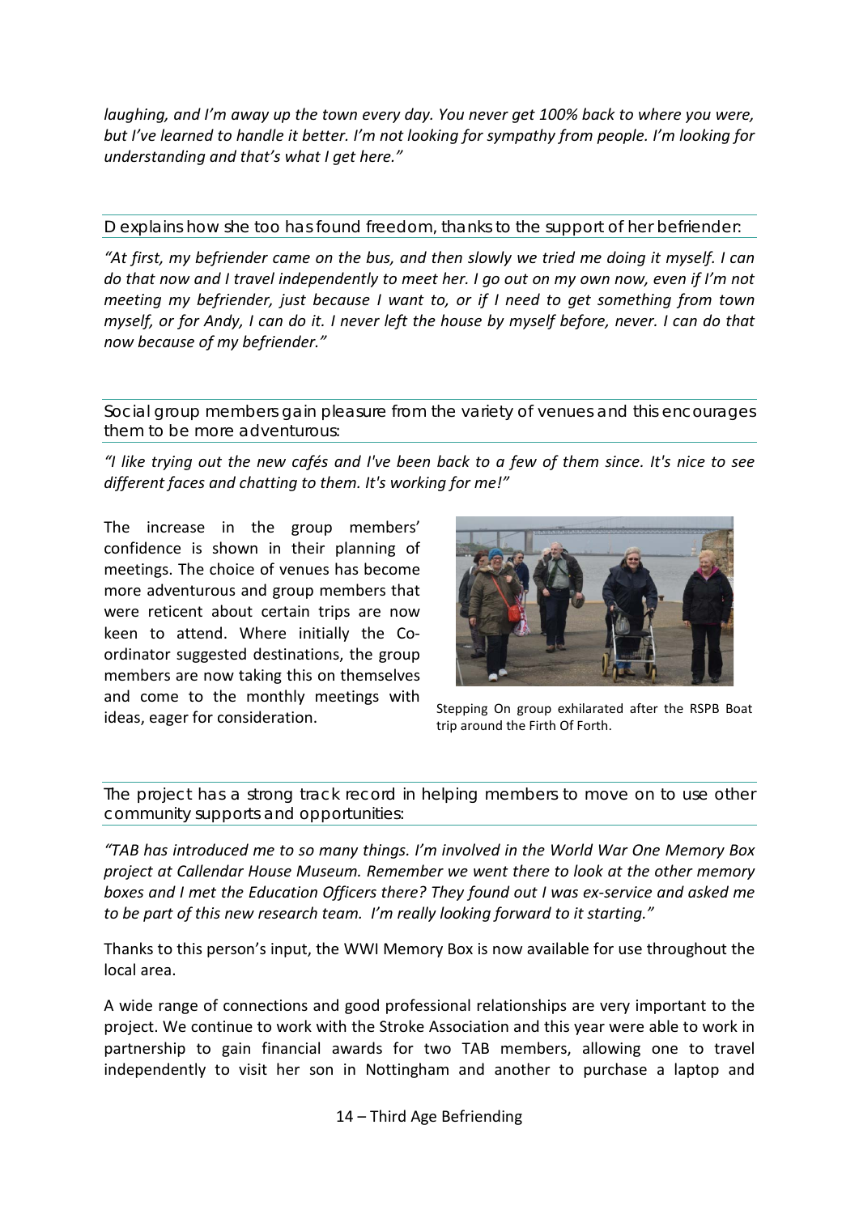*laughing, and I'm away up the town every day. You never get 100% back to where you were, but I've learned to handle it better. I'm not looking for sympathy from people. I'm looking for understanding and that's what I get here."*

D explains how she too has found freedom, thanks to the support of her befriender:

*"At first, my befriender came on the bus, and then slowly we tried me doing it myself. I can do that now and I travel independently to meet her. I go out on my own now, even if I'm not meeting my befriender, just because I want to, or if I need to get something from town myself, or for Andy, I can do it. I never left the house by myself before, never. I can do that now because of my befriender."*

Social group members gain pleasure from the variety of venues and this encourages them to be more adventurous:

*"I like trying out the new cafés and I've been back to a few of them since. It's nice to see different faces and chatting to them. It's working for me!"*

The increase in the group members' confidence is shown in their planning of meetings. The choice of venues has become more adventurous and group members that were reticent about certain trips are now keen to attend. Where initially the Co-ordinator suggested destinations, the group members are now taking this on themselves and come to the monthly meetings with ideas, eager for consideration.

Stepping On group exhilarated after the RSPB Boat trip around the Firth Of Forth.

The project has a strong track record in helping members to move on to use other community supports and opportunities:

*"TAB has introduced me to so many things. I'm involved in the World War One Memory Box project at Callendar House Museum. Remember we went there to look at the other memory boxes and I met the Education Officers there? They found out I was ex-service and asked me to be part of this new research team. I'm really looking forward to it starting."*

Thanks to this person's input, the WWI Memory Box is now available for use throughout the local area.

A wide range of connections and good professional relationships are very important to the project. We continue to work with the Stroke Association and this year were able to work in partnership to gain financial awards for two TAB members, allowing one to travel independently to visit her son in Nottingham and another to purchase a laptop and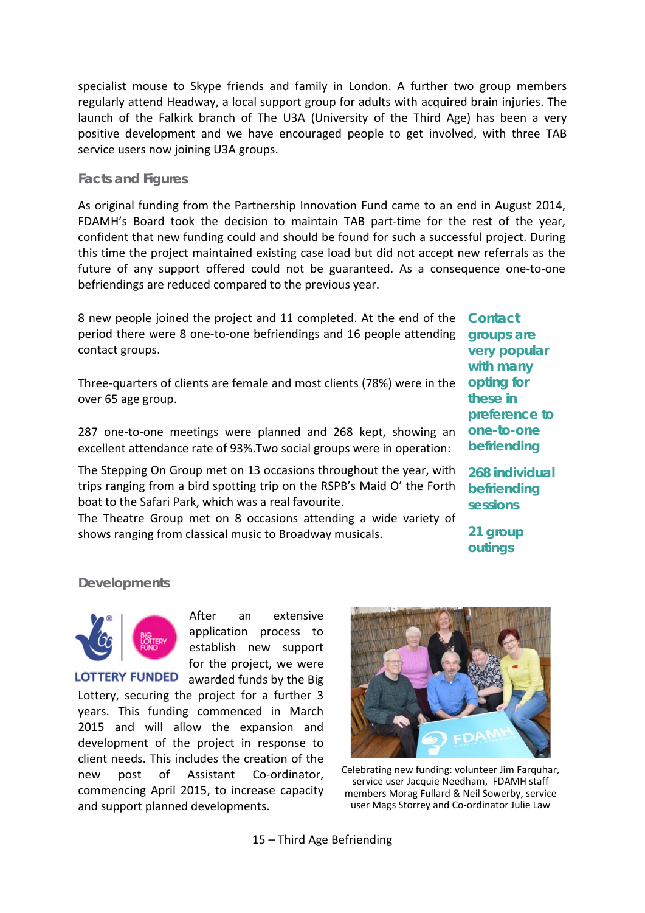specialist mouse to Skype friends and family in London. A further two group members regularly attend Headway, a local support group for adults with acquired brain injuries. The launch of the Falkirk branch of The U3A (University of the Third Age) has been a very positive development and we have encouraged people to get involved, with three TAB service users now joining U3A groups.

### Facts and Figures

As original funding from the Partnership Innovation Fund came to an end in August 2014, FDAMH's Board took the decision to maintain TAB part-time for the rest of the year, confident that new funding could and should be found for such a successful project. During this time the project maintained existing case load but did not accept new referrals as the future of any support offered could not be guaranteed. As a consequence one-to-one befriendings are reduced compared to the previous year.

8 new people joined the project and 11 completed. At the end of the period there were 8 one-to-one befriendings and 16 people attending contact groups.

Three-quarters of clients are female and most clients (78%) were in the over 65 age group.

287 one-to-one meetings were planned and 268 kept, showing an excellent attendance rate of 93%.Two social groups were in operation:

The Stepping On Group met on 13 occasions throughout the year, with trips ranging from a bird spotting trip on the RSPB's Maid O' the Forth boat to the Safari Park, which was a real favourite.
The Theatre Group met on 8 occasions attending a wide variety of shows ranging from classical music to Broadway musicals.

**Contact groups are very popular with many opting for these in preference to one-to-one befriending**

**268 individual befriending sessions**

**21 group outings**

### Developments

LOTTERY FUNDED

After an extensive application process to establish new support for the project, we were awarded funds by the Big Lottery, securing the project for a further 3 years. This funding commenced in March 2015 and will allow the expansion and development of the project in response to client needs. This includes the creation of the new post of Assistant Co-ordinator, commencing April 2015, to increase capacity and support planned developments.

Celebrating new funding: volunteer Jim Farquhar, service user Jacquie Needham, FDAMH staff members Morag Fullard & Neil Sowerby, service user Mags Storrey and Co-ordinator Julie Law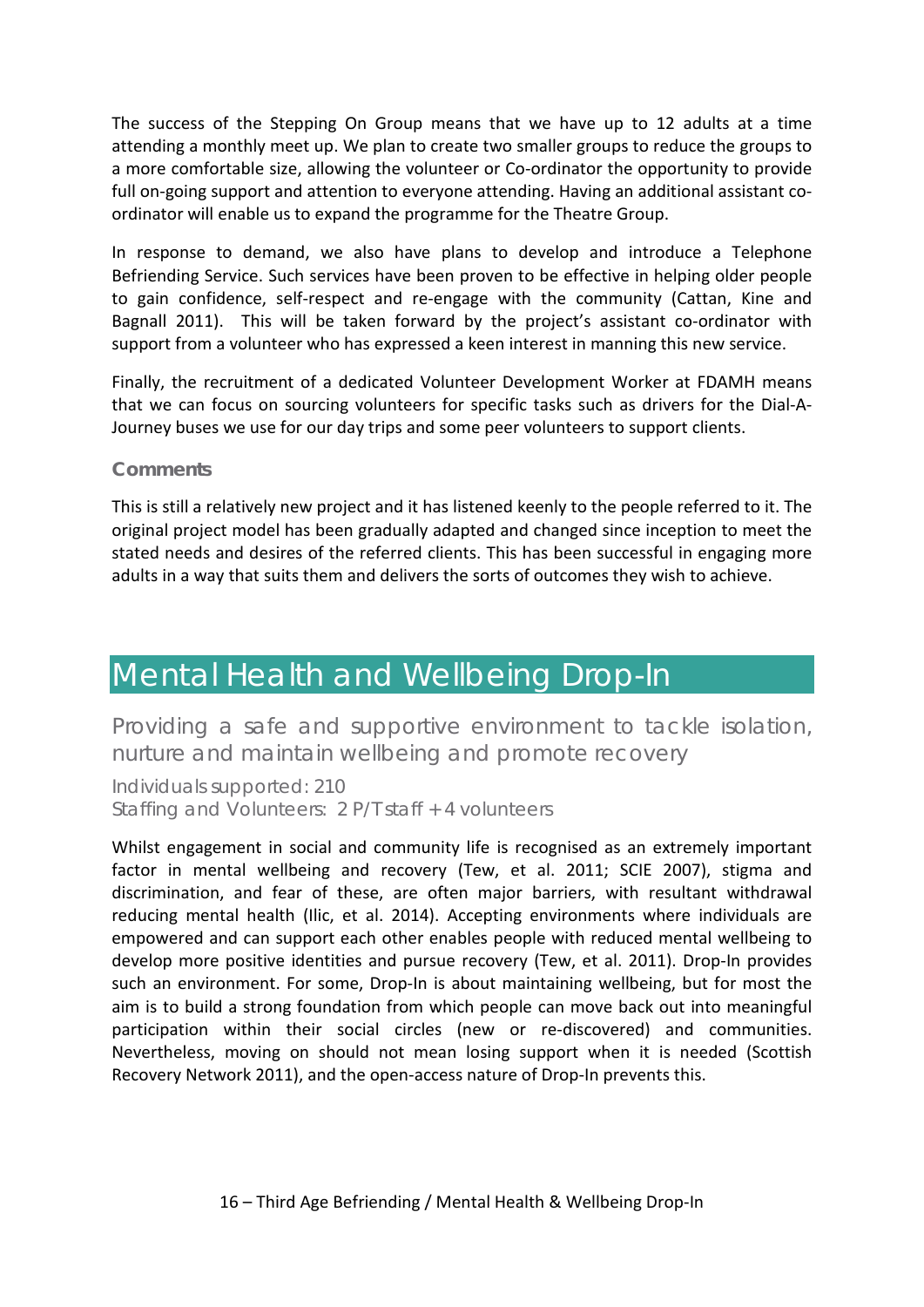The success of the Stepping On Group means that we have up to 12 adults at a time attending a monthly meet up. We plan to create two smaller groups to reduce the groups to a more comfortable size, allowing the volunteer or Co-ordinator the opportunity to provide full on-going support and attention to everyone attending. Having an additional assistant co-ordinator will enable us to expand the programme for the Theatre Group.

In response to demand, we also have plans to develop and introduce a Telephone Befriending Service. Such services have been proven to be effective in helping older people to gain confidence, self-respect and re-engage with the community (Cattan, Kine and Bagnall 2011). This will be taken forward by the project's assistant co-ordinator with support from a volunteer who has expressed a keen interest in manning this new service.

Finally, the recruitment of a dedicated Volunteer Development Worker at FDAMH means that we can focus on sourcing volunteers for specific tasks such as drivers for the Dial-A-Journey buses we use for our day trips and some peer volunteers to support clients.

### Comments

This is still a relatively new project and it has listened keenly to the people referred to it. The original project model has been gradually adapted and changed since inception to meet the stated needs and desires of the referred clients. This has been successful in engaging more adults in a way that suits them and delivers the sorts of outcomes they wish to achieve.

# Mental Health and Wellbeing Drop-In

## Providing a safe and supportive environment to tackle isolation, nurture and maintain wellbeing and promote recovery

Individuals supported: 210
Staffing and Volunteers: 2 P/T staff + 4 volunteers

Whilst engagement in social and community life is recognised as an extremely important factor in mental wellbeing and recovery (Tew, et al. 2011; SCIE 2007), stigma and discrimination, and fear of these, are often major barriers, with resultant withdrawal reducing mental health (Ilic, et al. 2014). Accepting environments where individuals are empowered and can support each other enables people with reduced mental wellbeing to develop more positive identities and pursue recovery (Tew, et al. 2011). Drop-In provides such an environment. For some, Drop-In is about maintaining wellbeing, but for most the aim is to build a strong foundation from which people can move back out into meaningful participation within their social circles (new or re-discovered) and communities. Nevertheless, moving on should not mean losing support when it is needed (Scottish Recovery Network 2011), and the open-access nature of Drop-In prevents this.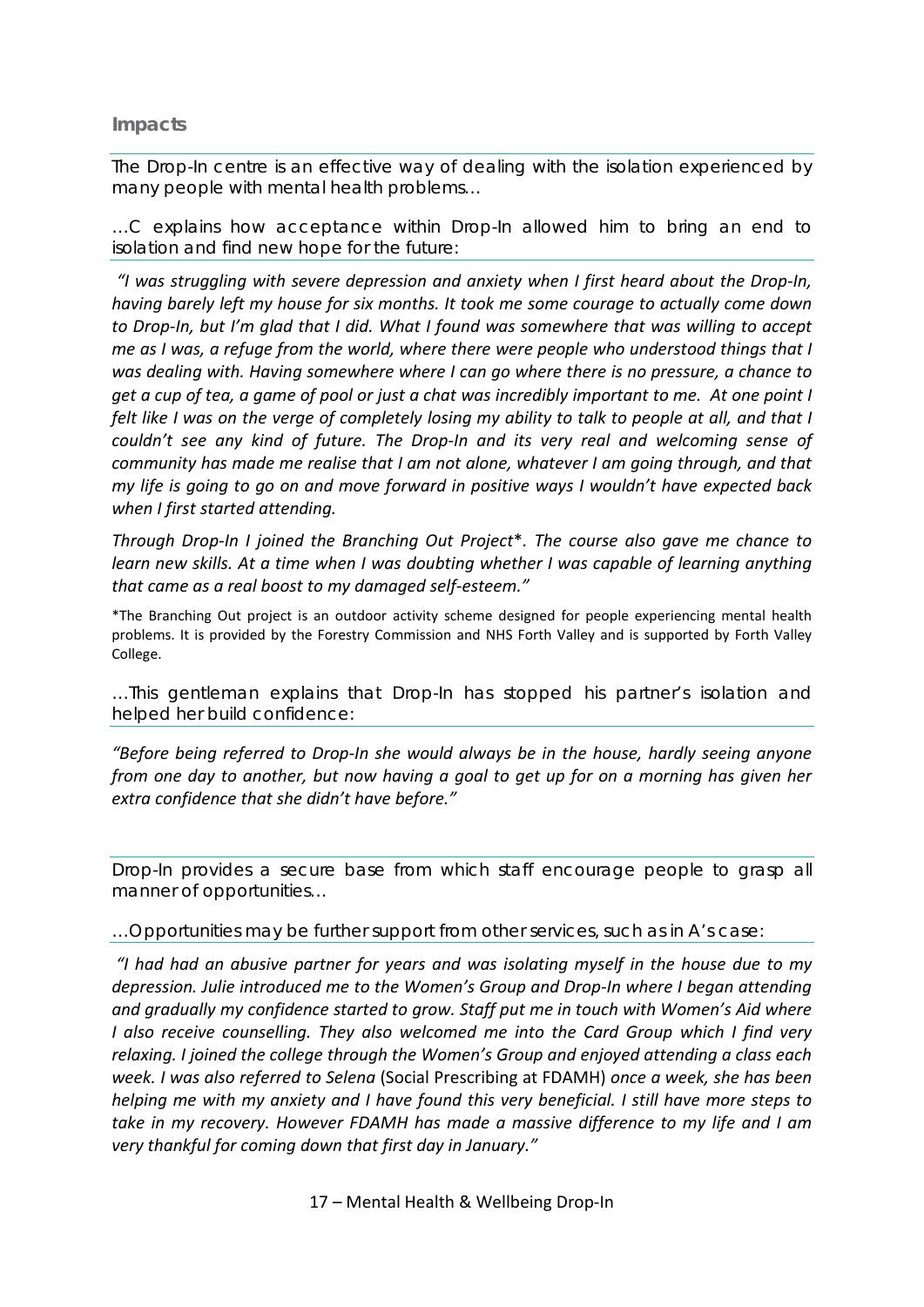## Impacts

The Drop-In centre is an effective way of dealing with the isolation experienced by many people with mental health problems…

…C explains how acceptance within Drop-In allowed him to bring an end to isolation and find new hope for the future:

*"I was struggling with severe depression and anxiety when I first heard about the Drop-In, having barely left my house for six months. It took me some courage to actually come down to Drop-In, but I'm glad that I did. What I found was somewhere that was willing to accept me as I was, a refuge from the world, where there were people who understood things that I was dealing with. Having somewhere where I can go where there is no pressure, a chance to get a cup of tea, a game of pool or just a chat was incredibly important to me. At one point I felt like I was on the verge of completely losing my ability to talk to people at all, and that I couldn't see any kind of future. The Drop-In and its very real and welcoming sense of community has made me realise that I am not alone, whatever I am going through, and that my life is going to go on and move forward in positive ways I wouldn't have expected back when I first started attending.*

*Through Drop-In I joined the Branching Out Project\*. The course also gave me chance to learn new skills. At a time when I was doubting whether I was capable of learning anything that came as a real boost to my damaged self-esteem."*

\*The Branching Out project is an outdoor activity scheme designed for people experiencing mental health problems. It is provided by the Forestry Commission and NHS Forth Valley and is supported by Forth Valley College.

…This gentleman explains that Drop-In has stopped his partner's isolation and helped her build confidence:

*"Before being referred to Drop-In she would always be in the house, hardly seeing anyone from one day to another, but now having a goal to get up for on a morning has given her extra confidence that she didn't have before."*

Drop-In provides a secure base from which staff encourage people to grasp all manner of opportunities…

…Opportunities may be further support from other services, such as in A's case:

*"I had had an abusive partner for years and was isolating myself in the house due to my depression. Julie introduced me to the Women's Group and Drop-In where I began attending and gradually my confidence started to grow. Staff put me in touch with Women's Aid where I also receive counselling. They also welcomed me into the Card Group which I find very relaxing. I joined the college through the Women's Group and enjoyed attending a class each week. I was also referred to Selena* (Social Prescribing at FDAMH) *once a week, she has been helping me with my anxiety and I have found this very beneficial. I still have more steps to take in my recovery. However FDAMH has made a massive difference to my life and I am very thankful for coming down that first day in January."*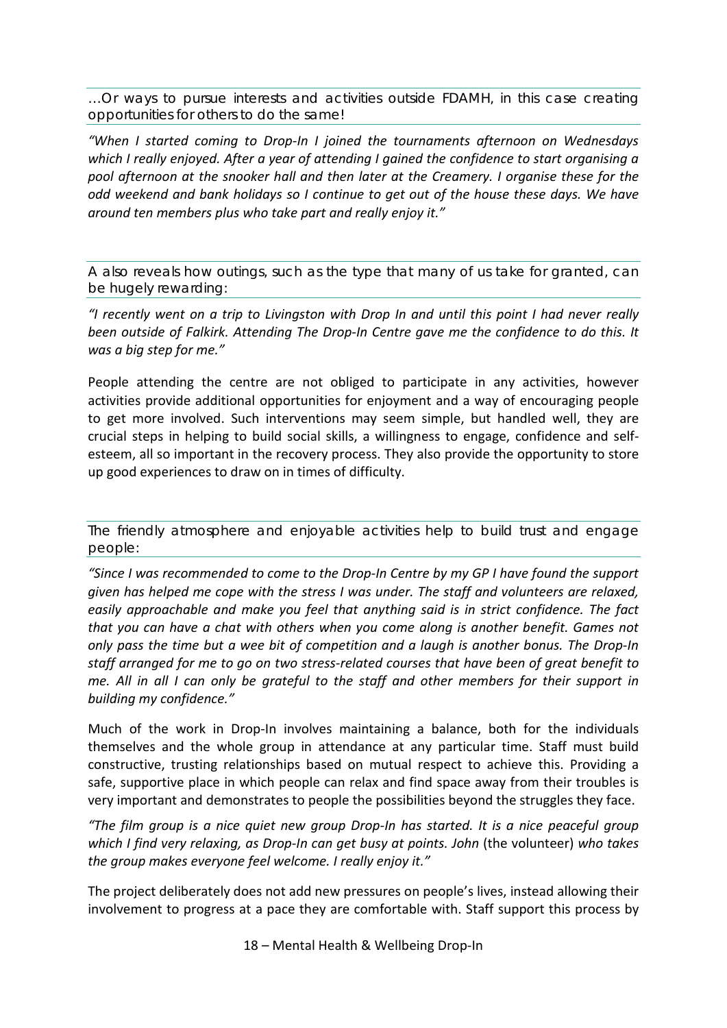### …Or ways to pursue interests and activities outside FDAMH, in this case creating opportunities for others to do the same!

*"When I started coming to Drop-In I joined the tournaments afternoon on Wednesdays which I really enjoyed. After a year of attending I gained the confidence to start organising a pool afternoon at the snooker hall and then later at the Creamery. I organise these for the odd weekend and bank holidays so I continue to get out of the house these days. We have around ten members plus who take part and really enjoy it."*

### A also reveals how outings, such as the type that many of us take for granted, can be hugely rewarding:

*"I recently went on a trip to Livingston with Drop In and until this point I had never really been outside of Falkirk. Attending The Drop-In Centre gave me the confidence to do this. It was a big step for me."*

People attending the centre are not obliged to participate in any activities, however activities provide additional opportunities for enjoyment and a way of encouraging people to get more involved. Such interventions may seem simple, but handled well, they are crucial steps in helping to build social skills, a willingness to engage, confidence and self-esteem, all so important in the recovery process. They also provide the opportunity to store up good experiences to draw on in times of difficulty.

### The friendly atmosphere and enjoyable activities help to build trust and engage people:

*"Since I was recommended to come to the Drop-In Centre by my GP I have found the support given has helped me cope with the stress I was under. The staff and volunteers are relaxed, easily approachable and make you feel that anything said is in strict confidence. The fact that you can have a chat with others when you come along is another benefit. Games not only pass the time but a wee bit of competition and a laugh is another bonus. The Drop-In staff arranged for me to go on two stress-related courses that have been of great benefit to me. All in all I can only be grateful to the staff and other members for their support in building my confidence."*

Much of the work in Drop-In involves maintaining a balance, both for the individuals themselves and the whole group in attendance at any particular time. Staff must build constructive, trusting relationships based on mutual respect to achieve this. Providing a safe, supportive place in which people can relax and find space away from their troubles is very important and demonstrates to people the possibilities beyond the struggles they face.

*"The film group is a nice quiet new group Drop-In has started. It is a nice peaceful group which I find very relaxing, as Drop-In can get busy at points. John* (the volunteer) *who takes the group makes everyone feel welcome. I really enjoy it."*

The project deliberately does not add new pressures on people's lives, instead allowing their involvement to progress at a pace they are comfortable with. Staff support this process by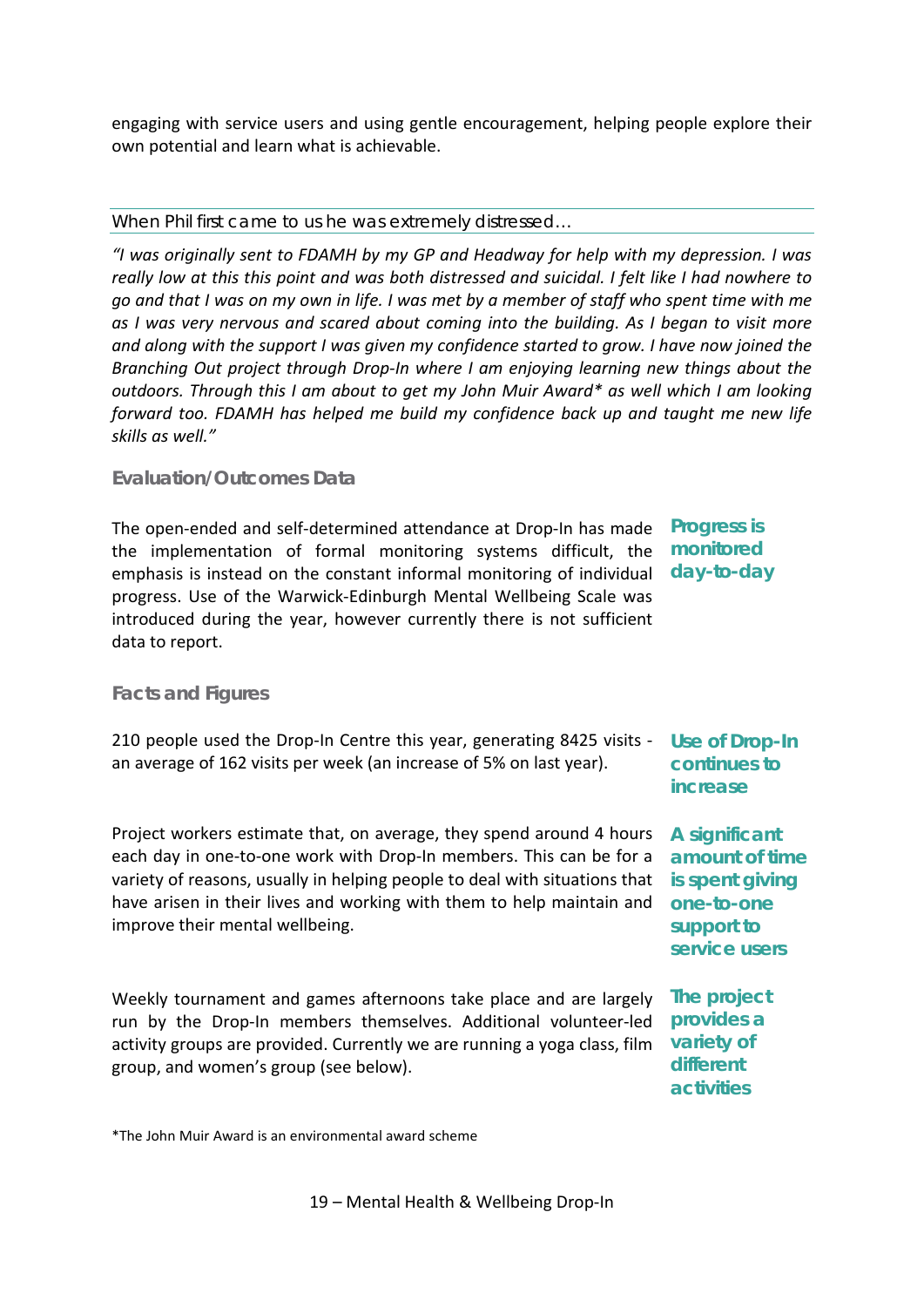engaging with service users and using gentle encouragement, helping people explore their own potential and learn what is achievable.

When Phil first came to us he was extremely distressed…

*"I was originally sent to FDAMH by my GP and Headway for help with my depression. I was really low at this this point and was both distressed and suicidal. I felt like I had nowhere to go and that I was on my own in life. I was met by a member of staff who spent time with me as I was very nervous and scared about coming into the building. As I began to visit more and along with the support I was given my confidence started to grow. I have now joined the Branching Out project through Drop-In where I am enjoying learning new things about the outdoors. Through this I am about to get my John Muir Award* as well which I am looking forward too. FDAMH has helped me build my confidence back up and taught me new life skills as well."*

### Evaluation/Outcomes Data

**Progress is monitored day-to-day**

The open-ended and self-determined attendance at Drop-In has made the implementation of formal monitoring systems difficult, the emphasis is instead on the constant informal monitoring of individual progress. Use of the Warwick-Edinburgh Mental Wellbeing Scale was introduced during the year, however currently there is not sufficient data to report.

### Facts and Figures

**Use of Drop-In continues to increase**

210 people used the Drop-In Centre this year, generating 8425 visits - an average of 162 visits per week (an increase of 5% on last year).

**A significant amount of time is spent giving one-to-one support to service users**

Project workers estimate that, on average, they spend around 4 hours each day in one-to-one work with Drop-In members. This can be for a variety of reasons, usually in helping people to deal with situations that have arisen in their lives and working with them to help maintain and improve their mental wellbeing.

**The project provides a variety of different activities**

Weekly tournament and games afternoons take place and are largely run by the Drop-In members themselves. Additional volunteer-led activity groups are provided. Currently we are running a yoga class, film group, and women's group (see below).

*The John Muir Award is an environmental award scheme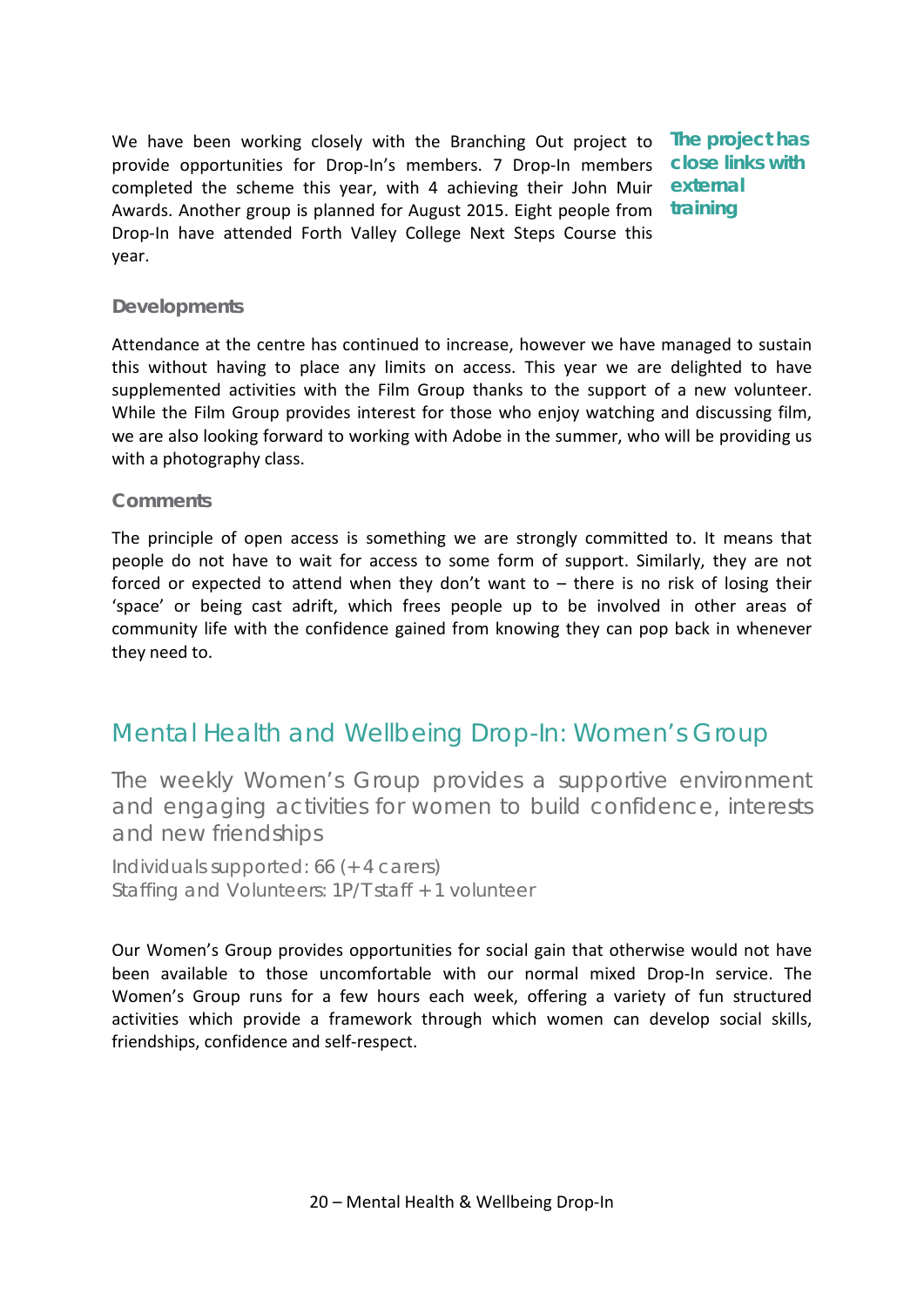We have been working closely with the Branching Out project to provide opportunities for Drop-In's members. 7 Drop-In members completed the scheme this year, with 4 achieving their John Muir Awards. Another group is planned for August 2015. Eight people from Drop-In have attended Forth Valley College Next Steps Course this year.

**The project has close links with external training**

### Developments

Attendance at the centre has continued to increase, however we have managed to sustain this without having to place any limits on access. This year we are delighted to have supplemented activities with the Film Group thanks to the support of a new volunteer. While the Film Group provides interest for those who enjoy watching and discussing film, we are also looking forward to working with Adobe in the summer, who will be providing us with a photography class.

### Comments

The principle of open access is something we are strongly committed to. It means that people do not have to wait for access to some form of support. Similarly, they are not forced or expected to attend when they don't want to – there is no risk of losing their 'space' or being cast adrift, which frees people up to be involved in other areas of community life with the confidence gained from knowing they can pop back in whenever they need to.

## Mental Health and Wellbeing Drop-In: Women's Group

The weekly Women's Group provides a supportive environment and engaging activities for women to build confidence, interests and new friendships

Individuals supported: 66 (+ 4 carers)
Staffing and Volunteers: 1P/T staff + 1 volunteer

Our Women's Group provides opportunities for social gain that otherwise would not have been available to those uncomfortable with our normal mixed Drop-In service. The Women's Group runs for a few hours each week, offering a variety of fun structured activities which provide a framework through which women can develop social skills, friendships, confidence and self-respect.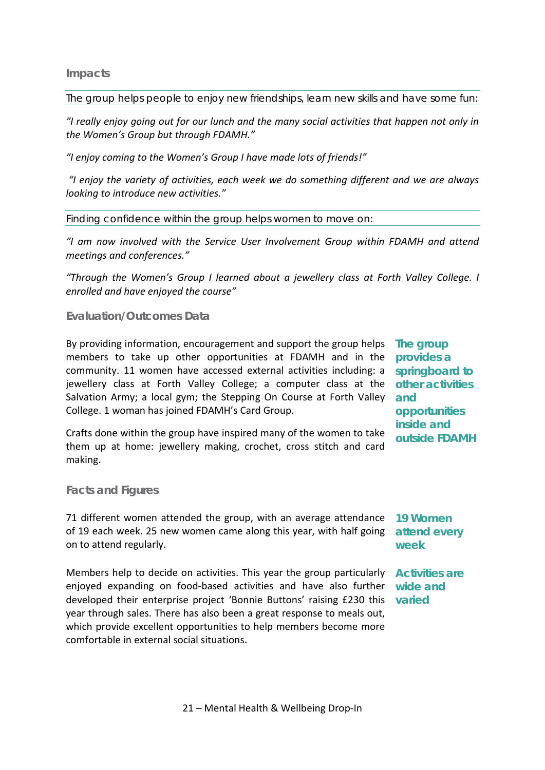### Impacts

The group helps people to enjoy new friendships, learn new skills and have some fun:

*"I really enjoy going out for our lunch and the many social activities that happen not only in the Women's Group but through FDAMH."*

*"I enjoy coming to the Women's Group I have made lots of friends!"*

*"I enjoy the variety of activities, each week we do something different and we are always looking to introduce new activities."*

Finding confidence within the group helps women to move on:

*"I am now involved with the Service User Involvement Group within FDAMH and attend meetings and conferences."*

*"Through the Women's Group I learned about a jewellery class at Forth Valley College. I enrolled and have enjoyed the course"*

### Evaluation/Outcomes Data

**The group provides a springboard to other activities and opportunities inside and outside FDAMH**

By providing information, encouragement and support the group helps members to take up other opportunities at FDAMH and in the community. 11 women have accessed external activities including: a jewellery class at Forth Valley College; a computer class at the Salvation Army; a local gym; the Stepping On Course at Forth Valley College. 1 woman has joined FDAMH's Card Group.

Crafts done within the group have inspired many of the women to take them up at home: jewellery making, crochet, cross stitch and card making.

### Facts and Figures

**19 Women attend every week**

71 different women attended the group, with an average attendance of 19 each week. 25 new women came along this year, with half going on to attend regularly.

**Activities are wide and varied**

Members help to decide on activities. This year the group particularly enjoyed expanding on food-based activities and have also further developed their enterprise project 'Bonnie Buttons' raising £230 this year through sales. There has also been a great response to meals out, which provide excellent opportunities to help members become more comfortable in external social situations.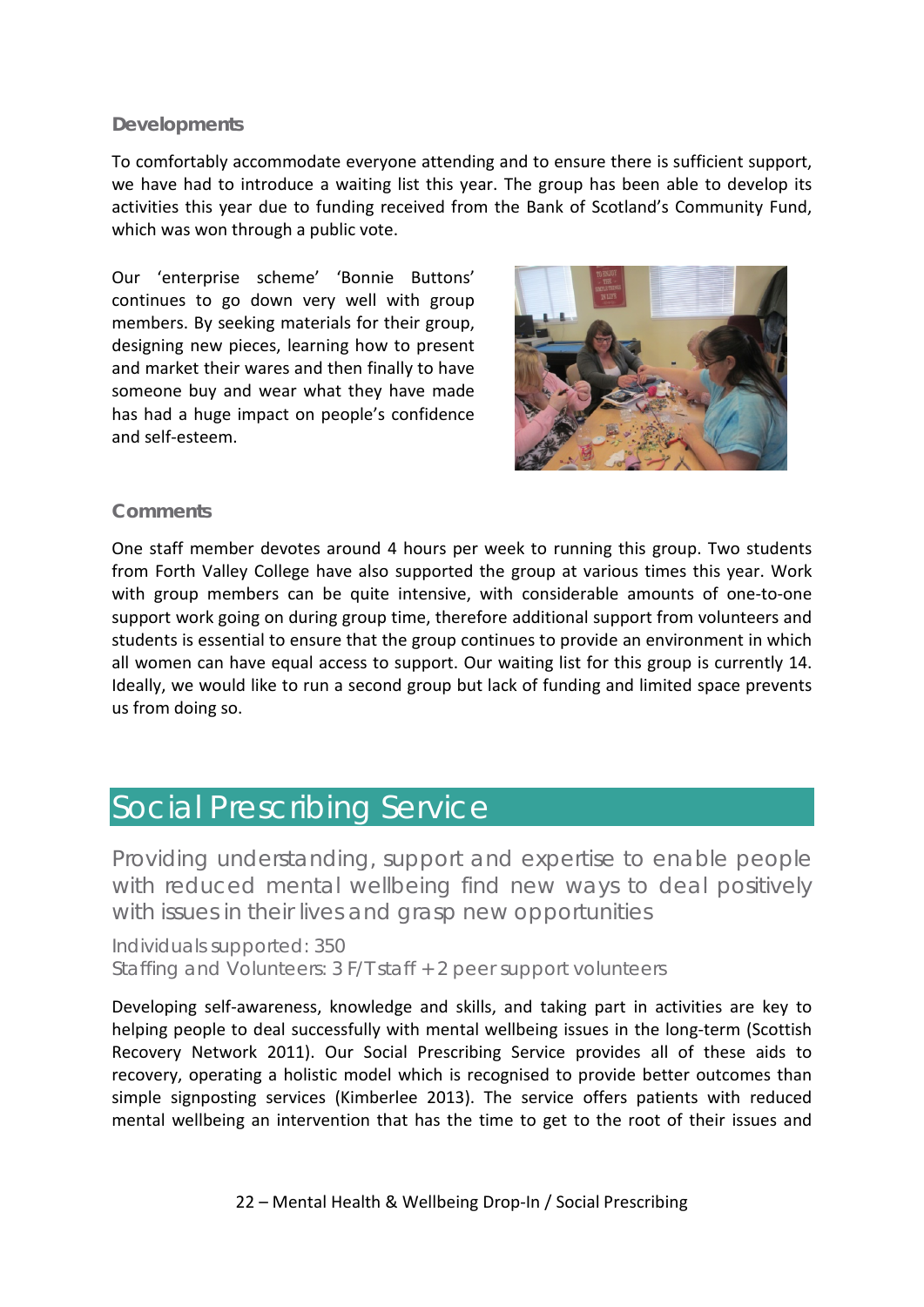### Developments

To comfortably accommodate everyone attending and to ensure there is sufficient support, we have had to introduce a waiting list this year. The group has been able to develop its activities this year due to funding received from the Bank of Scotland's Community Fund, which was won through a public vote.

Our 'enterprise scheme' 'Bonnie Buttons' continues to go down very well with group members. By seeking materials for their group, designing new pieces, learning how to present and market their wares and then finally to have someone buy and wear what they have made has had a huge impact on people's confidence and self-esteem.

### Comments

One staff member devotes around 4 hours per week to running this group. Two students from Forth Valley College have also supported the group at various times this year. Work with group members can be quite intensive, with considerable amounts of one-to-one support work going on during group time, therefore additional support from volunteers and students is essential to ensure that the group continues to provide an environment in which all women can have equal access to support. Our waiting list for this group is currently 14. Ideally, we would like to run a second group but lack of funding and limited space prevents us from doing so.

## Social Prescribing Service

Providing understanding, support and expertise to enable people with reduced mental wellbeing find new ways to deal positively with issues in their lives and grasp new opportunities

Individuals supported: 350
Staffing and Volunteers: 3 F/T staff + 2 peer support volunteers

Developing self-awareness, knowledge and skills, and taking part in activities are key to helping people to deal successfully with mental wellbeing issues in the long-term (Scottish Recovery Network 2011). Our Social Prescribing Service provides all of these aids to recovery, operating a holistic model which is recognised to provide better outcomes than simple signposting services (Kimberlee 2013). The service offers patients with reduced mental wellbeing an intervention that has the time to get to the root of their issues and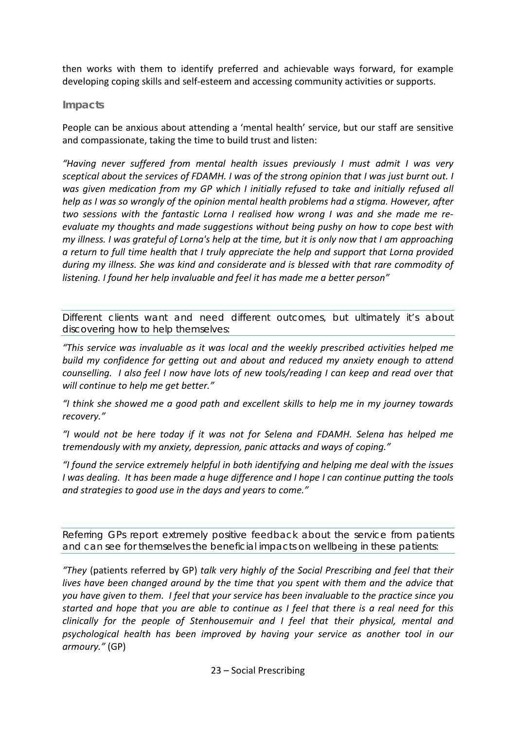then works with them to identify preferred and achievable ways forward, for example developing coping skills and self-esteem and accessing community activities or supports.

### Impacts

People can be anxious about attending a 'mental health' service, but our staff are sensitive and compassionate, taking the time to build trust and listen:

*"Having never suffered from mental health issues previously I must admit I was very sceptical about the services of FDAMH. I was of the strong opinion that I was just burnt out. I was given medication from my GP which I initially refused to take and initially refused all help as I was so wrongly of the opinion mental health problems had a stigma. However, after two sessions with the fantastic Lorna I realised how wrong I was and she made me re-evaluate my thoughts and made suggestions without being pushy on how to cope best with my illness. I was grateful of Lorna's help at the time, but it is only now that I am approaching a return to full time health that I truly appreciate the help and support that Lorna provided during my illness. She was kind and considerate and is blessed with that rare commodity of listening. I found her help invaluable and feel it has made me a better person"*

Different clients want and need different outcomes, but ultimately it's about discovering how to help themselves:

*"This service was invaluable as it was local and the weekly prescribed activities helped me build my confidence for getting out and about and reduced my anxiety enough to attend counselling. I also feel I now have lots of new tools/reading I can keep and read over that will continue to help me get better."*

*"I think she showed me a good path and excellent skills to help me in my journey towards recovery."*

*"I would not be here today if it was not for Selena and FDAMH. Selena has helped me tremendously with my anxiety, depression, panic attacks and ways of coping."*

*"I found the service extremely helpful in both identifying and helping me deal with the issues I was dealing. It has been made a huge difference and I hope I can continue putting the tools and strategies to good use in the days and years to come."*

Referring GPs report extremely positive feedback about the service from patients and can see for themselves the beneficial impacts on wellbeing in these patients:

*"They* (patients referred by GP) *talk very highly of the Social Prescribing and feel that their lives have been changed around by the time that you spent with them and the advice that you have given to them. I feel that your service has been invaluable to the practice since you started and hope that you are able to continue as I feel that there is a real need for this clinically for the people of Stenhousemuir and I feel that their physical, mental and psychological health has been improved by having your service as another tool in our armoury."* (GP)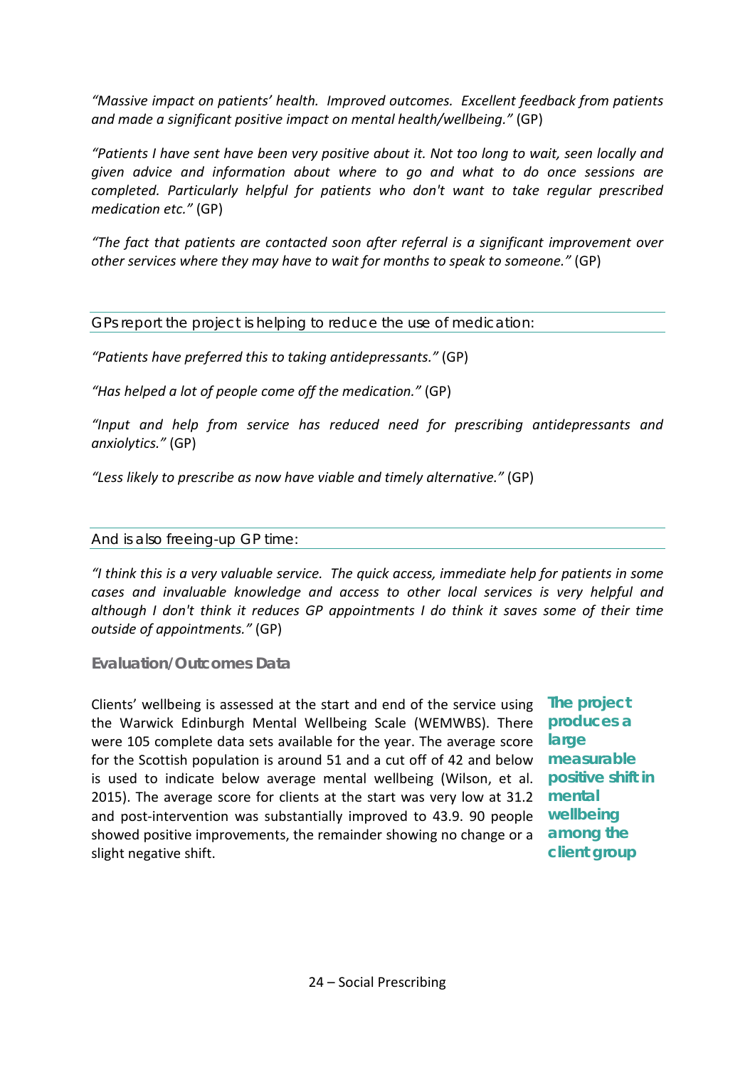*"Massive impact on patients' health. Improved outcomes. Excellent feedback from patients and made a significant positive impact on mental health/wellbeing."* (GP)

*"Patients I have sent have been very positive about it. Not too long to wait, seen locally and given advice and information about where to go and what to do once sessions are completed. Particularly helpful for patients who don't want to take regular prescribed medication etc."* (GP)

*"The fact that patients are contacted soon after referral is a significant improvement over other services where they may have to wait for months to speak to someone."* (GP)

GPs report the project is helping to reduce the use of medication:

*"Patients have preferred this to taking antidepressants."* (GP)

*"Has helped a lot of people come off the medication."* (GP)

*"Input and help from service has reduced need for prescribing antidepressants and anxiolytics."* (GP)

*"Less likely to prescribe as now have viable and timely alternative."* (GP)

And is also freeing-up GP time:

*"I think this is a very valuable service. The quick access, immediate help for patients in some cases and invaluable knowledge and access to other local services is very helpful and although I don't think it reduces GP appointments I do think it saves some of their time outside of appointments."* (GP)

### Evaluation/Outcomes Data

Clients' wellbeing is assessed at the start and end of the service using the Warwick Edinburgh Mental Wellbeing Scale (WEMWBS). There were 105 complete data sets available for the year. The average score for the Scottish population is around 51 and a cut off of 42 and below is used to indicate below average mental wellbeing (Wilson, et al. 2015). The average score for clients at the start was very low at 31.2 and post-intervention was substantially improved to 43.9. 90 people showed positive improvements, the remainder showing no change or a slight negative shift.

**The project produces a large measurable positive shift in mental wellbeing among the client group**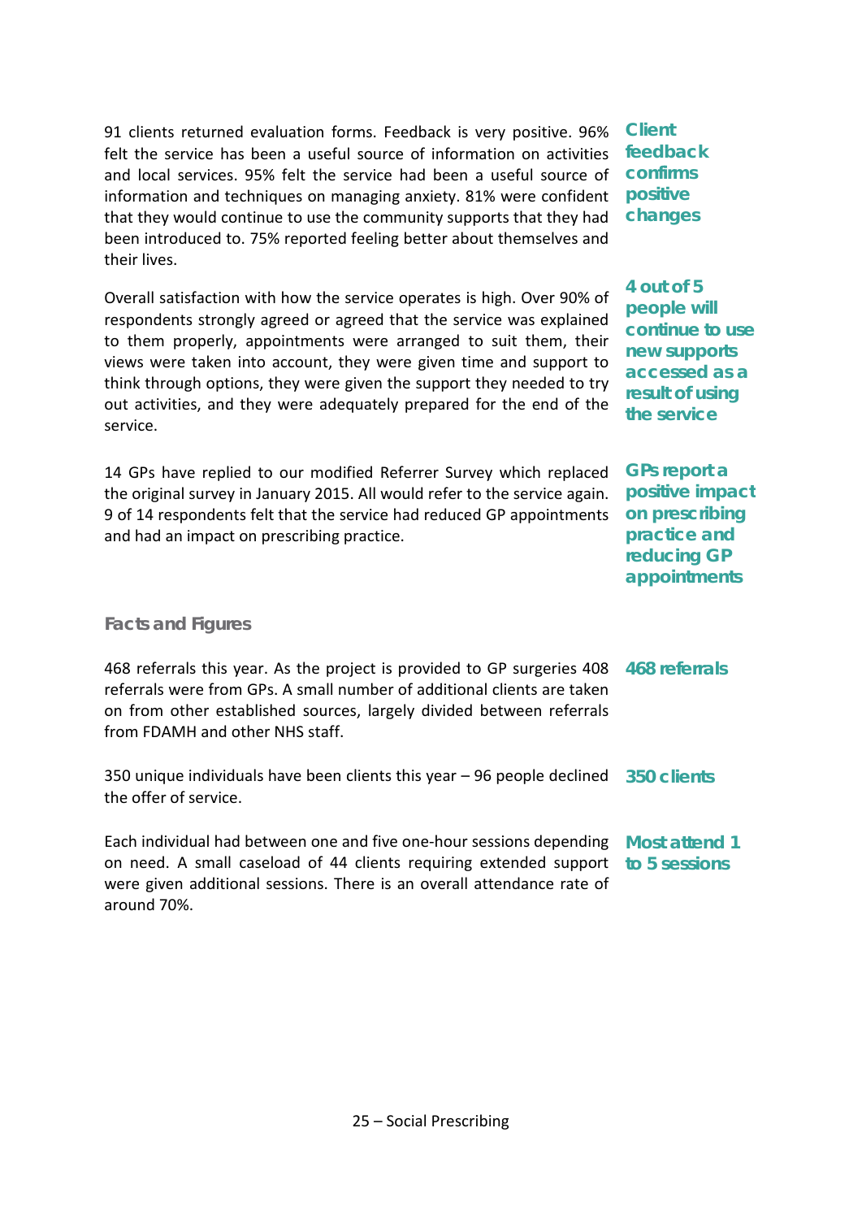91 clients returned evaluation forms. Feedback is very positive. 96% felt the service has been a useful source of information on activities and local services. 95% felt the service had been a useful source of information and techniques on managing anxiety. 81% were confident that they would continue to use the community supports that they had been introduced to. 75% reported feeling better about themselves and their lives.

**Client feedback confirms positive changes**

Overall satisfaction with how the service operates is high. Over 90% of respondents strongly agreed or agreed that the service was explained to them properly, appointments were arranged to suit them, their views were taken into account, they were given time and support to think through options, they were given the support they needed to try out activities, and they were adequately prepared for the end of the service.

**4 out of 5 people will continue to use new supports accessed as a result of using the service**

14 GPs have replied to our modified Referrer Survey which replaced the original survey in January 2015. All would refer to the service again. 9 of 14 respondents felt that the service had reduced GP appointments and had an impact on prescribing practice.

**GPs report a positive impact on prescribing practice and reducing GP appointments**

### Facts and Figures

468 referrals this year. As the project is provided to GP surgeries 408 referrals were from GPs. A small number of additional clients are taken on from other established sources, largely divided between referrals from FDAMH and other NHS staff.

**468 referrals**

350 unique individuals have been clients this year – 96 people declined the offer of service.

**350 clients**

Each individual had between one and five one-hour sessions depending on need. A small caseload of 44 clients requiring extended support were given additional sessions. There is an overall attendance rate of around 70%.

**Most attend 1 to 5 sessions**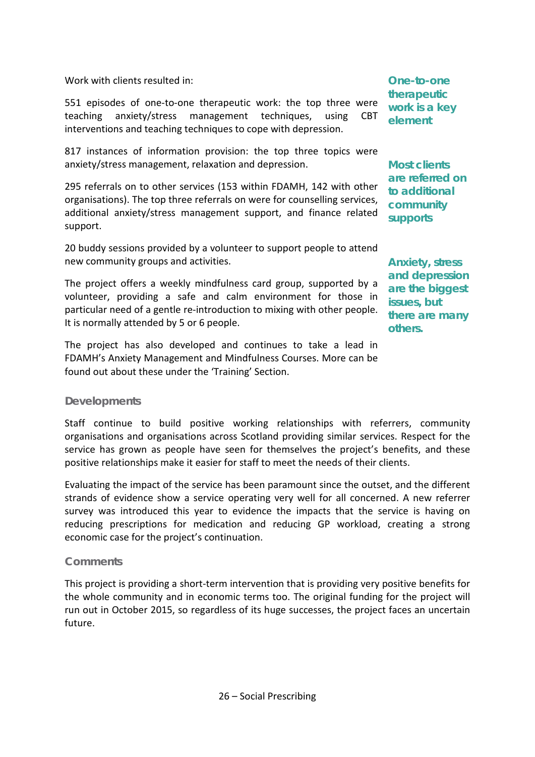Work with clients resulted in:

551 episodes of one-to-one therapeutic work: the top three were teaching anxiety/stress management techniques, using CBT interventions and teaching techniques to cope with depression.

**One-to-one therapeutic work is a key element**

817 instances of information provision: the top three topics were anxiety/stress management, relaxation and depression.

295 referrals on to other services (153 within FDAMH, 142 with other organisations). The top three referrals on were for counselling services, additional anxiety/stress management support, and finance related support.

**Most clients are referred on to additional community supports**

20 buddy sessions provided by a volunteer to support people to attend new community groups and activities.

The project offers a weekly mindfulness card group, supported by a volunteer, providing a safe and calm environment for those in particular need of a gentle re-introduction to mixing with other people. It is normally attended by 5 or 6 people.

**Anxiety, stress and depression are the biggest issues, but there are many others.**

The project has also developed and continues to take a lead in FDAMH's Anxiety Management and Mindfulness Courses. More can be found out about these under the 'Training' Section.

### Developments

Staff continue to build positive working relationships with referrers, community organisations and organisations across Scotland providing similar services. Respect for the service has grown as people have seen for themselves the project's benefits, and these positive relationships make it easier for staff to meet the needs of their clients.

Evaluating the impact of the service has been paramount since the outset, and the different strands of evidence show a service operating very well for all concerned. A new referrer survey was introduced this year to evidence the impacts that the service is having on reducing prescriptions for medication and reducing GP workload, creating a strong economic case for the project's continuation.

### Comments

This project is providing a short-term intervention that is providing very positive benefits for the whole community and in economic terms too. The original funding for the project will run out in October 2015, so regardless of its huge successes, the project faces an uncertain future.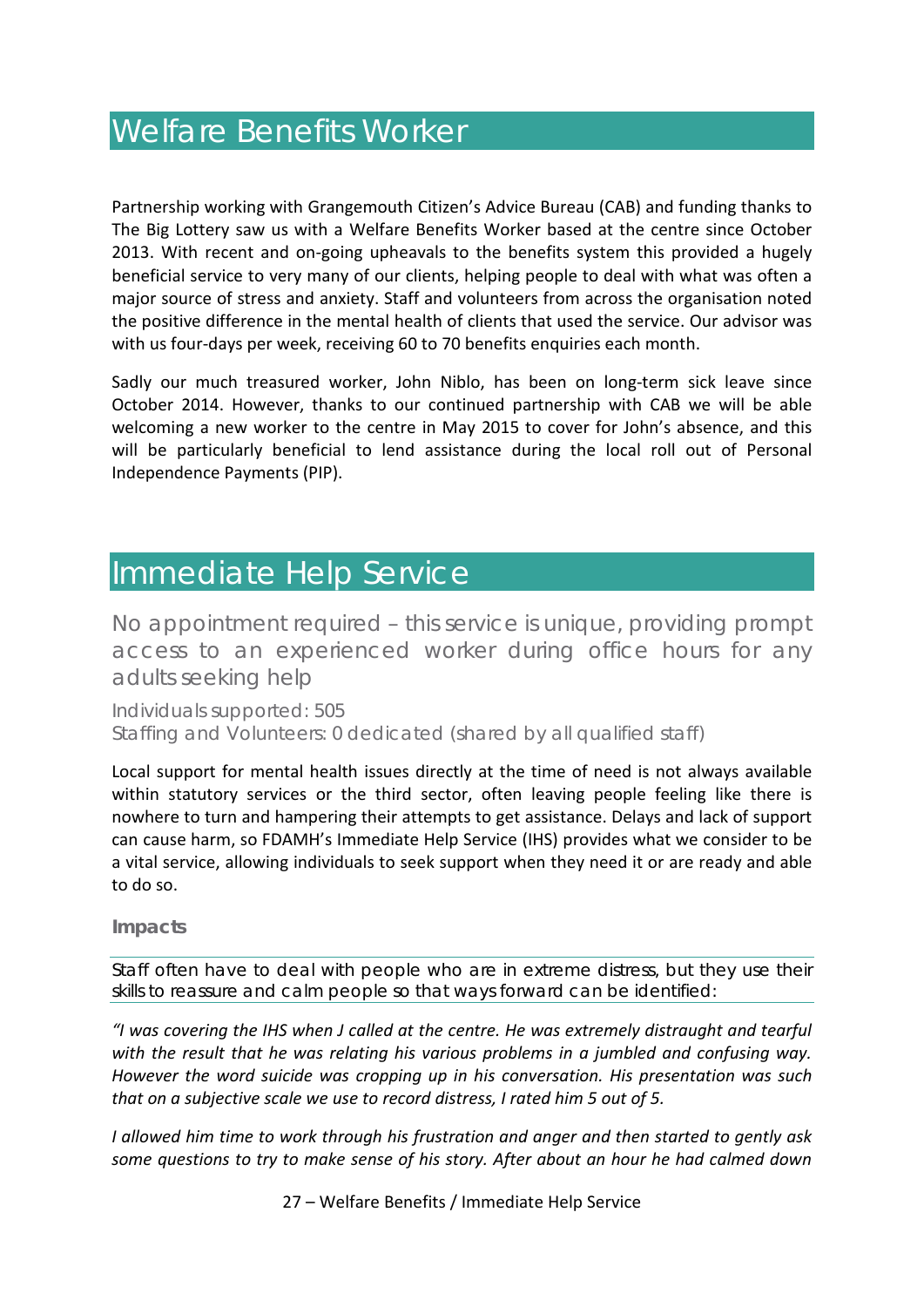# Welfare Benefits Worker

Partnership working with Grangemouth Citizen's Advice Bureau (CAB) and funding thanks to The Big Lottery saw us with a Welfare Benefits Worker based at the centre since October 2013. With recent and on-going upheavals to the benefits system this provided a hugely beneficial service to very many of our clients, helping people to deal with what was often a major source of stress and anxiety. Staff and volunteers from across the organisation noted the positive difference in the mental health of clients that used the service. Our advisor was with us four-days per week, receiving 60 to 70 benefits enquiries each month.

Sadly our much treasured worker, John Niblo, has been on long-term sick leave since October 2014. However, thanks to our continued partnership with CAB we will be able welcoming a new worker to the centre in May 2015 to cover for John's absence, and this will be particularly beneficial to lend assistance during the local roll out of Personal Independence Payments (PIP).

# Immediate Help Service

No appointment required – this service is unique, providing prompt access to an experienced worker during office hours for any adults seeking help

Individuals supported: 505
Staffing and Volunteers: 0 dedicated (shared by all qualified staff)

Local support for mental health issues directly at the time of need is not always available within statutory services or the third sector, often leaving people feeling like there is nowhere to turn and hampering their attempts to get assistance. Delays and lack of support can cause harm, so FDAMH's Immediate Help Service (IHS) provides what we consider to be a vital service, allowing individuals to seek support when they need it or are ready and able to do so.

**Impacts**

Staff often have to deal with people who are in extreme distress, but they use their skills to reassure and calm people so that ways forward can be identified:

*"I was covering the IHS when J called at the centre. He was extremely distraught and tearful with the result that he was relating his various problems in a jumbled and confusing way. However the word suicide was cropping up in his conversation. His presentation was such that on a subjective scale we use to record distress, I rated him 5 out of 5.*

*I allowed him time to work through his frustration and anger and then started to gently ask some questions to try to make sense of his story. After about an hour he had calmed down*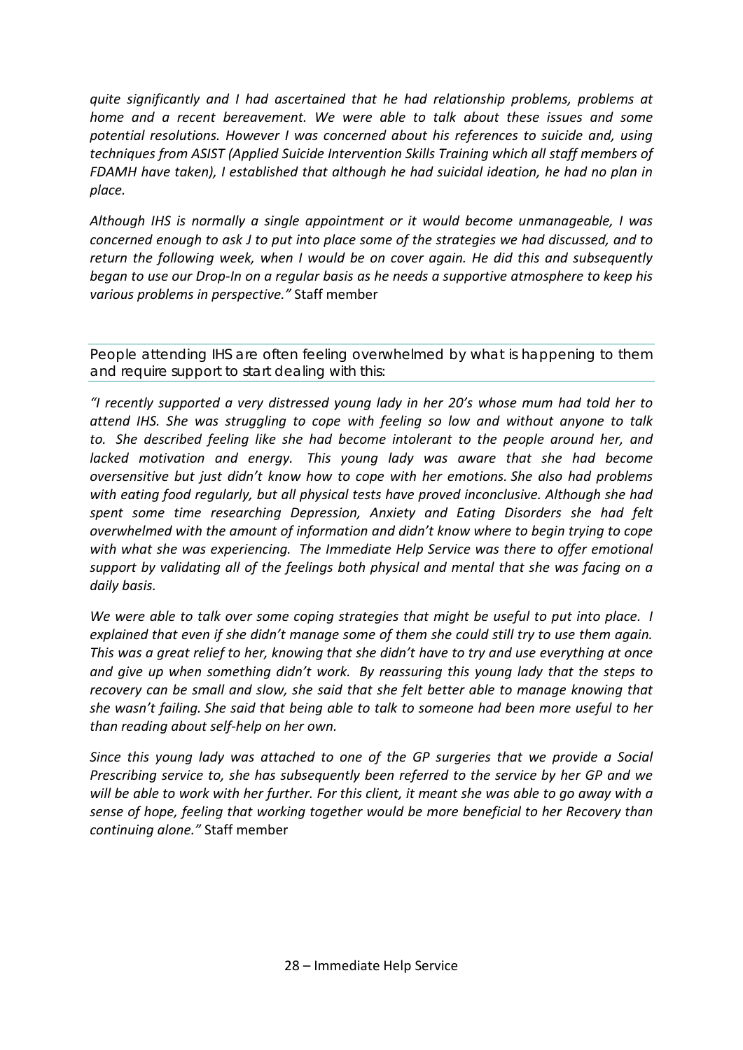*quite significantly and I had ascertained that he had relationship problems, problems at home and a recent bereavement. We were able to talk about these issues and some potential resolutions. However I was concerned about his references to suicide and, using techniques from ASIST (Applied Suicide Intervention Skills Training which all staff members of FDAMH have taken), I established that although he had suicidal ideation, he had no plan in place.*

*Although IHS is normally a single appointment or it would become unmanageable, I was concerned enough to ask J to put into place some of the strategies we had discussed, and to return the following week, when I would be on cover again. He did this and subsequently began to use our Drop-In on a regular basis as he needs a supportive atmosphere to keep his various problems in perspective."* Staff member

People attending IHS are often feeling overwhelmed by what is happening to them and require support to start dealing with this:

*"I recently supported a very distressed young lady in her 20's whose mum had told her to attend IHS. She was struggling to cope with feeling so low and without anyone to talk to. She described feeling like she had become intolerant to the people around her, and lacked motivation and energy. This young lady was aware that she had become oversensitive but just didn't know how to cope with her emotions. She also had problems with eating food regularly, but all physical tests have proved inconclusive. Although she had spent some time researching Depression, Anxiety and Eating Disorders she had felt overwhelmed with the amount of information and didn't know where to begin trying to cope with what she was experiencing. The Immediate Help Service was there to offer emotional support by validating all of the feelings both physical and mental that she was facing on a daily basis.*

*We were able to talk over some coping strategies that might be useful to put into place. I explained that even if she didn't manage some of them she could still try to use them again. This was a great relief to her, knowing that she didn't have to try and use everything at once and give up when something didn't work. By reassuring this young lady that the steps to recovery can be small and slow, she said that she felt better able to manage knowing that she wasn't failing. She said that being able to talk to someone had been more useful to her than reading about self-help on her own.*

*Since this young lady was attached to one of the GP surgeries that we provide a Social Prescribing service to, she has subsequently been referred to the service by her GP and we will be able to work with her further. For this client, it meant she was able to go away with a sense of hope, feeling that working together would be more beneficial to her Recovery than continuing alone."* Staff member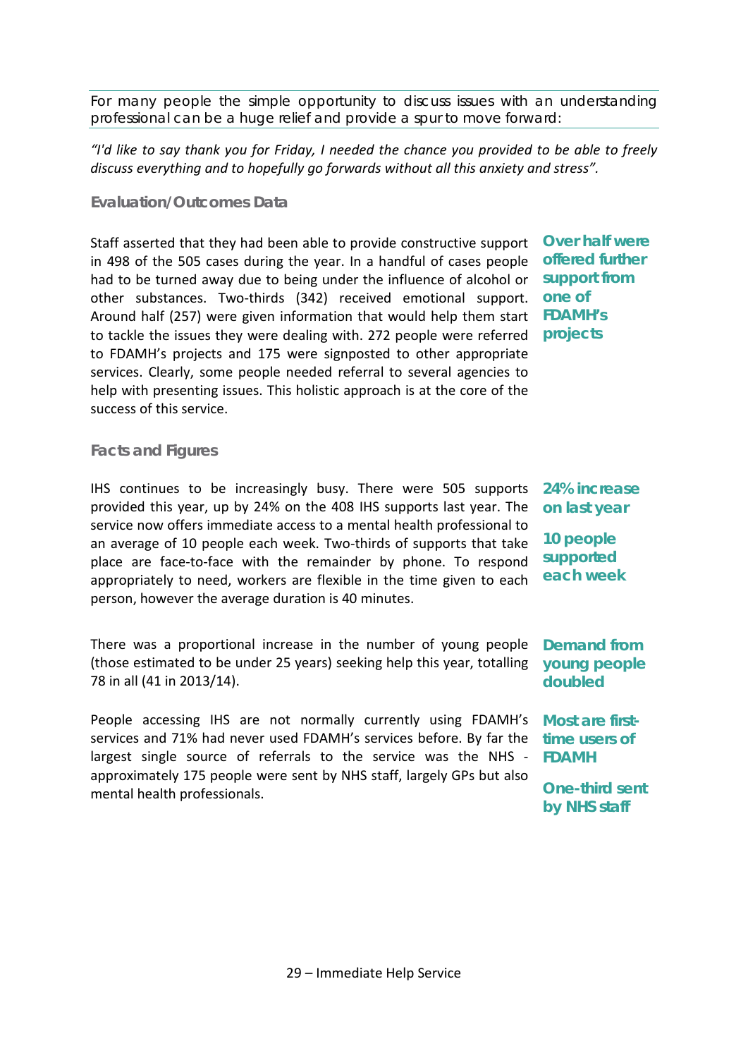For many people the simple opportunity to discuss issues with an understanding professional can be a huge relief and provide a spur to move forward:

*"I'd like to say thank you for Friday, I needed the chance you provided to be able to freely discuss everything and to hopefully go forwards without all this anxiety and stress".*

### Evaluation/Outcomes Data

Staff asserted that they had been able to provide constructive support in 498 of the 505 cases during the year. In a handful of cases people had to be turned away due to being under the influence of alcohol or other substances. Two-thirds (342) received emotional support. Around half (257) were given information that would help them start to tackle the issues they were dealing with. 272 people were referred to FDAMH's projects and 175 were signposted to other appropriate services. Clearly, some people needed referral to several agencies to help with presenting issues. This holistic approach is at the core of the success of this service.

**Over half were offered further support from one of FDAMH's projects**

### Facts and Figures

IHS continues to be increasingly busy. There were 505 supports provided this year, up by 24% on the 408 IHS supports last year. The service now offers immediate access to a mental health professional to an average of 10 people each week. Two-thirds of supports that take place are face-to-face with the remainder by phone. To respond appropriately to need, workers are flexible in the time given to each person, however the average duration is 40 minutes.

**24% increase on last year**

**10 people supported each week**

There was a proportional increase in the number of young people (those estimated to be under 25 years) seeking help this year, totalling 78 in all (41 in 2013/14).

**Demand from young people doubled**

People accessing IHS are not normally currently using FDAMH's services and 71% had never used FDAMH's services before. By far the largest single source of referrals to the service was the NHS - approximately 175 people were sent by NHS staff, largely GPs but also mental health professionals.

**Most are first-time users of FDAMH**

**One-third sent by NHS staff**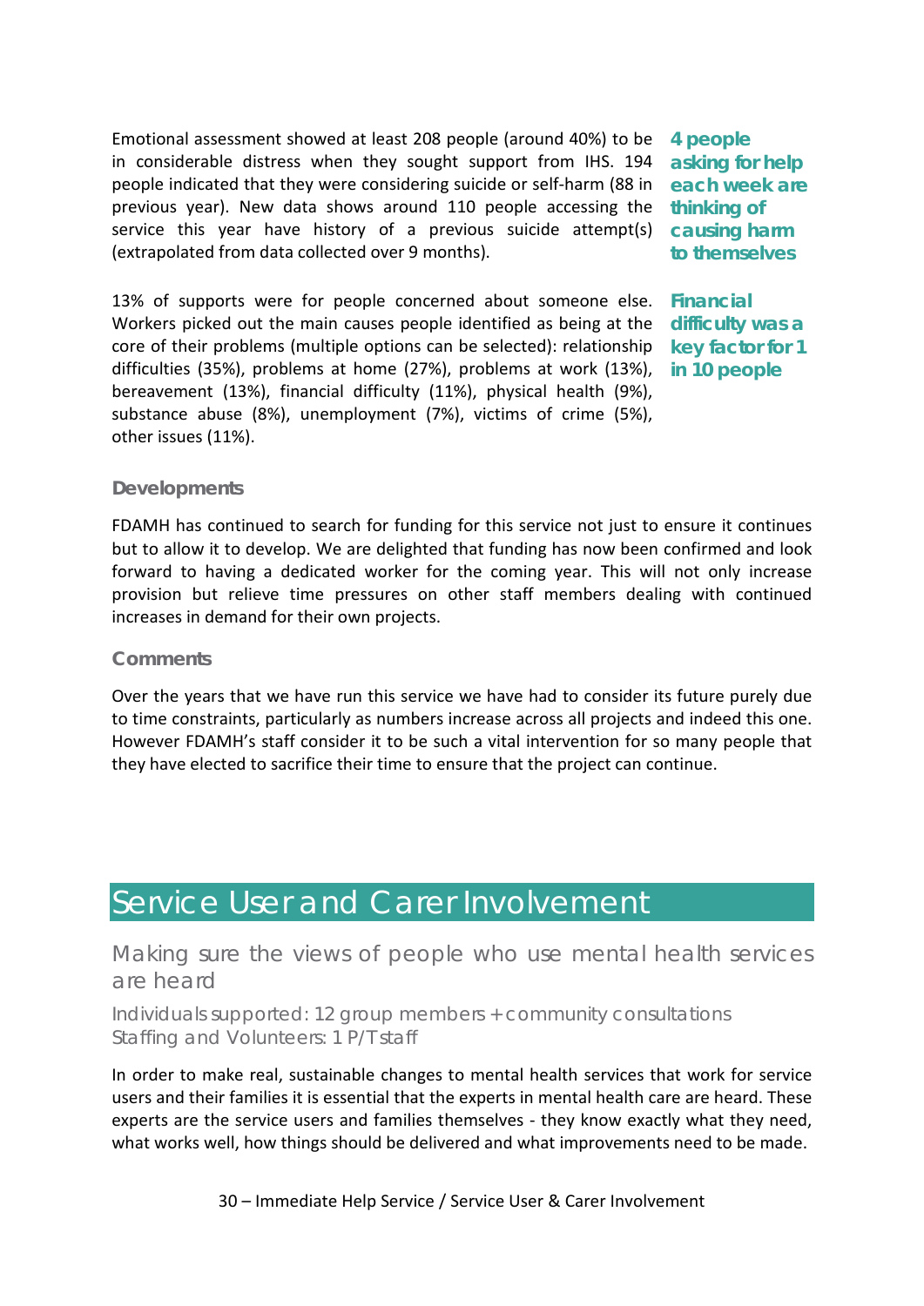Emotional assessment showed at least 208 people (around 40%) to be in considerable distress when they sought support from IHS. 194 people indicated that they were considering suicide or self-harm (88 in previous year). New data shows around 110 people accessing the service this year have history of a previous suicide attempt(s) (extrapolated from data collected over 9 months).

**4 people asking for help each week are thinking of causing harm to themselves**

13% of supports were for people concerned about someone else. Workers picked out the main causes people identified as being at the core of their problems (multiple options can be selected): relationship difficulties (35%), problems at home (27%), problems at work (13%), bereavement (13%), financial difficulty (11%), physical health (9%), substance abuse (8%), unemployment (7%), victims of crime (5%), other issues (11%).

**Financial difficulty was a key factor for 1 in 10 people**

### Developments

FDAMH has continued to search for funding for this service not just to ensure it continues but to allow it to develop. We are delighted that funding has now been confirmed and look forward to having a dedicated worker for the coming year. This will not only increase provision but relieve time pressures on other staff members dealing with continued increases in demand for their own projects.

### Comments

Over the years that we have run this service we have had to consider its future purely due to time constraints, particularly as numbers increase across all projects and indeed this one. However FDAMH's staff consider it to be such a vital intervention for so many people that they have elected to sacrifice their time to ensure that the project can continue.

# Service User and Carer Involvement

## Making sure the views of people who use mental health services are heard

Individuals supported: 12 group members + community consultations
Staffing and Volunteers: 1 P/T staff

In order to make real, sustainable changes to mental health services that work for service users and their families it is essential that the experts in mental health care are heard. These experts are the service users and families themselves - they know exactly what they need, what works well, how things should be delivered and what improvements need to be made.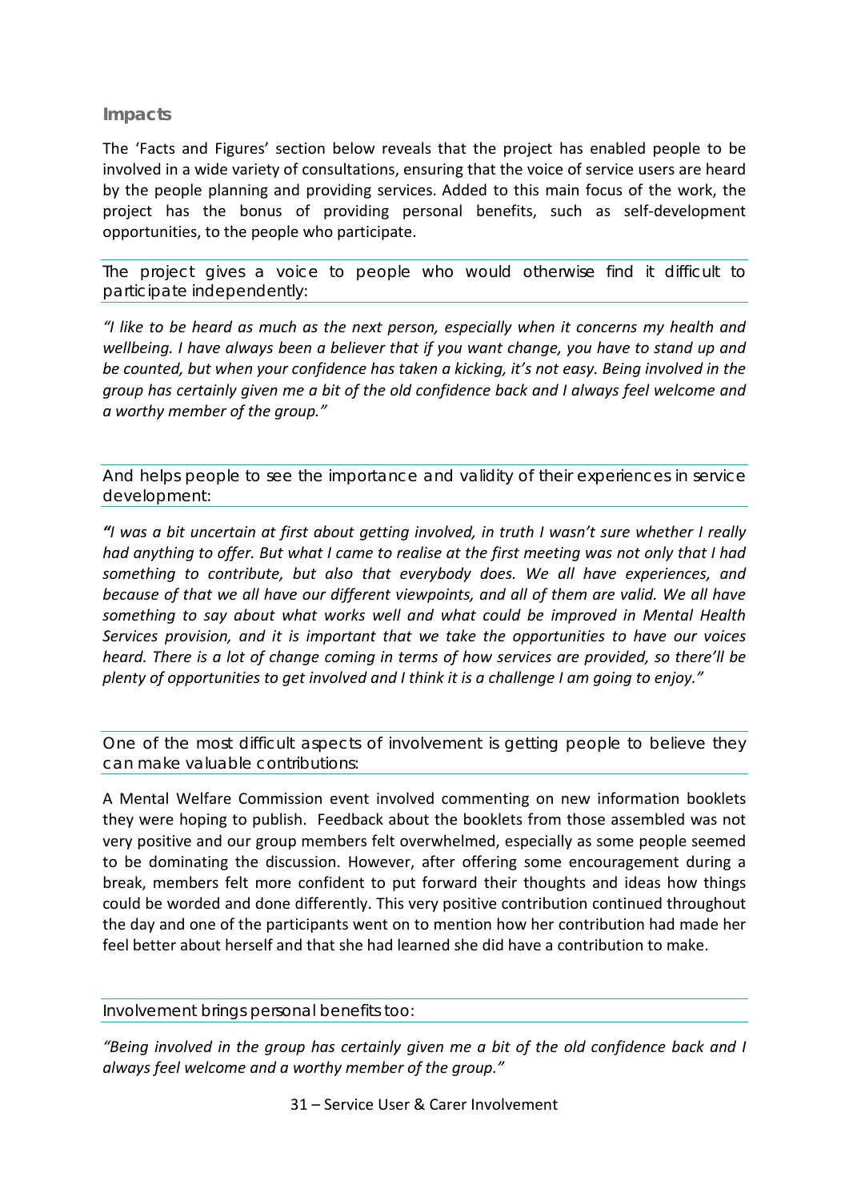## Impacts

The 'Facts and Figures' section below reveals that the project has enabled people to be involved in a wide variety of consultations, ensuring that the voice of service users are heard by the people planning and providing services. Added to this main focus of the work, the project has the bonus of providing personal benefits, such as self-development opportunities, to the people who participate.

### The project gives a voice to people who would otherwise find it difficult to participate independently:

*"I like to be heard as much as the next person, especially when it concerns my health and wellbeing. I have always been a believer that if you want change, you have to stand up and be counted, but when your confidence has taken a kicking, it's not easy. Being involved in the group has certainly given me a bit of the old confidence back and I always feel welcome and a worthy member of the group."*

### And helps people to see the importance and validity of their experiences in service development:

*"I was a bit uncertain at first about getting involved, in truth I wasn't sure whether I really had anything to offer. But what I came to realise at the first meeting was not only that I had something to contribute, but also that everybody does. We all have experiences, and because of that we all have our different viewpoints, and all of them are valid. We all have something to say about what works well and what could be improved in Mental Health Services provision, and it is important that we take the opportunities to have our voices heard. There is a lot of change coming in terms of how services are provided, so there'll be plenty of opportunities to get involved and I think it is a challenge I am going to enjoy."*

### One of the most difficult aspects of involvement is getting people to believe they can make valuable contributions:

A Mental Welfare Commission event involved commenting on new information booklets they were hoping to publish. Feedback about the booklets from those assembled was not very positive and our group members felt overwhelmed, especially as some people seemed to be dominating the discussion. However, after offering some encouragement during a break, members felt more confident to put forward their thoughts and ideas how things could be worded and done differently. This very positive contribution continued throughout the day and one of the participants went on to mention how her contribution had made her feel better about herself and that she had learned she did have a contribution to make.

### Involvement brings personal benefits too:

*"Being involved in the group has certainly given me a bit of the old confidence back and I always feel welcome and a worthy member of the group."*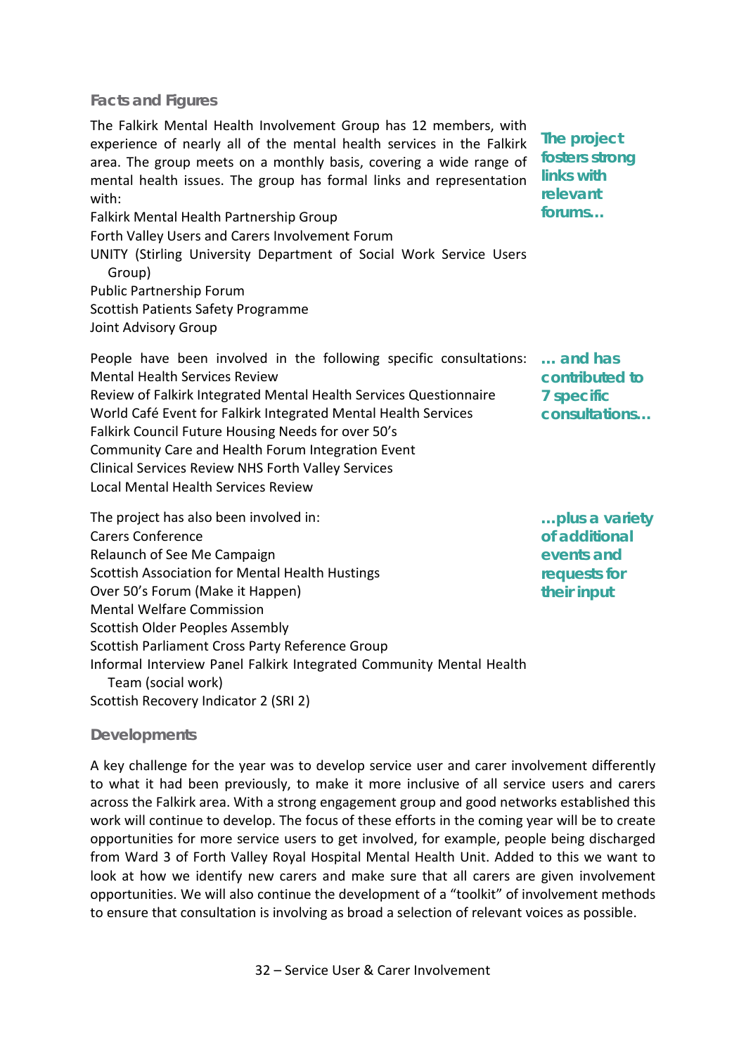## Facts and Figures

The Falkirk Mental Health Involvement Group has 12 members, with experience of nearly all of the mental health services in the Falkirk area. The group meets on a monthly basis, covering a wide range of mental health issues. The group has formal links and representation with:

*The project fosters strong links with relevant forums…*

Falkirk Mental Health Partnership Group
Forth Valley Users and Carers Involvement Forum
UNITY (Stirling University Department of Social Work Service Users Group)
Public Partnership Forum
Scottish Patients Safety Programme
Joint Advisory Group

People have been involved in the following specific consultations:

*… and has contributed to 7 specific consultations…*

Mental Health Services Review
Review of Falkirk Integrated Mental Health Services Questionnaire
World Café Event for Falkirk Integrated Mental Health Services
Falkirk Council Future Housing Needs for over 50's
Community Care and Health Forum Integration Event
Clinical Services Review NHS Forth Valley Services
Local Mental Health Services Review

The project has also been involved in:

*…plus a variety of additional events and requests for their input*

Carers Conference
Relaunch of See Me Campaign
Scottish Association for Mental Health Hustings
Over 50's Forum (Make it Happen)
Mental Welfare Commission
Scottish Older Peoples Assembly
Scottish Parliament Cross Party Reference Group
Informal Interview Panel Falkirk Integrated Community Mental Health Team (social work)
Scottish Recovery Indicator 2 (SRI 2)

## Developments

A key challenge for the year was to develop service user and carer involvement differently to what it had been previously, to make it more inclusive of all service users and carers across the Falkirk area. With a strong engagement group and good networks established this work will continue to develop. The focus of these efforts in the coming year will be to create opportunities for more service users to get involved, for example, people being discharged from Ward 3 of Forth Valley Royal Hospital Mental Health Unit. Added to this we want to look at how we identify new carers and make sure that all carers are given involvement opportunities. We will also continue the development of a "toolkit" of involvement methods to ensure that consultation is involving as broad a selection of relevant voices as possible.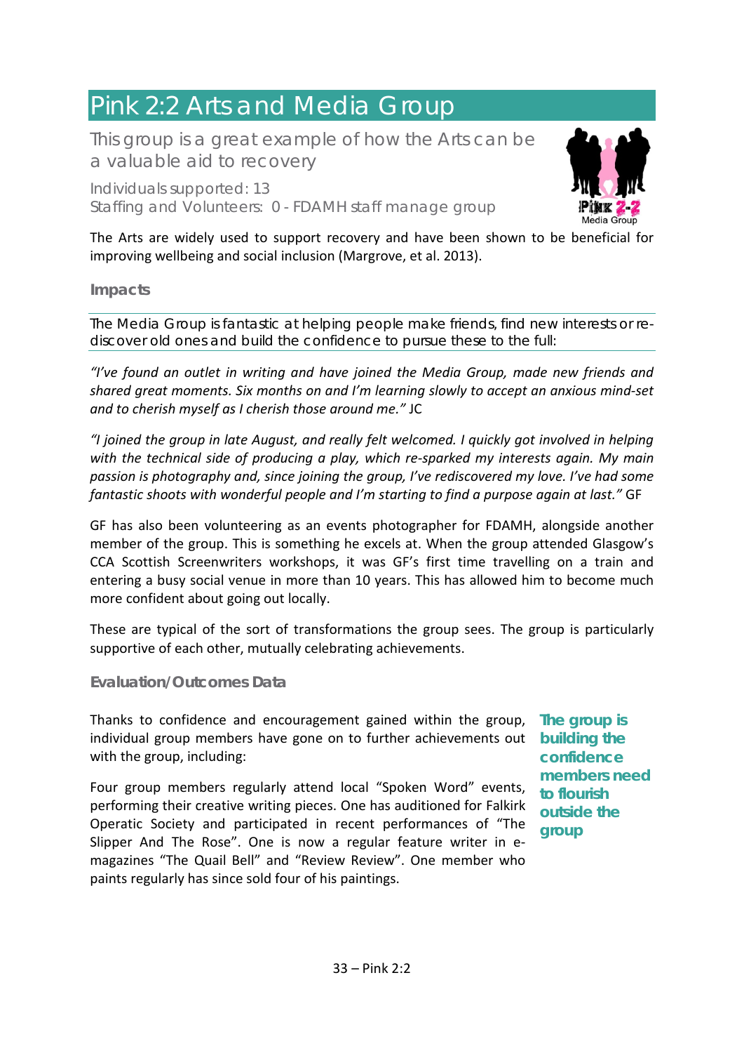# Pink 2:2 Arts and Media Group

This group is a great example of how the Arts can be a valuable aid to recovery

Individuals supported: 13
Staffing and Volunteers: 0 - FDAMH staff manage group

The Arts are widely used to support recovery and have been shown to be beneficial for improving wellbeing and social inclusion (Margrove, et al. 2013).

## Impacts

The Media Group is fantastic at helping people make friends, find new interests or re-discover old ones and build the confidence to pursue these to the full:

*"I've found an outlet in writing and have joined the Media Group, made new friends and shared great moments. Six months on and I'm learning slowly to accept an anxious mind-set and to cherish myself as I cherish those around me."* JC

*"I joined the group in late August, and really felt welcomed. I quickly got involved in helping with the technical side of producing a play, which re-sparked my interests again. My main passion is photography and, since joining the group, I've rediscovered my love. I've had some fantastic shoots with wonderful people and I'm starting to find a purpose again at last."* GF

GF has also been volunteering as an events photographer for FDAMH, alongside another member of the group. This is something he excels at. When the group attended Glasgow's CCA Scottish Screenwriters workshops, it was GF's first time travelling on a train and entering a busy social venue in more than 10 years. This has allowed him to become much more confident about going out locally.

These are typical of the sort of transformations the group sees. The group is particularly supportive of each other, mutually celebrating achievements.

## Evaluation/Outcomes Data

Thanks to confidence and encouragement gained within the group, individual group members have gone on to further achievements out with the group, including:

Four group members regularly attend local "Spoken Word" events, performing their creative writing pieces. One has auditioned for Falkirk Operatic Society and participated in recent performances of "The Slipper And The Rose". One is now a regular feature writer in e-magazines "The Quail Bell" and "Review Review". One member who paints regularly has since sold four of his paintings.

**The group is building the confidence members need to flourish outside the group**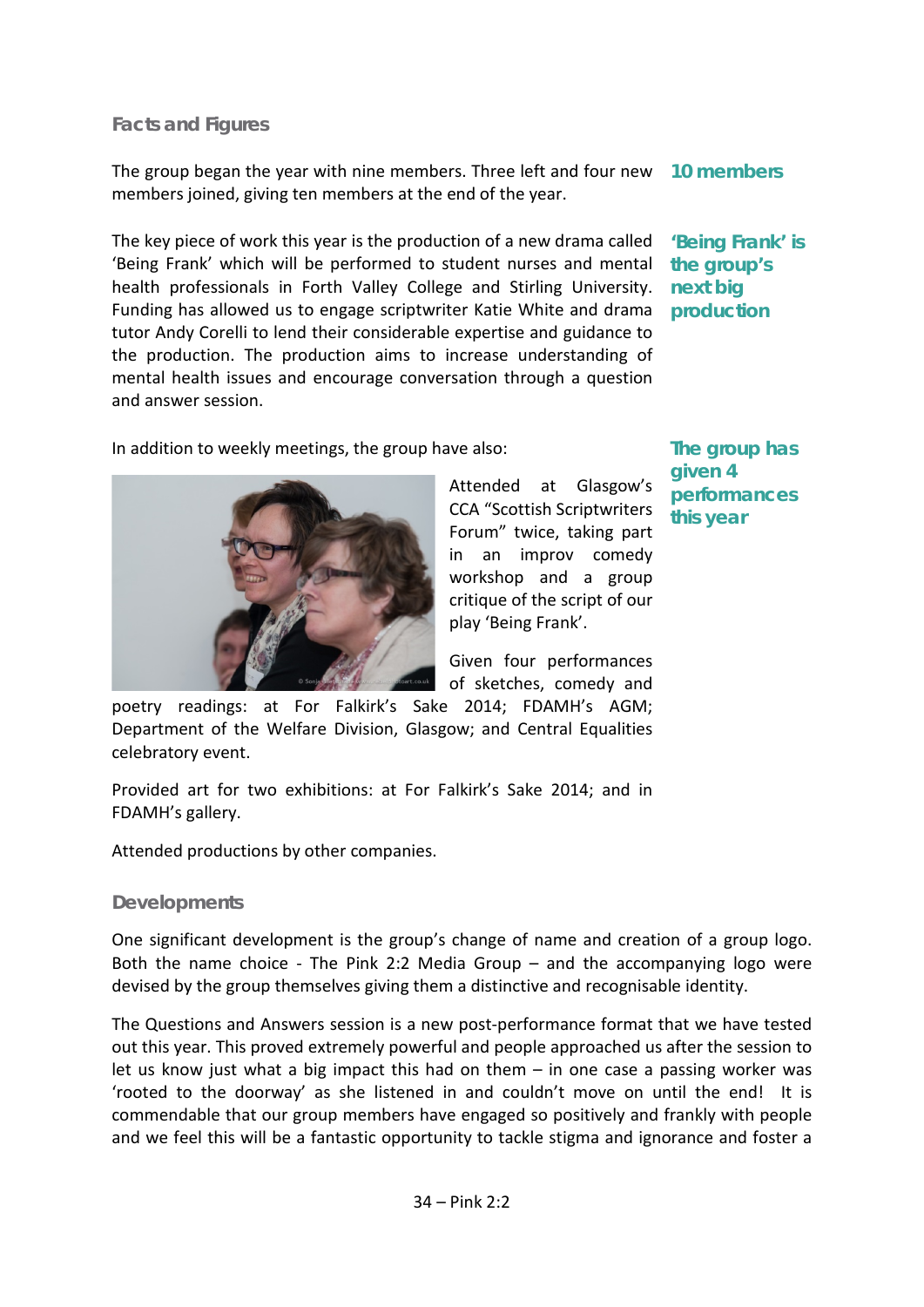## Facts and Figures

The group began the year with nine members. Three left and four new members joined, giving ten members at the end of the year.

**10 members**

The key piece of work this year is the production of a new drama called 'Being Frank' which will be performed to student nurses and mental health professionals in Forth Valley College and Stirling University. Funding has allowed us to engage scriptwriter Katie White and drama tutor Andy Corelli to lend their considerable expertise and guidance to the production. The production aims to increase understanding of mental health issues and encourage conversation through a question and answer session.

**'Being Frank' is the group's next big production**

In addition to weekly meetings, the group have also:

**The group has given 4 performances this year**

Attended at Glasgow's CCA "Scottish Scriptwriters Forum" twice, taking part in an improv comedy workshop and a group critique of the script of our play 'Being Frank'.

Given four performances of sketches, comedy and poetry readings: at For Falkirk's Sake 2014; FDAMH's AGM; Department of the Welfare Division, Glasgow; and Central Equalities celebratory event.

Provided art for two exhibitions: at For Falkirk's Sake 2014; and in FDAMH's gallery.

Attended productions by other companies.

## Developments

One significant development is the group's change of name and creation of a group logo. Both the name choice - The Pink 2:2 Media Group – and the accompanying logo were devised by the group themselves giving them a distinctive and recognisable identity.

The Questions and Answers session is a new post-performance format that we have tested out this year. This proved extremely powerful and people approached us after the session to let us know just what a big impact this had on them – in one case a passing worker was 'rooted to the doorway' as she listened in and couldn't move on until the end! It is commendable that our group members have engaged so positively and frankly with people and we feel this will be a fantastic opportunity to tackle stigma and ignorance and foster a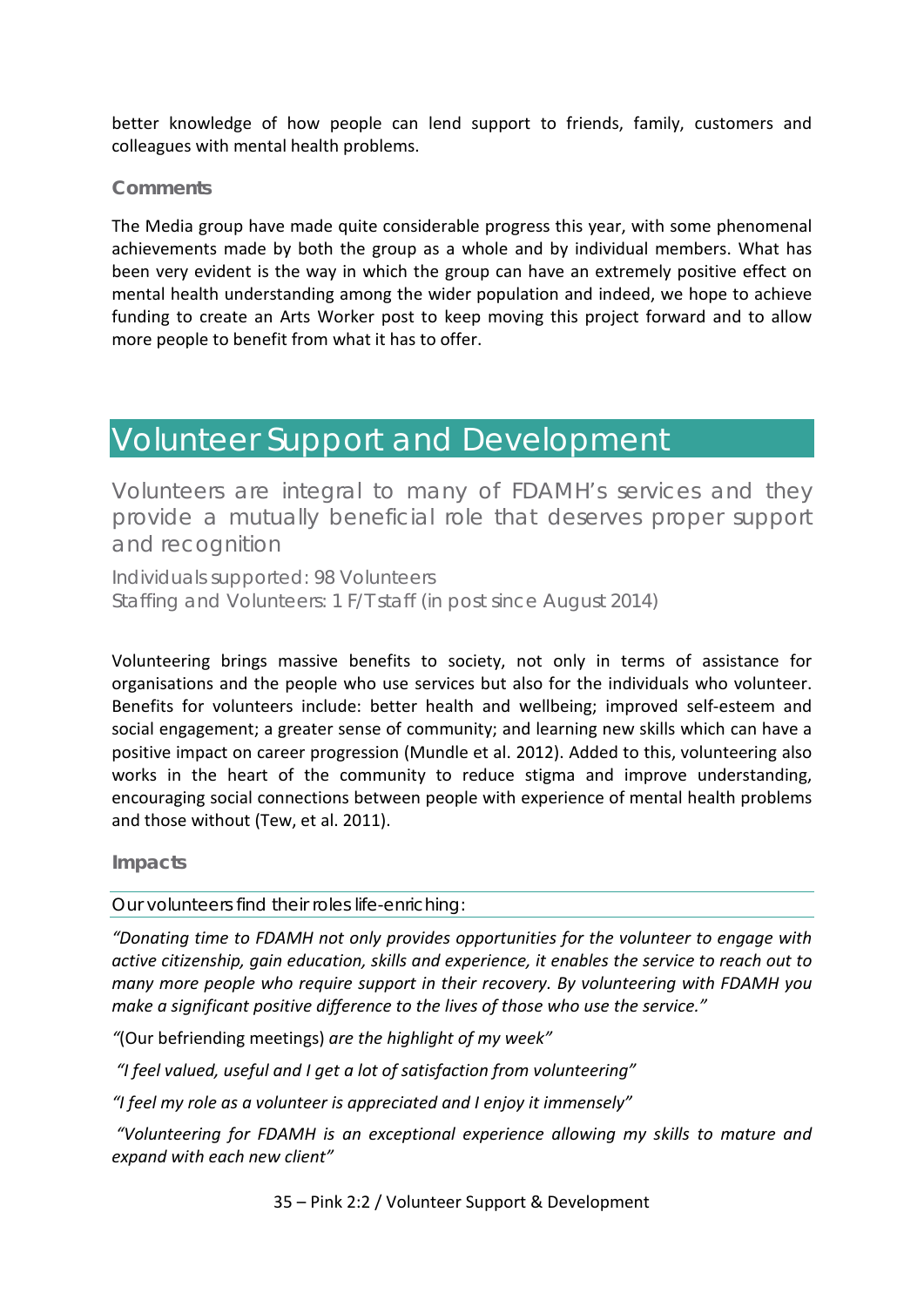better knowledge of how people can lend support to friends, family, customers and colleagues with mental health problems.

### Comments

The Media group have made quite considerable progress this year, with some phenomenal achievements made by both the group as a whole and by individual members. What has been very evident is the way in which the group can have an extremely positive effect on mental health understanding among the wider population and indeed, we hope to achieve funding to create an Arts Worker post to keep moving this project forward and to allow more people to benefit from what it has to offer.

# Volunteer Support and Development

Volunteers are integral to many of FDAMH's services and they provide a mutually beneficial role that deserves proper support and recognition

Individuals supported: 98 Volunteers
Staffing and Volunteers: 1 F/T staff (in post since August 2014)

Volunteering brings massive benefits to society, not only in terms of assistance for organisations and the people who use services but also for the individuals who volunteer. Benefits for volunteers include: better health and wellbeing; improved self-esteem and social engagement; a greater sense of community; and learning new skills which can have a positive impact on career progression (Mundle et al. 2012). Added to this, volunteering also works in the heart of the community to reduce stigma and improve understanding, encouraging social connections between people with experience of mental health problems and those without (Tew, et al. 2011).

### Impacts

Our volunteers find their roles life-enriching:

*"Donating time to FDAMH not only provides opportunities for the volunteer to engage with active citizenship, gain education, skills and experience, it enables the service to reach out to many more people who require support in their recovery. By volunteering with FDAMH you make a significant positive difference to the lives of those who use the service."*

"(Our befriending meetings) *are the highlight of my week"*

*"I feel valued, useful and I get a lot of satisfaction from volunteering"*

*"I feel my role as a volunteer is appreciated and I enjoy it immensely"*

*"Volunteering for FDAMH is an exceptional experience allowing my skills to mature and expand with each new client"*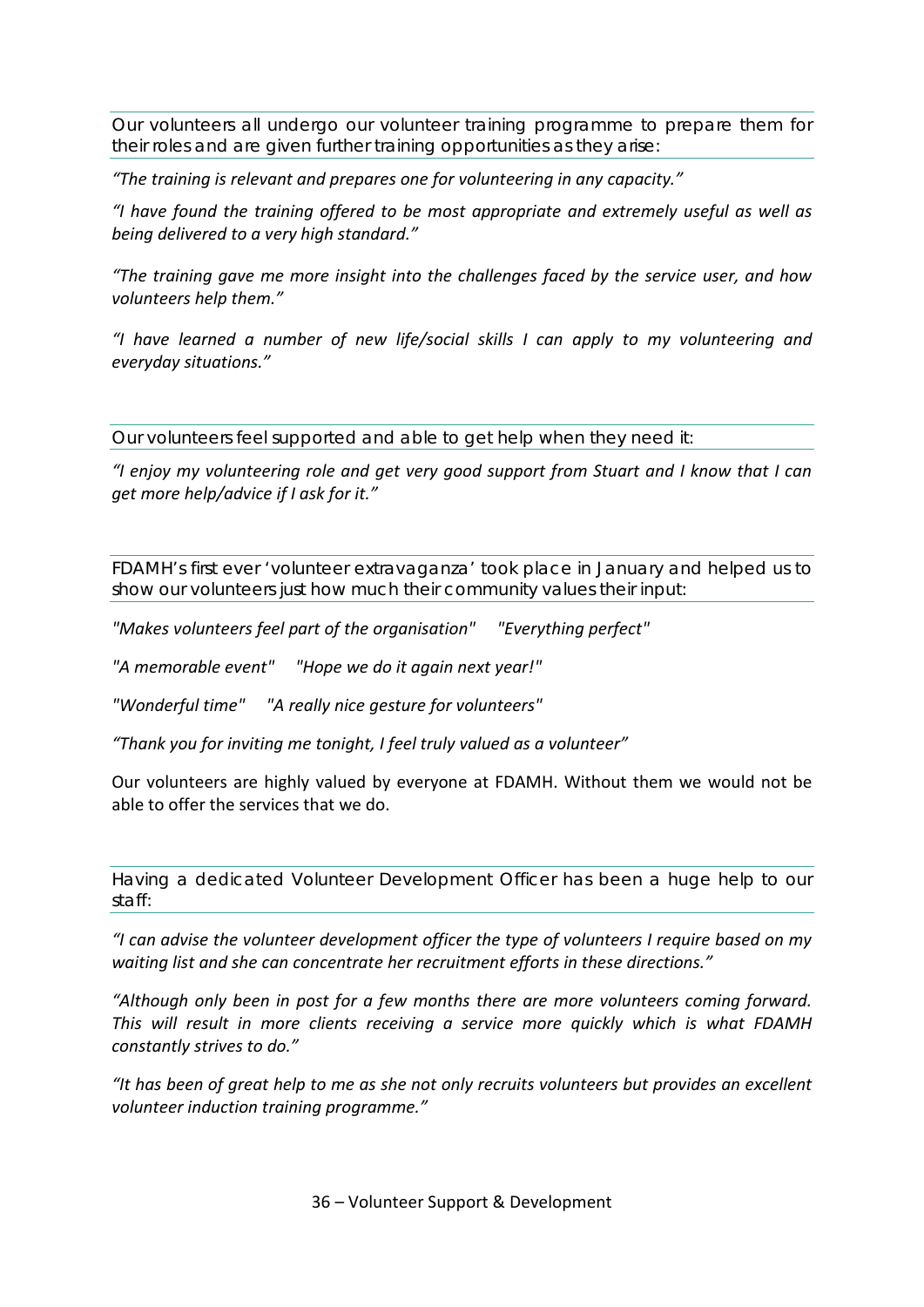### Our volunteers all undergo our volunteer training programme to prepare them for their roles and are given further training opportunities as they arise:

*“The training is relevant and prepares one for volunteering in any capacity.”*

*“I have found the training offered to be most appropriate and extremely useful as well as being delivered to a very high standard.”*

*“The training gave me more insight into the challenges faced by the service user, and how volunteers help them.”*

*“I have learned a number of new life/social skills I can apply to my volunteering and everyday situations.”*

### Our volunteers feel supported and able to get help when they need it:

*“I enjoy my volunteering role and get very good support from Stuart and I know that I can get more help/advice if I ask for it.”*

### FDAMH’s first ever ‘volunteer extravaganza’ took place in January and helped us to show our volunteers just how much their community values their input:

*"Makes volunteers feel part of the organisation"* *"Everything perfect"*

*"A memorable event"* *"Hope we do it again next year!"*

*"Wonderful time"* *"A really nice gesture for volunteers"*

*“Thank you for inviting me tonight, I feel truly valued as a volunteer”*

Our volunteers are highly valued by everyone at FDAMH. Without them we would not be able to offer the services that we do.

### Having a dedicated Volunteer Development Officer has been a huge help to our staff:

*“I can advise the volunteer development officer the type of volunteers I require based on my waiting list and she can concentrate her recruitment efforts in these directions.”*

*“Although only been in post for a few months there are more volunteers coming forward. This will result in more clients receiving a service more quickly which is what FDAMH constantly strives to do.”*

*“It has been of great help to me as she not only recruits volunteers but provides an excellent volunteer induction training programme.”*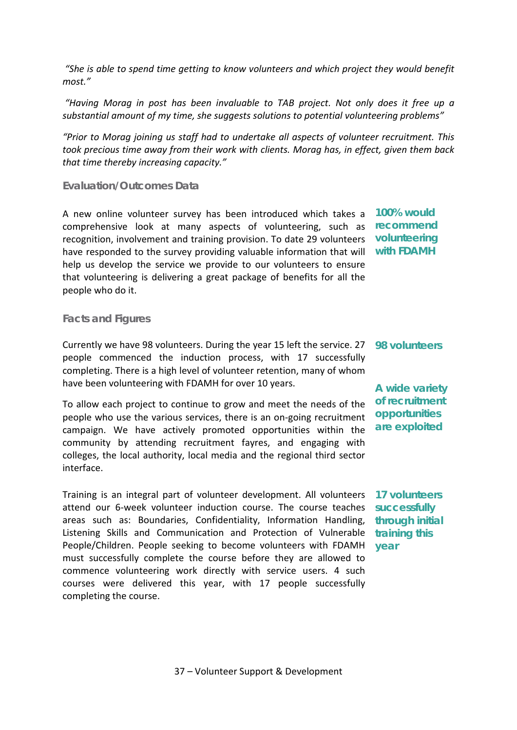*"She is able to spend time getting to know volunteers and which project they would benefit most."*

*"Having Morag in post has been invaluable to TAB project. Not only does it free up a substantial amount of my time, she suggests solutions to potential volunteering problems"*

*"Prior to Morag joining us staff had to undertake all aspects of volunteer recruitment. This took precious time away from their work with clients. Morag has, in effect, given them back that time thereby increasing capacity."*

### Evaluation/Outcomes Data

A new online volunteer survey has been introduced which takes a comprehensive look at many aspects of volunteering, such as recognition, involvement and training provision. To date 29 volunteers have responded to the survey providing valuable information that will help us develop the service we provide to our volunteers to ensure that volunteering is delivering a great package of benefits for all the people who do it.

**100% would recommend volunteering with FDAMH**

### Facts and Figures

Currently we have 98 volunteers. During the year 15 left the service. 27 people commenced the induction process, with 17 successfully completing. There is a high level of volunteer retention, many of whom have been volunteering with FDAMH for over 10 years.

**98 volunteers**

To allow each project to continue to grow and meet the needs of the people who use the various services, there is an on-going recruitment campaign. We have actively promoted opportunities within the community by attending recruitment fayres, and engaging with colleges, the local authority, local media and the regional third sector interface.

**A wide variety of recruitment opportunities are exploited**

Training is an integral part of volunteer development. All volunteers attend our 6-week volunteer induction course. The course teaches areas such as: Boundaries, Confidentiality, Information Handling, Listening Skills and Communication and Protection of Vulnerable People/Children. People seeking to become volunteers with FDAMH must successfully complete the course before they are allowed to commence volunteering work directly with service users. 4 such courses were delivered this year, with 17 people successfully completing the course.

**17 volunteers successfully through initial training this year**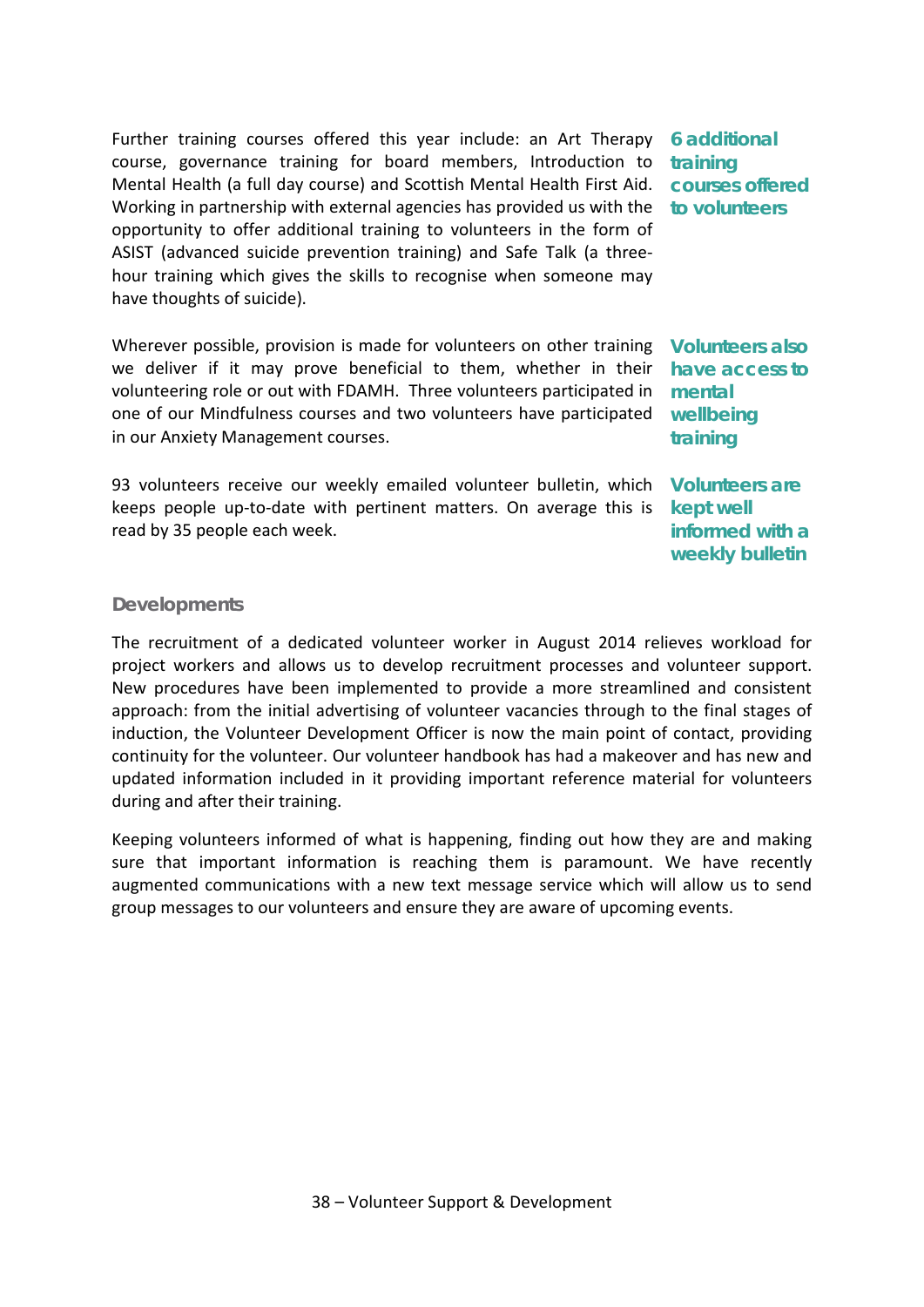Further training courses offered this year include: an Art Therapy course, governance training for board members, Introduction to Mental Health (a full day course) and Scottish Mental Health First Aid. Working in partnership with external agencies has provided us with the opportunity to offer additional training to volunteers in the form of ASIST (advanced suicide prevention training) and Safe Talk (a three-hour training which gives the skills to recognise when someone may have thoughts of suicide).

**6 additional training courses offered to volunteers**

Wherever possible, provision is made for volunteers on other training we deliver if it may prove beneficial to them, whether in their volunteering role or out with FDAMH. Three volunteers participated in one of our Mindfulness courses and two volunteers have participated in our Anxiety Management courses.

**Volunteers also have access to mental wellbeing training**

93 volunteers receive our weekly emailed volunteer bulletin, which keeps people up-to-date with pertinent matters. On average this is read by 35 people each week.

**Volunteers are kept well informed with a weekly bulletin**

### Developments

The recruitment of a dedicated volunteer worker in August 2014 relieves workload for project workers and allows us to develop recruitment processes and volunteer support. New procedures have been implemented to provide a more streamlined and consistent approach: from the initial advertising of volunteer vacancies through to the final stages of induction, the Volunteer Development Officer is now the main point of contact, providing continuity for the volunteer. Our volunteer handbook has had a makeover and has new and updated information included in it providing important reference material for volunteers during and after their training.

Keeping volunteers informed of what is happening, finding out how they are and making sure that important information is reaching them is paramount. We have recently augmented communications with a new text message service which will allow us to send group messages to our volunteers and ensure they are aware of upcoming events.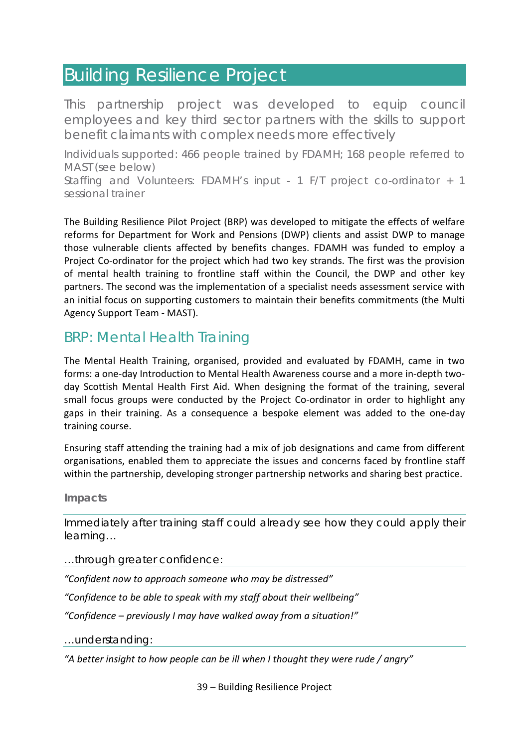# Building Resilience Project

This partnership project was developed to equip council employees and key third sector partners with the skills to support benefit claimants with complex needs more effectively

Individuals supported: 466 people trained by FDAMH; 168 people referred to MAST (see below)

Staffing and Volunteers: FDAMH's input - 1 F/T project co-ordinator + 1 sessional trainer

The Building Resilience Pilot Project (BRP) was developed to mitigate the effects of welfare reforms for Department for Work and Pensions (DWP) clients and assist DWP to manage those vulnerable clients affected by benefits changes. FDAMH was funded to employ a Project Co-ordinator for the project which had two key strands. The first was the provision of mental health training to frontline staff within the Council, the DWP and other key partners. The second was the implementation of a specialist needs assessment service with an initial focus on supporting customers to maintain their benefits commitments (the Multi Agency Support Team - MAST).

## BRP: Mental Health Training

The Mental Health Training, organised, provided and evaluated by FDAMH, came in two forms: a one-day Introduction to Mental Health Awareness course and a more in-depth two-day Scottish Mental Health First Aid. When designing the format of the training, several small focus groups were conducted by the Project Co-ordinator in order to highlight any gaps in their training. As a consequence a bespoke element was added to the one-day training course.

Ensuring staff attending the training had a mix of job designations and came from different organisations, enabled them to appreciate the issues and concerns faced by frontline staff within the partnership, developing stronger partnership networks and sharing best practice.

### Impacts

Immediately after training staff could already see how they could apply their learning…

…through greater confidence:

*"Confident now to approach someone who may be distressed"*

*"Confidence to be able to speak with my staff about their wellbeing"*

*"Confidence – previously I may have walked away from a situation!"*

…understanding:

*"A better insight to how people can be ill when I thought they were rude / angry"*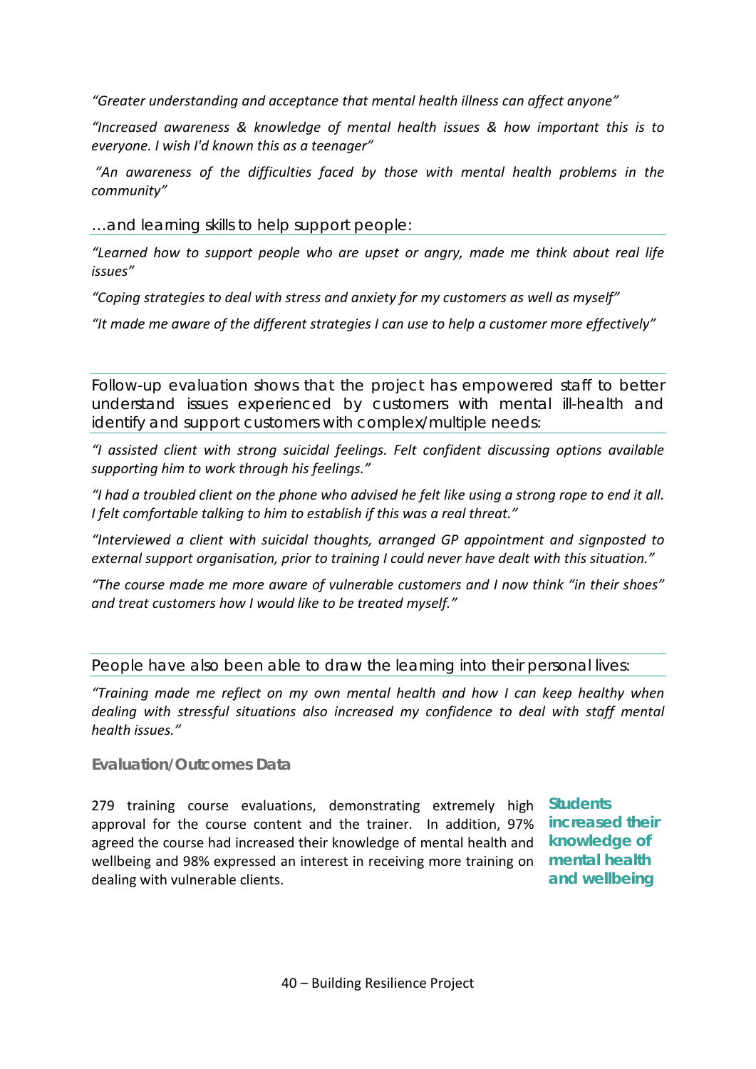*"Greater understanding and acceptance that mental health illness can affect anyone"*

*"Increased awareness & knowledge of mental health issues & how important this is to everyone. I wish I'd known this as a teenager"*

*"An awareness of the difficulties faced by those with mental health problems in the community"*

…and learning skills to help support people:

*"Learned how to support people who are upset or angry, made me think about real life issues"*

*"Coping strategies to deal with stress and anxiety for my customers as well as myself"*

*"It made me aware of the different strategies I can use to help a customer more effectively"*

Follow-up evaluation shows that the project has empowered staff to better understand issues experienced by customers with mental ill-health and identify and support customers with complex/multiple needs:

*"I assisted client with strong suicidal feelings. Felt confident discussing options available supporting him to work through his feelings."*

*"I had a troubled client on the phone who advised he felt like using a strong rope to end it all. I felt comfortable talking to him to establish if this was a real threat."*

*"Interviewed a client with suicidal thoughts, arranged GP appointment and signposted to external support organisation, prior to training I could never have dealt with this situation."*

*"The course made me more aware of vulnerable customers and I now think "in their shoes" and treat customers how I would like to be treated myself."*

People have also been able to draw the learning into their personal lives:

*"Training made me reflect on my own mental health and how I can keep healthy when dealing with stressful situations also increased my confidence to deal with staff mental health issues."*

**Evaluation/Outcomes Data**

279 training course evaluations, demonstrating extremely high approval for the course content and the trainer. In addition, 97% agreed the course had increased their knowledge of mental health and wellbeing and 98% expressed an interest in receiving more training on dealing with vulnerable clients.

**Students increased their knowledge of mental health and wellbeing**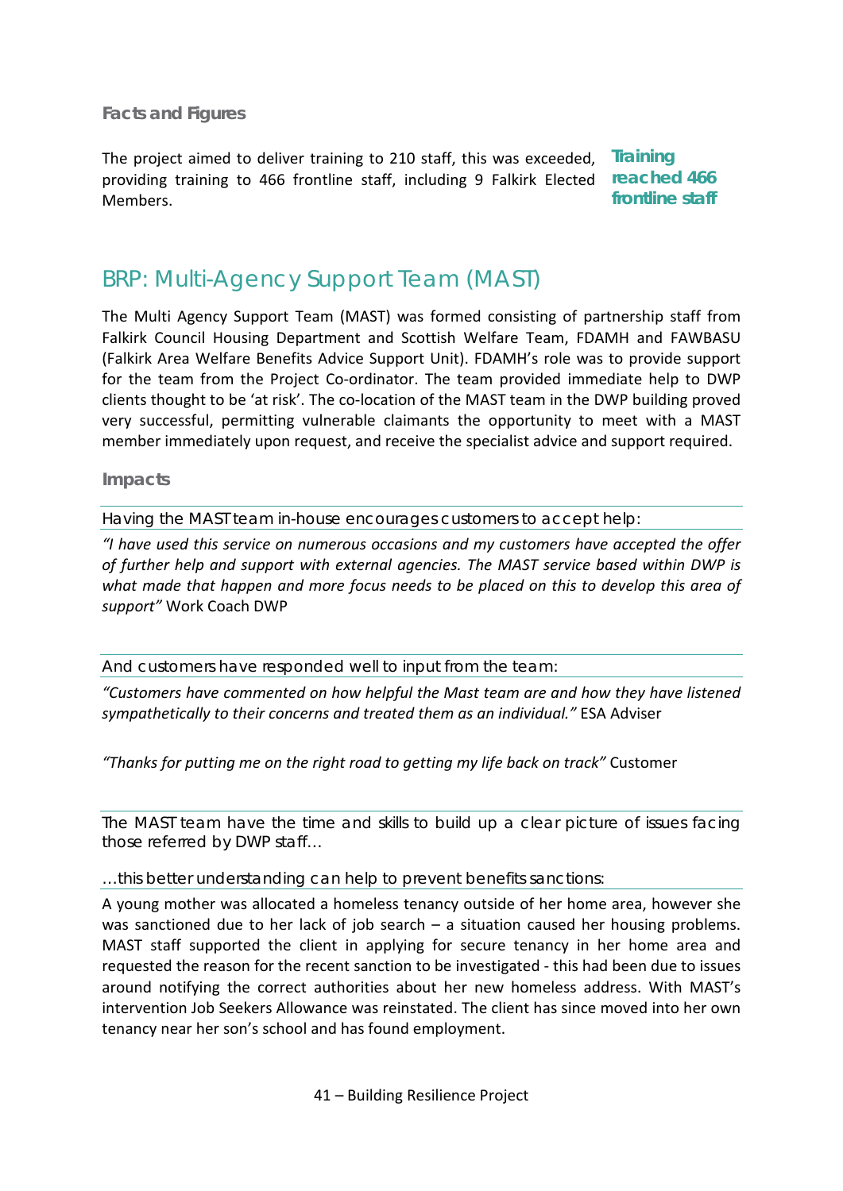### Facts and Figures

The project aimed to deliver training to 210 staff, this was exceeded, providing training to 466 frontline staff, including 9 Falkirk Elected Members.

**Training reached 466 frontline staff**

## BRP: Multi-Agency Support Team (MAST)

The Multi Agency Support Team (MAST) was formed consisting of partnership staff from Falkirk Council Housing Department and Scottish Welfare Team, FDAMH and FAWBASU (Falkirk Area Welfare Benefits Advice Support Unit). FDAMH's role was to provide support for the team from the Project Co-ordinator. The team provided immediate help to DWP clients thought to be 'at risk'. The co-location of the MAST team in the DWP building proved very successful, permitting vulnerable claimants the opportunity to meet with a MAST member immediately upon request, and receive the specialist advice and support required.

### Impacts

Having the MAST team in-house encourages customers to accept help:

*"I have used this service on numerous occasions and my customers have accepted the offer of further help and support with external agencies. The MAST service based within DWP is what made that happen and more focus needs to be placed on this to develop this area of support"* Work Coach DWP

And customers have responded well to input from the team:

*"Customers have commented on how helpful the Mast team are and how they have listened sympathetically to their concerns and treated them as an individual."* ESA Adviser

*"Thanks for putting me on the right road to getting my life back on track"* Customer

The MAST team have the time and skills to build up a clear picture of issues facing those referred by DWP staff...

...this better understanding can help to prevent benefits sanctions:

A young mother was allocated a homeless tenancy outside of her home area, however she was sanctioned due to her lack of job search – a situation caused her housing problems. MAST staff supported the client in applying for secure tenancy in her home area and requested the reason for the recent sanction to be investigated - this had been due to issues around notifying the correct authorities about her new homeless address. With MAST's intervention Job Seekers Allowance was reinstated. The client has since moved into her own tenancy near her son's school and has found employment.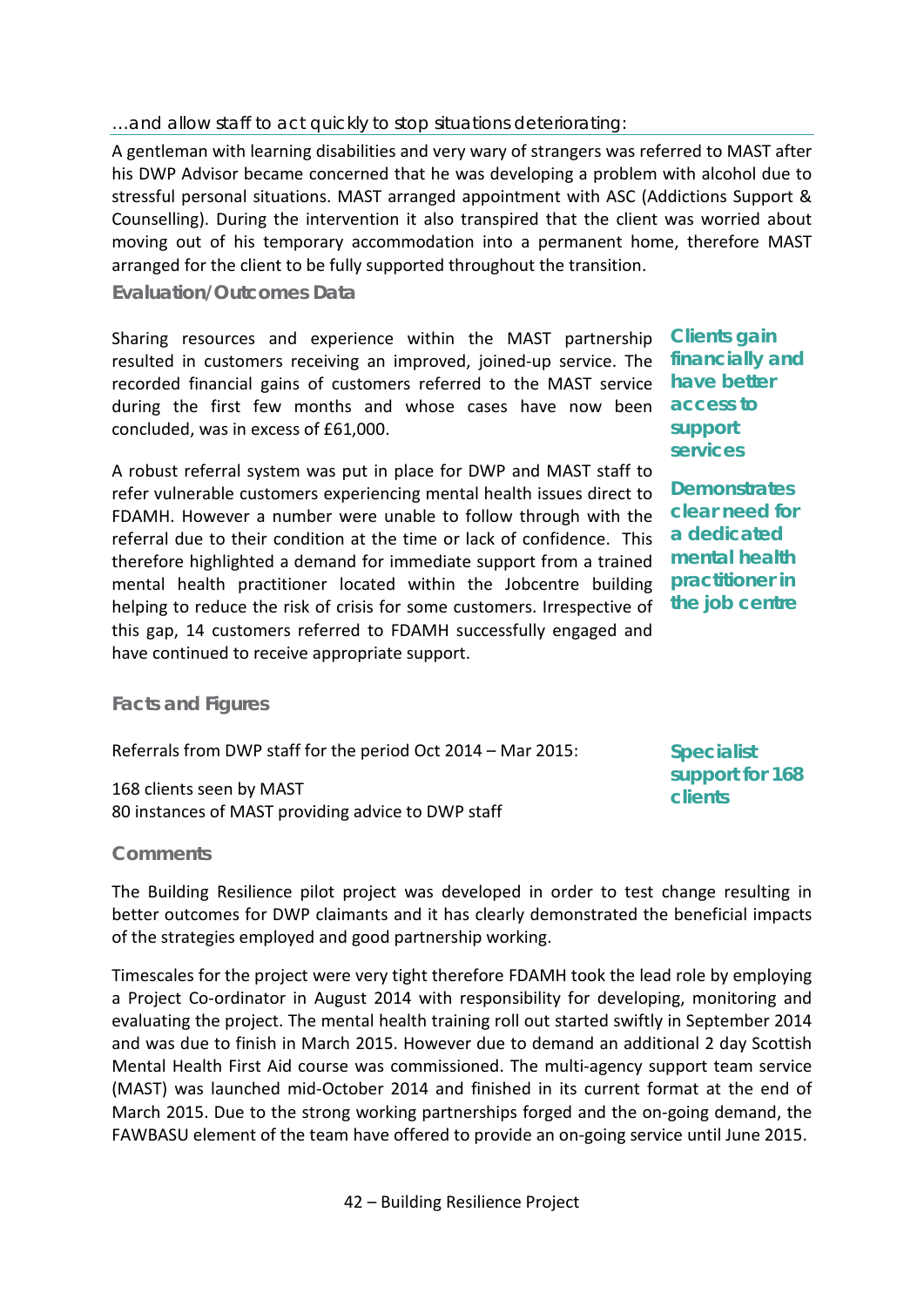*...and allow staff to act quickly to stop situations deteriorating:*

A gentleman with learning disabilities and very wary of strangers was referred to MAST after his DWP Advisor became concerned that he was developing a problem with alcohol due to stressful personal situations. MAST arranged appointment with ASC (Addictions Support & Counselling). During the intervention it also transpired that the client was worried about moving out of his temporary accommodation into a permanent home, therefore MAST arranged for the client to be fully supported throughout the transition.

### Evaluation/Outcomes Data

Sharing resources and experience within the MAST partnership resulted in customers receiving an improved, joined-up service. The recorded financial gains of customers referred to the MAST service during the first few months and whose cases have now been concluded, was in excess of £61,000.

**Clients gain financially and have better access to support services**

A robust referral system was put in place for DWP and MAST staff to refer vulnerable customers experiencing mental health issues direct to FDAMH. However a number were unable to follow through with the referral due to their condition at the time or lack of confidence. This therefore highlighted a demand for immediate support from a trained mental health practitioner located within the Jobcentre building helping to reduce the risk of crisis for some customers. Irrespective of this gap, 14 customers referred to FDAMH successfully engaged and have continued to receive appropriate support.

**Demonstrates clear need for a dedicated mental health practitioner in the job centre**

### Facts and Figures

Referrals from DWP staff for the period Oct 2014 – Mar 2015:

168 clients seen by MAST
80 instances of MAST providing advice to DWP staff

**Specialist support for 168 clients**

### Comments

The Building Resilience pilot project was developed in order to test change resulting in better outcomes for DWP claimants and it has clearly demonstrated the beneficial impacts of the strategies employed and good partnership working.

Timescales for the project were very tight therefore FDAMH took the lead role by employing a Project Co-ordinator in August 2014 with responsibility for developing, monitoring and evaluating the project. The mental health training roll out started swiftly in September 2014 and was due to finish in March 2015. However due to demand an additional 2 day Scottish Mental Health First Aid course was commissioned. The multi-agency support team service (MAST) was launched mid-October 2014 and finished in its current format at the end of March 2015. Due to the strong working partnerships forged and the on-going demand, the FAWBASU element of the team have offered to provide an on-going service until June 2015.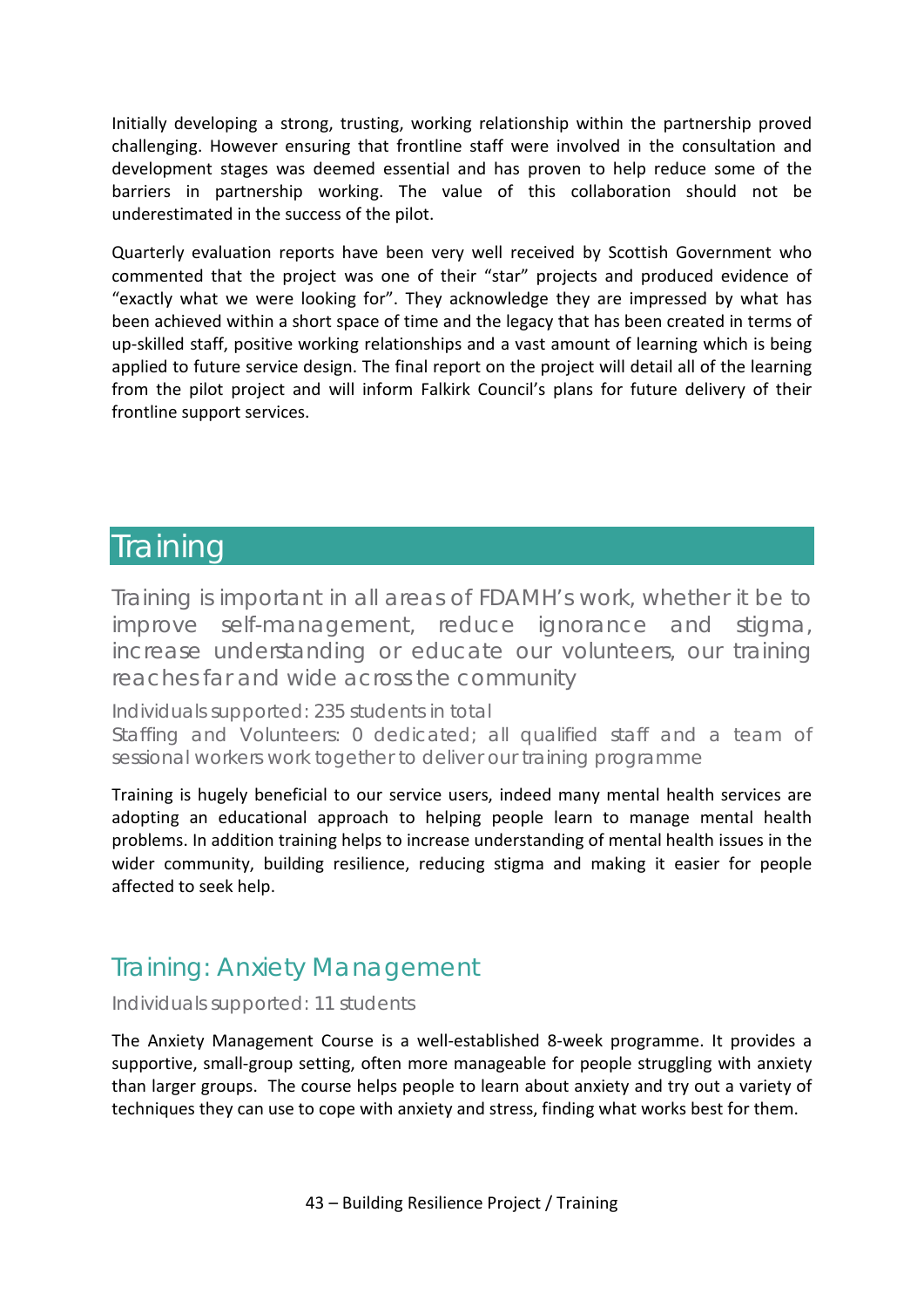Initially developing a strong, trusting, working relationship within the partnership proved challenging. However ensuring that frontline staff were involved in the consultation and development stages was deemed essential and has proven to help reduce some of the barriers in partnership working. The value of this collaboration should not be underestimated in the success of the pilot.

Quarterly evaluation reports have been very well received by Scottish Government who commented that the project was one of their "star" projects and produced evidence of "exactly what we were looking for". They acknowledge they are impressed by what has been achieved within a short space of time and the legacy that has been created in terms of up-skilled staff, positive working relationships and a vast amount of learning which is being applied to future service design. The final report on the project will detail all of the learning from the pilot project and will inform Falkirk Council's plans for future delivery of their frontline support services.

# Training

Training is important in all areas of FDAMH's work, whether it be to improve self-management, reduce ignorance and stigma, increase understanding or educate our volunteers, our training reaches far and wide across the community

Individuals supported: 235 students in total
Staffing and Volunteers: 0 dedicated; all qualified staff and a team of sessional workers work together to deliver our training programme

Training is hugely beneficial to our service users, indeed many mental health services are adopting an educational approach to helping people learn to manage mental health problems. In addition training helps to increase understanding of mental health issues in the wider community, building resilience, reducing stigma and making it easier for people affected to seek help.

## Training: Anxiety Management

Individuals supported: 11 students

The Anxiety Management Course is a well-established 8-week programme. It provides a supportive, small-group setting, often more manageable for people struggling with anxiety than larger groups. The course helps people to learn about anxiety and try out a variety of techniques they can use to cope with anxiety and stress, finding what works best for them.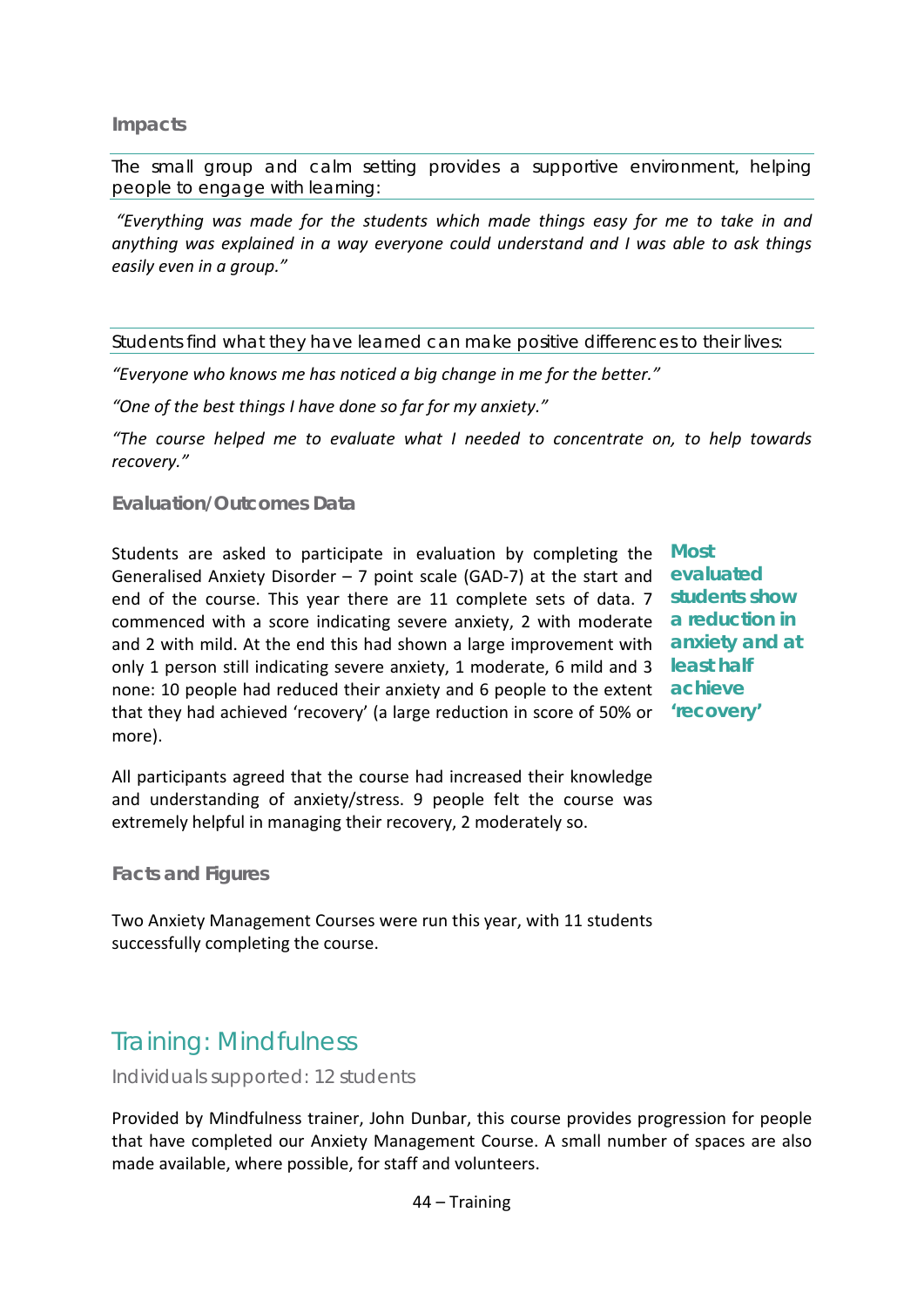### Impacts

The small group and calm setting provides a supportive environment, helping people to engage with learning:

*"Everything was made for the students which made things easy for me to take in and anything was explained in a way everyone could understand and I was able to ask things easily even in a group."*

Students find what they have learned can make positive differences to their lives:

*"Everyone who knows me has noticed a big change in me for the better."*

*"One of the best things I have done so far for my anxiety."*

*"The course helped me to evaluate what I needed to concentrate on, to help towards recovery."*

### Evaluation/Outcomes Data

**Most evaluated students show a reduction in anxiety and at least half achieve 'recovery'**

Students are asked to participate in evaluation by completing the Generalised Anxiety Disorder – 7 point scale (GAD-7) at the start and end of the course. This year there are 11 complete sets of data. 7 commenced with a score indicating severe anxiety, 2 with moderate and 2 with mild. At the end this had shown a large improvement with only 1 person still indicating severe anxiety, 1 moderate, 6 mild and 3 none: 10 people had reduced their anxiety and 6 people to the extent that they had achieved 'recovery' (a large reduction in score of 50% or more).

All participants agreed that the course had increased their knowledge and understanding of anxiety/stress. 9 people felt the course was extremely helpful in managing their recovery, 2 moderately so.

### Facts and Figures

Two Anxiety Management Courses were run this year, with 11 students successfully completing the course.

## Training: Mindfulness

Individuals supported: 12 students

Provided by Mindfulness trainer, John Dunbar, this course provides progression for people that have completed our Anxiety Management Course. A small number of spaces are also made available, where possible, for staff and volunteers.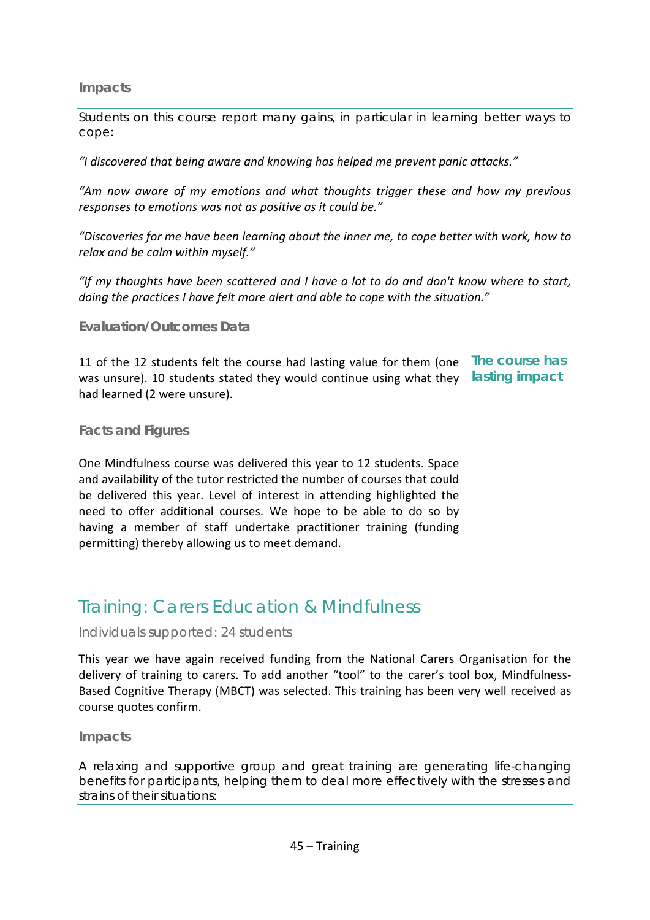### Impacts

Students on this course report many gains, in particular in learning better ways to cope:

*"I discovered that being aware and knowing has helped me prevent panic attacks."*

*"Am now aware of my emotions and what thoughts trigger these and how my previous responses to emotions was not as positive as it could be."*

*"Discoveries for me have been learning about the inner me, to cope better with work, how to relax and be calm within myself."*

*"If my thoughts have been scattered and I have a lot to do and don't know where to start, doing the practices I have felt more alert and able to cope with the situation."*

### Evaluation/Outcomes Data

**The course has lasting impact**

11 of the 12 students felt the course had lasting value for them (one was unsure). 10 students stated they would continue using what they had learned (2 were unsure).

### Facts and Figures

One Mindfulness course was delivered this year to 12 students. Space and availability of the tutor restricted the number of courses that could be delivered this year. Level of interest in attending highlighted the need to offer additional courses. We hope to be able to do so by having a member of staff undertake practitioner training (funding permitting) thereby allowing us to meet demand.

## Training: Carers Education & Mindfulness

Individuals supported: 24 students

This year we have again received funding from the National Carers Organisation for the delivery of training to carers. To add another "tool" to the carer's tool box, Mindfulness-Based Cognitive Therapy (MBCT) was selected. This training has been very well received as course quotes confirm.

### Impacts

A relaxing and supportive group and great training are generating life-changing benefits for participants, helping them to deal more effectively with the stresses and strains of their situations: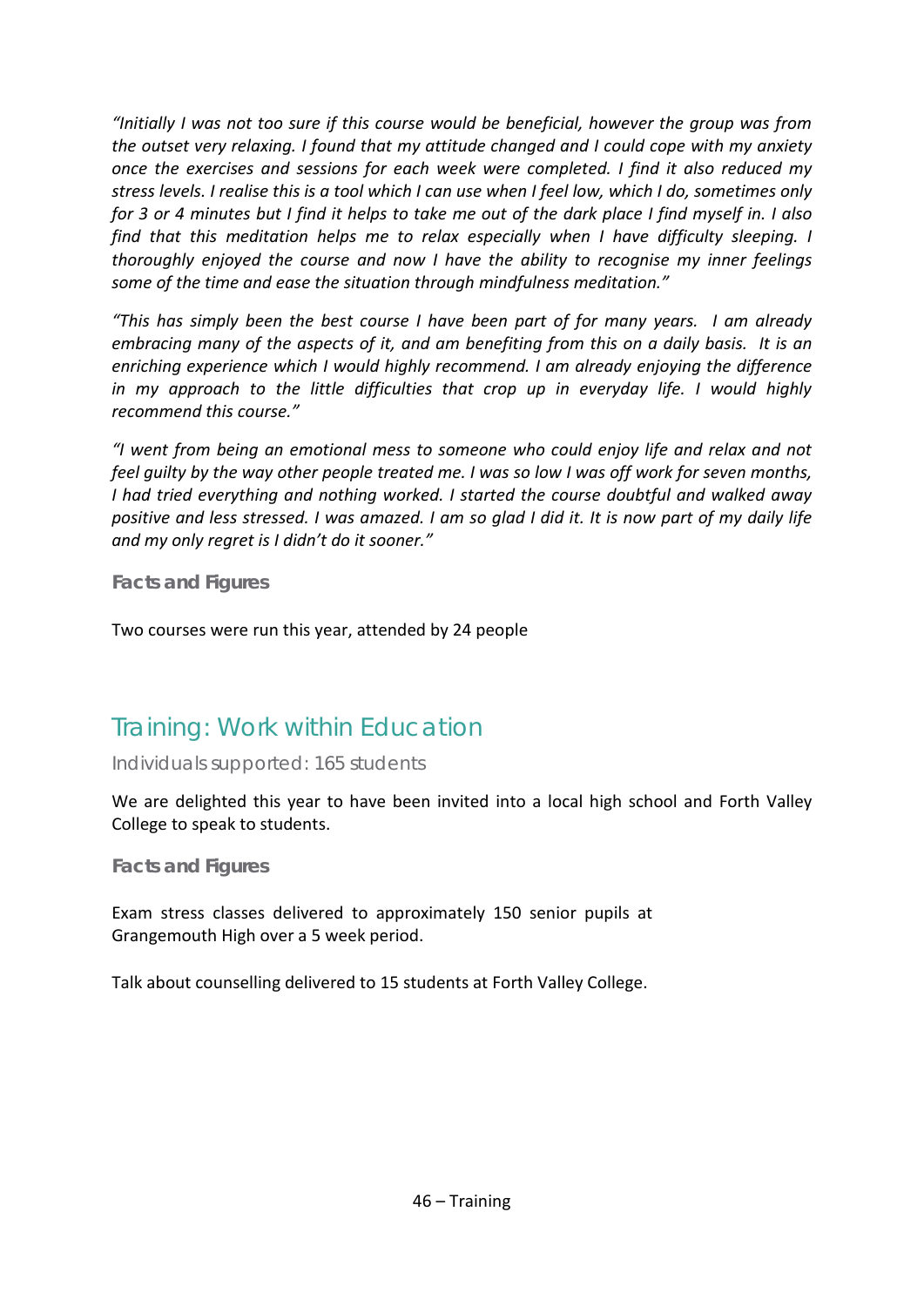*"Initially I was not too sure if this course would be beneficial, however the group was from the outset very relaxing. I found that my attitude changed and I could cope with my anxiety once the exercises and sessions for each week were completed. I find it also reduced my stress levels. I realise this is a tool which I can use when I feel low, which I do, sometimes only for 3 or 4 minutes but I find it helps to take me out of the dark place I find myself in. I also find that this meditation helps me to relax especially when I have difficulty sleeping. I thoroughly enjoyed the course and now I have the ability to recognise my inner feelings some of the time and ease the situation through mindfulness meditation."*

*"This has simply been the best course I have been part of for many years. I am already embracing many of the aspects of it, and am benefiting from this on a daily basis. It is an enriching experience which I would highly recommend. I am already enjoying the difference in my approach to the little difficulties that crop up in everyday life. I would highly recommend this course."*

*"I went from being an emotional mess to someone who could enjoy life and relax and not feel guilty by the way other people treated me. I was so low I was off work for seven months, I had tried everything and nothing worked. I started the course doubtful and walked away positive and less stressed. I was amazed. I am so glad I did it. It is now part of my daily life and my only regret is I didn't do it sooner."*

### Facts and Figures

Two courses were run this year, attended by 24 people

## Training: Work within Education

Individuals supported: 165 students

We are delighted this year to have been invited into a local high school and Forth Valley College to speak to students.

### Facts and Figures

Exam stress classes delivered to approximately 150 senior pupils at Grangemouth High over a 5 week period.

Talk about counselling delivered to 15 students at Forth Valley College.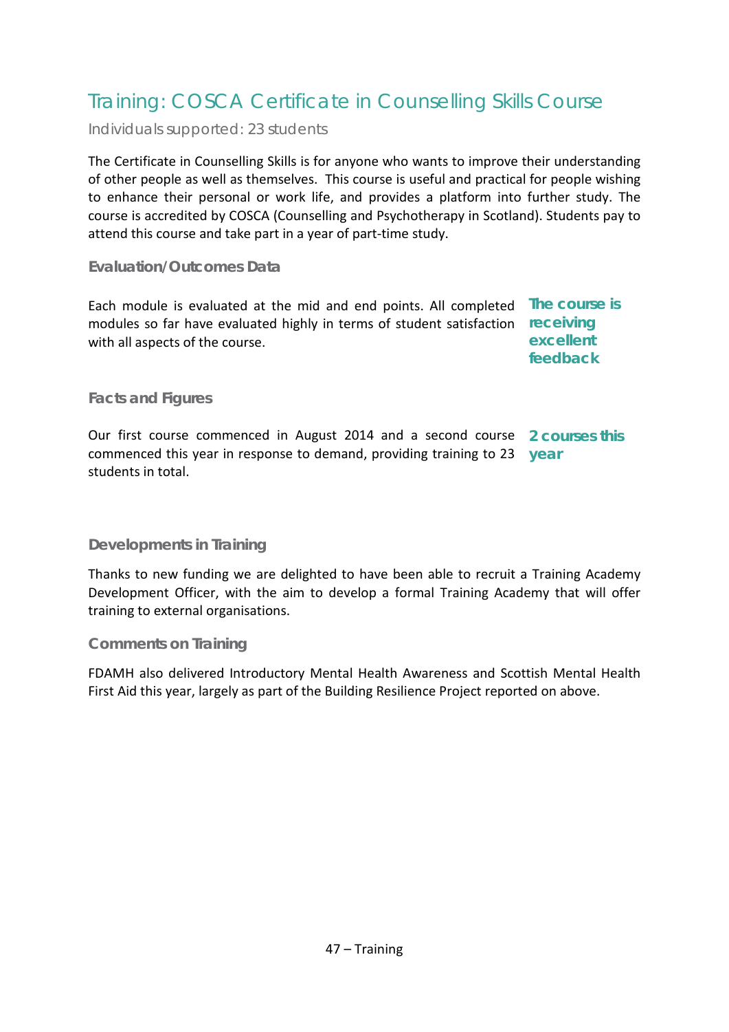## Training: COSCA Certificate in Counselling Skills Course

Individuals supported: 23 students

The Certificate in Counselling Skills is for anyone who wants to improve their understanding of other people as well as themselves. This course is useful and practical for people wishing to enhance their personal or work life, and provides a platform into further study. The course is accredited by COSCA (Counselling and Psychotherapy in Scotland). Students pay to attend this course and take part in a year of part-time study.

### Evaluation/Outcomes Data

Each module is evaluated at the mid and end points. All completed modules so far have evaluated highly in terms of student satisfaction with all aspects of the course.

**The course is receiving excellent feedback**

### Facts and Figures

Our first course commenced in August 2014 and a second course commenced this year in response to demand, providing training to 23 students in total.

**2 courses this year**

### Developments in Training

Thanks to new funding we are delighted to have been able to recruit a Training Academy Development Officer, with the aim to develop a formal Training Academy that will offer training to external organisations.

### Comments on Training

FDAMH also delivered Introductory Mental Health Awareness and Scottish Mental Health First Aid this year, largely as part of the Building Resilience Project reported on above.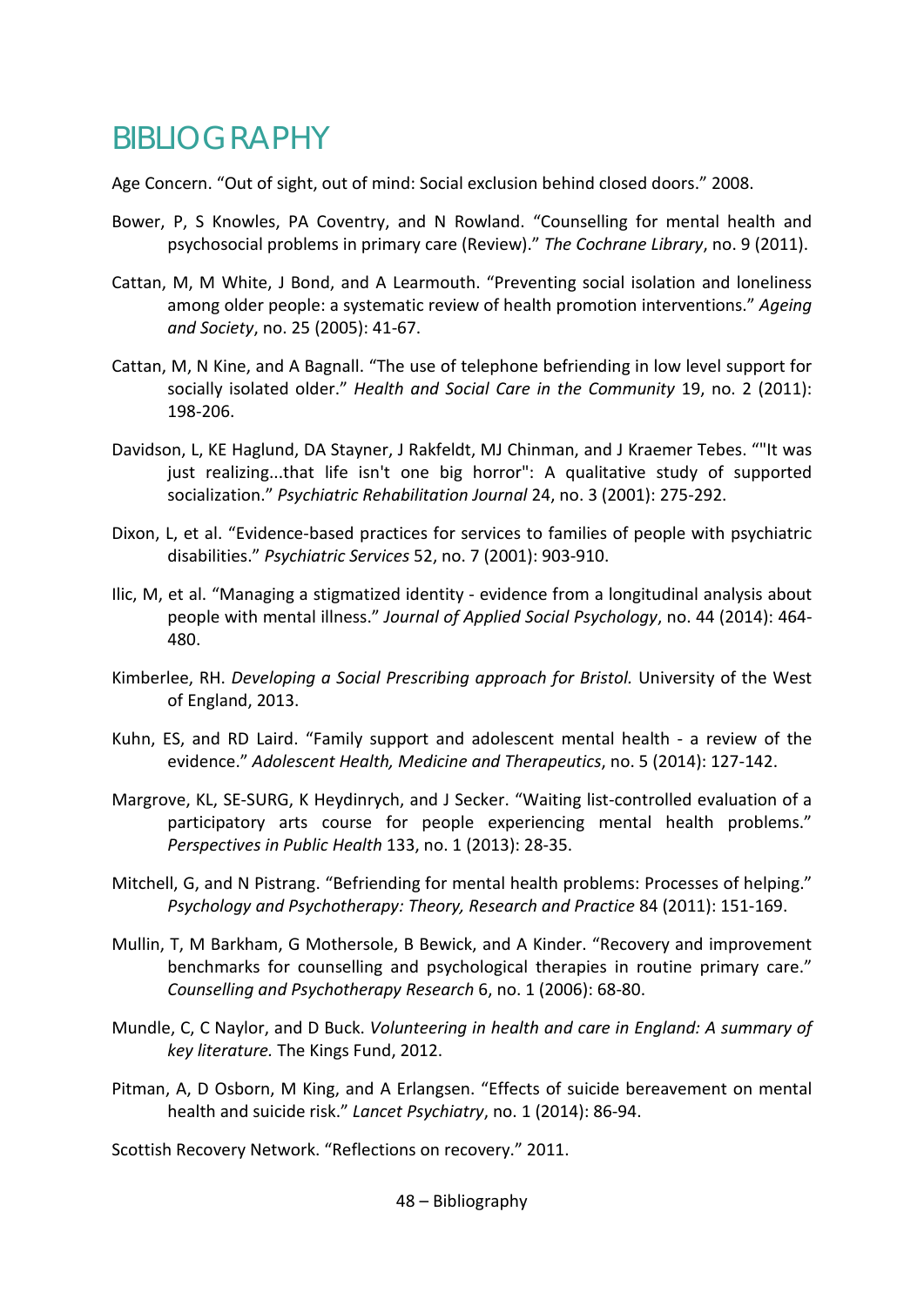# BIBLIOGRAPHY

Age Concern. "Out of sight, out of mind: Social exclusion behind closed doors." 2008.

Bower, P, S Knowles, PA Coventry, and N Rowland. "Counselling for mental health and psychosocial problems in primary care (Review)." *The Cochrane Library*, no. 9 (2011).

Cattan, M, M White, J Bond, and A Learmouth. "Preventing social isolation and loneliness among older people: a systematic review of health promotion interventions." *Ageing and Society*, no. 25 (2005): 41-67.

Cattan, M, N Kine, and A Bagnall. "The use of telephone befriending in low level support for socially isolated older." *Health and Social Care in the Community* 19, no. 2 (2011): 198-206.

Davidson, L, KE Haglund, DA Stayner, J Rakfeldt, MJ Chinman, and J Kraemer Tebes. ""It was just realizing...that life isn't one big horror": A qualitative study of supported socialization." *Psychiatric Rehabilitation Journal* 24, no. 3 (2001): 275-292.

Dixon, L, et al. "Evidence-based practices for services to families of people with psychiatric disabilities." *Psychiatric Services* 52, no. 7 (2001): 903-910.

Ilic, M, et al. "Managing a stigmatized identity - evidence from a longitudinal analysis about people with mental illness." *Journal of Applied Social Psychology*, no. 44 (2014): 464-480.

Kimberlee, RH. *Developing a Social Prescribing approach for Bristol.* University of the West of England, 2013.

Kuhn, ES, and RD Laird. "Family support and adolescent mental health - a review of the evidence." *Adolescent Health, Medicine and Therapeutics*, no. 5 (2014): 127-142.

Margrove, KL, SE-SURG, K Heydinrych, and J Secker. "Waiting list-controlled evaluation of a participatory arts course for people experiencing mental health problems." *Perspectives in Public Health* 133, no. 1 (2013): 28-35.

Mitchell, G, and N Pistrang. "Befriending for mental health problems: Processes of helping." *Psychology and Psychotherapy: Theory, Research and Practice* 84 (2011): 151-169.

Mullin, T, M Barkham, G Mothersole, B Bewick, and A Kinder. "Recovery and improvement benchmarks for counselling and psychological therapies in routine primary care." *Counselling and Psychotherapy Research* 6, no. 1 (2006): 68-80.

Mundle, C, C Naylor, and D Buck. *Volunteering in health and care in England: A summary of key literature.* The Kings Fund, 2012.

Pitman, A, D Osborn, M King, and A Erlangsen. "Effects of suicide bereavement on mental health and suicide risk." *Lancet Psychiatry*, no. 1 (2014): 86-94.

Scottish Recovery Network. "Reflections on recovery." 2011.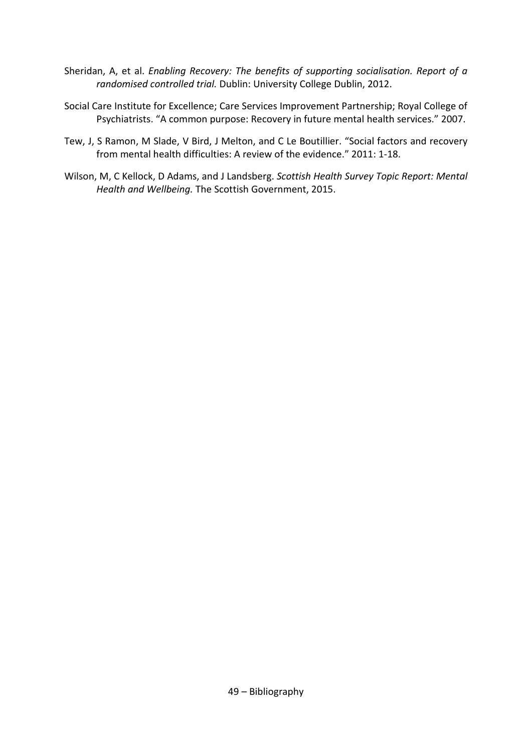Sheridan, A, et al. *Enabling Recovery: The benefits of supporting socialisation. Report of a randomised controlled trial.* Dublin: University College Dublin, 2012.

Social Care Institute for Excellence; Care Services Improvement Partnership; Royal College of Psychiatrists. "A common purpose: Recovery in future mental health services." 2007.

Tew, J, S Ramon, M Slade, V Bird, J Melton, and C Le Boutillier. "Social factors and recovery from mental health difficulties: A review of the evidence." 2011: 1-18.

Wilson, M, C Kellock, D Adams, and J Landsberg. *Scottish Health Survey Topic Report: Mental Health and Wellbeing.* The Scottish Government, 2015.